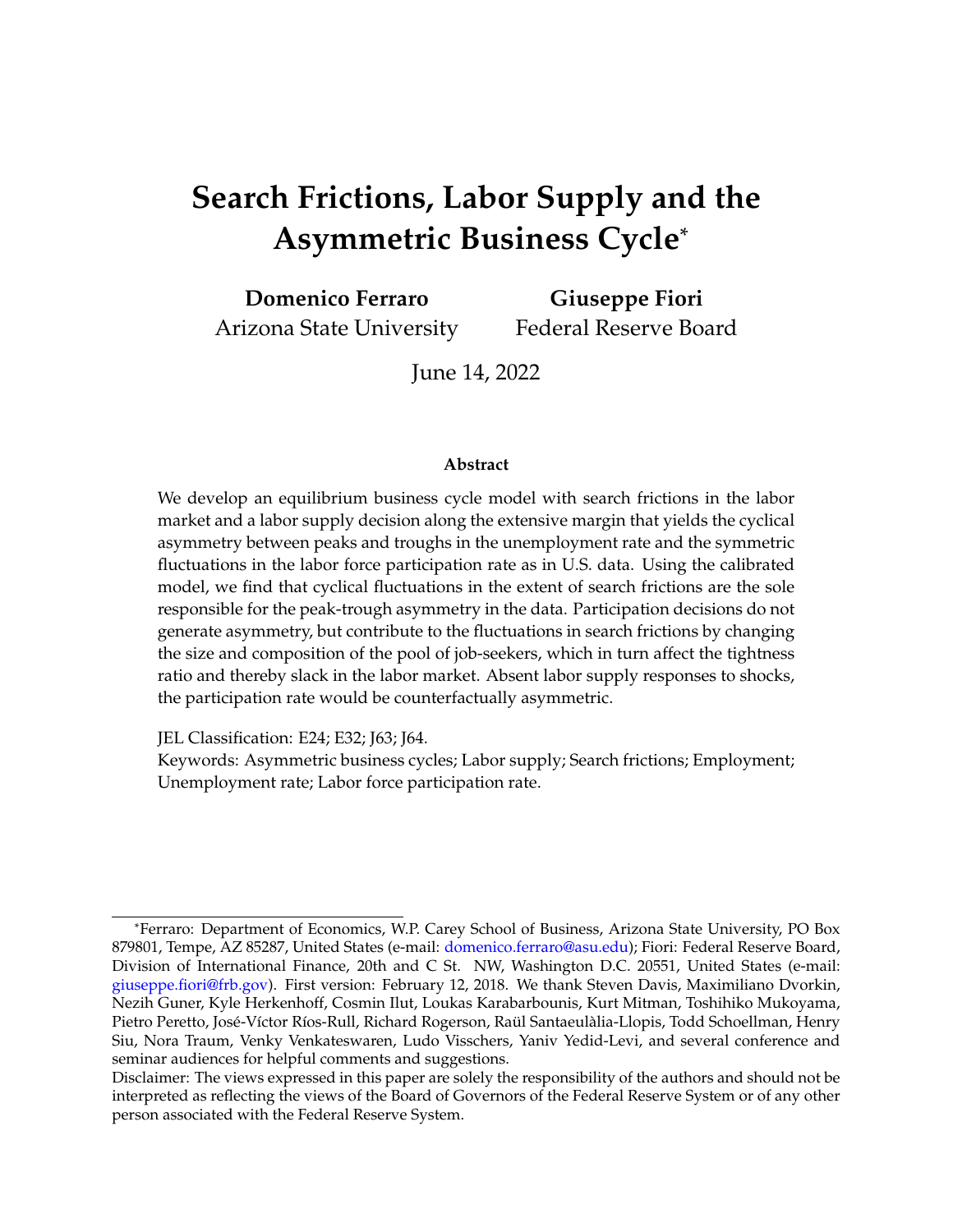# Search Frictions, Labor Supply and the Asymmetric Business Cycle*

**Domenico Ferraro**
Arizona State University

**Giuseppe Fiori**
Federal Reserve Board

June 14, 2022

### Abstract

We develop an equilibrium business cycle model with search frictions in the labor market and a labor supply decision along the extensive margin that yields the cyclical asymmetry between peaks and troughs in the unemployment rate and the symmetric fluctuations in the labor force participation rate as in U.S. data. Using the calibrated model, we find that cyclical fluctuations in the extent of search frictions are the sole responsible for the peak-trough asymmetry in the data. Participation decisions do not generate asymmetry, but contribute to the fluctuations in search frictions by changing the size and composition of the pool of job-seekers, which in turn affect the tightness ratio and thereby slack in the labor market. Absent labor supply responses to shocks, the participation rate would be counterfactually asymmetric.

JEL Classification: E24; E32; J63; J64.
Keywords: Asymmetric business cycles; Labor supply; Search frictions; Employment; Unemployment rate; Labor force participation rate.

---

*Ferraro: Department of Economics, W.P. Carey School of Business, Arizona State University, PO Box 879801, Tempe, AZ 85287, United States (e-mail: domenico.ferraro@asu.edu); Fiori: Federal Reserve Board, Division of International Finance, 20th and C St. NW, Washington D.C. 20551, United States (e-mail: giuseppe.fiori@frb.gov). First version: February 12, 2018. We thank Steven Davis, Maximiliano Dvorkin, Nezih Guner, Kyle Herkenhoff, Cosmin Ilut, Loukas Karabarbounis, Kurt Mitman, Toshihiko Mukoyama, Pietro Peretto, José-Víctor Ríos-Rull, Richard Rogerson, Raül Santaeulàlia-Llopis, Todd Schoellman, Henry Siu, Nora Traum, Venky Venkateswaren, Ludo Visschers, Yaniv Yedid-Levi, and several conference and seminar audiences for helpful comments and suggestions.
Disclaimer: The views expressed in this paper are solely the responsibility of the authors and should not be interpreted as reflecting the views of the Board of Governors of the Federal Reserve System or of any other person associated with the Federal Reserve System.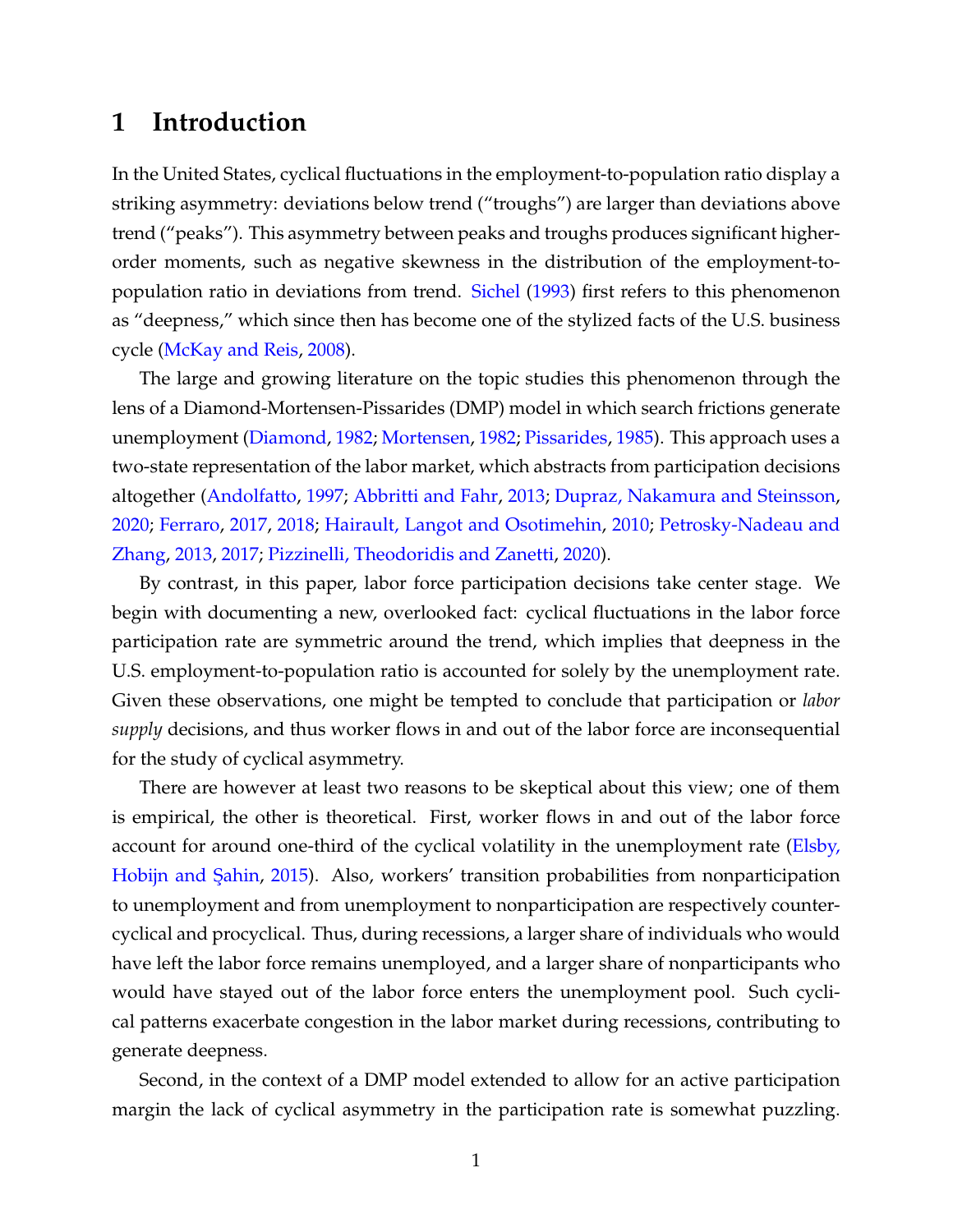# 1 Introduction

In the United States, cyclical fluctuations in the employment-to-population ratio display a striking asymmetry: deviations below trend ("troughs") are larger than deviations above trend ("peaks"). This asymmetry between peaks and troughs produces significant higher-order moments, such as negative skewness in the distribution of the employment-to-population ratio in deviations from trend. Sichel (1993) first refers to this phenomenon as "deepness," which since then has become one of the stylized facts of the U.S. business cycle (McKay and Reis, 2008).

The large and growing literature on the topic studies this phenomenon through the lens of a Diamond-Mortensen-Pissarides (DMP) model in which search frictions generate unemployment (Diamond, 1982; Mortensen, 1982; Pissarides, 1985). This approach uses a two-state representation of the labor market, which abstracts from participation decisions altogether (Andolfatto, 1997; Abbritti and Fahr, 2013; Dupraz, Nakamura and Steinsson, 2020; Ferraro, 2017, 2018; Hairault, Langot and Osotimehin, 2010; Petrosky-Nadeau and Zhang, 2013, 2017; Pizzinelli, Theodoridis and Zanetti, 2020).

By contrast, in this paper, labor force participation decisions take center stage. We begin with documenting a new, overlooked fact: cyclical fluctuations in the labor force participation rate are symmetric around the trend, which implies that deepness in the U.S. employment-to-population ratio is accounted for solely by the unemployment rate. Given these observations, one might be tempted to conclude that participation or *labor supply* decisions, and thus worker flows in and out of the labor force are inconsequential for the study of cyclical asymmetry.

There are however at least two reasons to be skeptical about this view; one of them is empirical, the other is theoretical. First, worker flows in and out of the labor force account for around one-third of the cyclical volatility in the unemployment rate (Elsby, Hobijn and Şahin, 2015). Also, workers' transition probabilities from nonparticipation to unemployment and from unemployment to nonparticipation are respectively countercyclical and procyclical. Thus, during recessions, a larger share of individuals who would have left the labor force remains unemployed, and a larger share of nonparticipants who would have stayed out of the labor force enters the unemployment pool. Such cyclical patterns exacerbate congestion in the labor market during recessions, contributing to generate deepness.

Second, in the context of a DMP model extended to allow for an active participation margin the lack of cyclical asymmetry in the participation rate is somewhat puzzling.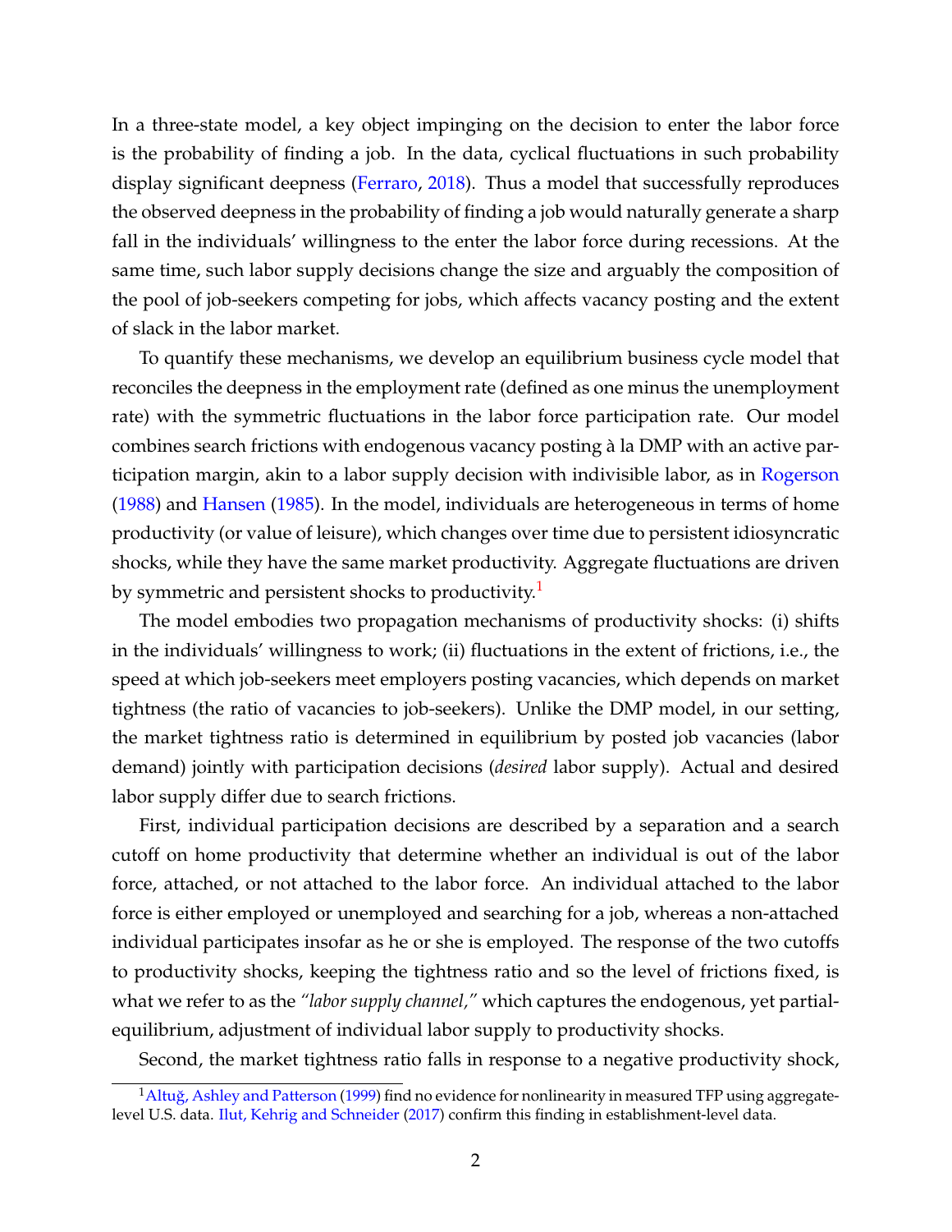In a three-state model, a key object impinging on the decision to enter the labor force is the probability of finding a job. In the data, cyclical fluctuations in such probability display significant deepness (Ferraro, 2018). Thus a model that successfully reproduces the observed deepness in the probability of finding a job would naturally generate a sharp fall in the individuals' willingness to the enter the labor force during recessions. At the same time, such labor supply decisions change the size and arguably the composition of the pool of job-seekers competing for jobs, which affects vacancy posting and the extent of slack in the labor market.

To quantify these mechanisms, we develop an equilibrium business cycle model that reconciles the deepness in the employment rate (defined as one minus the unemployment rate) with the symmetric fluctuations in the labor force participation rate. Our model combines search frictions with endogenous vacancy posting à la DMP with an active participation margin, akin to a labor supply decision with indivisible labor, as in Rogerson (1988) and Hansen (1985). In the model, individuals are heterogeneous in terms of home productivity (or value of leisure), which changes over time due to persistent idiosyncratic shocks, while they have the same market productivity. Aggregate fluctuations are driven by symmetric and persistent shocks to productivity.[1]

The model embodies two propagation mechanisms of productivity shocks: (i) shifts in the individuals' willingness to work; (ii) fluctuations in the extent of frictions, i.e., the speed at which job-seekers meet employers posting vacancies, which depends on market tightness (the ratio of vacancies to job-seekers). Unlike the DMP model, in our setting, the market tightness ratio is determined in equilibrium by posted job vacancies (labor demand) jointly with participation decisions (*desired* labor supply). Actual and desired labor supply differ due to search frictions.

First, individual participation decisions are described by a separation and a search cutoff on home productivity that determine whether an individual is out of the labor force, attached, or not attached to the labor force. An individual attached to the labor force is either employed or unemployed and searching for a job, whereas a non-attached individual participates insofar as he or she is employed. The response of the two cutoffs to productivity shocks, keeping the tightness ratio and so the level of frictions fixed, is what we refer to as the *"labor supply channel,"* which captures the endogenous, yet partial-equilibrium, adjustment of individual labor supply to productivity shocks.

Second, the market tightness ratio falls in response to a negative productivity shock,

[1] Altuğ, Ashley and Patterson (1999) find no evidence for nonlinearity in measured TFP using aggregate-level U.S. data. Ilut, Kehrig and Schneider (2017) confirm this finding in establishment-level data.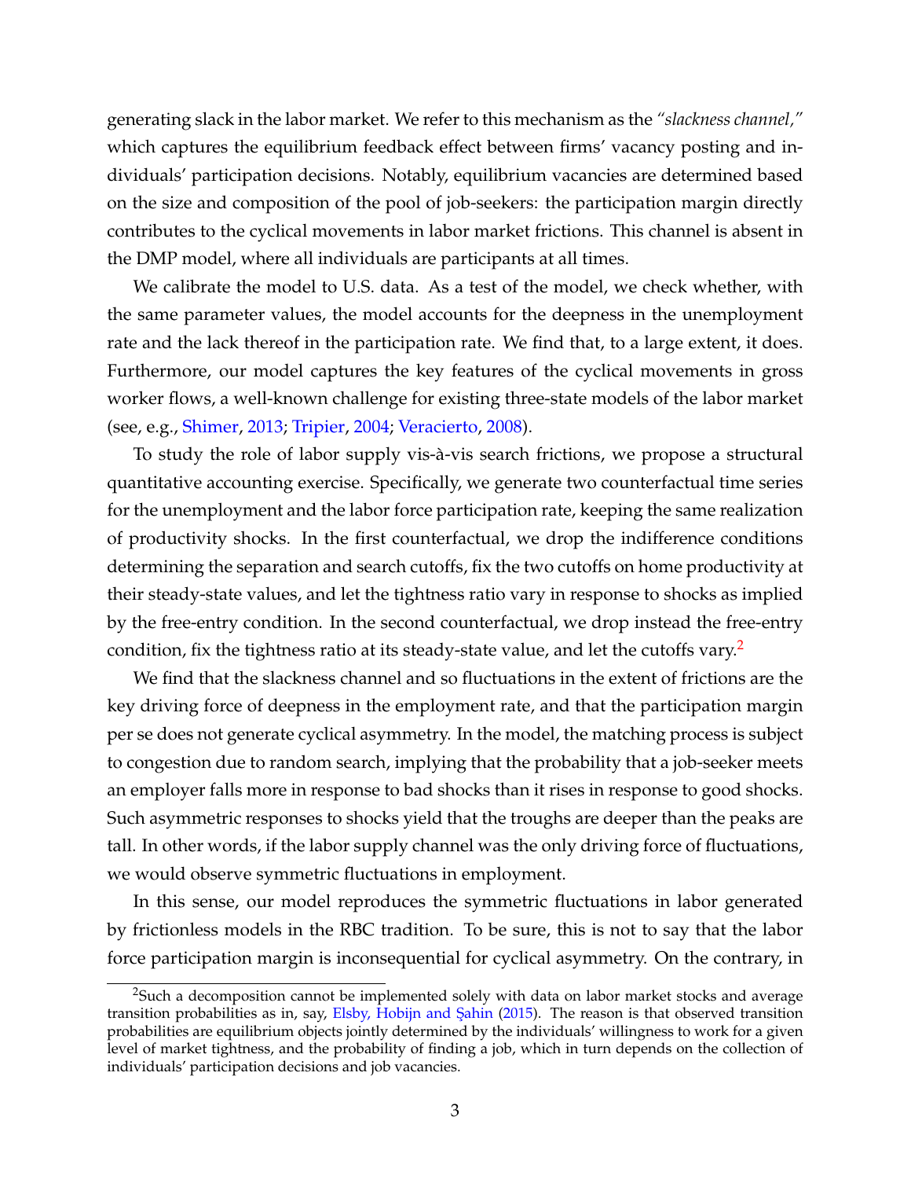generating slack in the labor market. We refer to this mechanism as the *"slackness channel,"* which captures the equilibrium feedback effect between firms' vacancy posting and individuals' participation decisions. Notably, equilibrium vacancies are determined based on the size and composition of the pool of job-seekers: the participation margin directly contributes to the cyclical movements in labor market frictions. This channel is absent in the DMP model, where all individuals are participants at all times.

We calibrate the model to U.S. data. As a test of the model, we check whether, with the same parameter values, the model accounts for the deepness in the unemployment rate and the lack thereof in the participation rate. We find that, to a large extent, it does. Furthermore, our model captures the key features of the cyclical movements in gross worker flows, a well-known challenge for existing three-state models of the labor market (see, e.g., Shimer, 2013; Tripier, 2004; Veracierto, 2008).

To study the role of labor supply vis-à-vis search frictions, we propose a structural quantitative accounting exercise. Specifically, we generate two counterfactual time series for the unemployment and the labor force participation rate, keeping the same realization of productivity shocks. In the first counterfactual, we drop the indifference conditions determining the separation and search cutoffs, fix the two cutoffs on home productivity at their steady-state values, and let the tightness ratio vary in response to shocks as implied by the free-entry condition. In the second counterfactual, we drop instead the free-entry condition, fix the tightness ratio at its steady-state value, and let the cutoffs vary.[2]

We find that the slackness channel and so fluctuations in the extent of frictions are the key driving force of deepness in the employment rate, and that the participation margin per se does not generate cyclical asymmetry. In the model, the matching process is subject to congestion due to random search, implying that the probability that a job-seeker meets an employer falls more in response to bad shocks than it rises in response to good shocks. Such asymmetric responses to shocks yield that the troughs are deeper than the peaks are tall. In other words, if the labor supply channel was the only driving force of fluctuations, we would observe symmetric fluctuations in employment.

In this sense, our model reproduces the symmetric fluctuations in labor generated by frictionless models in the RBC tradition. To be sure, this is not to say that the labor force participation margin is inconsequential for cyclical asymmetry. On the contrary, in

[2]Such a decomposition cannot be implemented solely with data on labor market stocks and average transition probabilities as in, say, Elsby, Hobijn and Şahin (2015). The reason is that observed transition probabilities are equilibrium objects jointly determined by the individuals' willingness to work for a given level of market tightness, and the probability of finding a job, which in turn depends on the collection of individuals' participation decisions and job vacancies.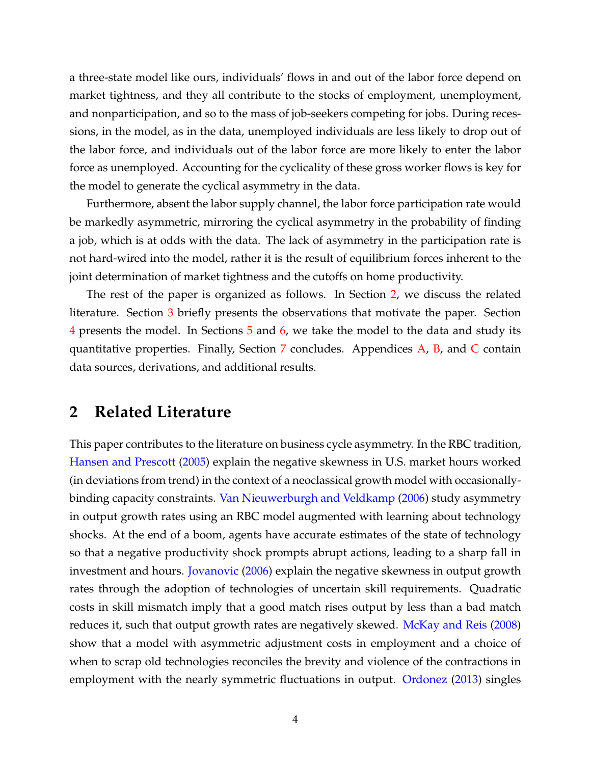a three-state model like ours, individuals' flows in and out of the labor force depend on market tightness, and they all contribute to the stocks of employment, unemployment, and nonparticipation, and so to the mass of job-seekers competing for jobs. During recessions, in the model, as in the data, unemployed individuals are less likely to drop out of the labor force, and individuals out of the labor force are more likely to enter the labor force as unemployed. Accounting for the cyclicality of these gross worker flows is key for the model to generate the cyclical asymmetry in the data.

Furthermore, absent the labor supply channel, the labor force participation rate would be markedly asymmetric, mirroring the cyclical asymmetry in the probability of finding a job, which is at odds with the data. The lack of asymmetry in the participation rate is not hard-wired into the model, rather it is the result of equilibrium forces inherent to the joint determination of market tightness and the cutoffs on home productivity.

The rest of the paper is organized as follows. In Section 2, we discuss the related literature. Section 3 briefly presents the observations that motivate the paper. Section 4 presents the model. In Sections 5 and 6, we take the model to the data and study its quantitative properties. Finally, Section 7 concludes. Appendices A, B, and C contain data sources, derivations, and additional results.

## 2 Related Literature

This paper contributes to the literature on business cycle asymmetry. In the RBC tradition, Hansen and Prescott (2005) explain the negative skewness in U.S. market hours worked (in deviations from trend) in the context of a neoclassical growth model with occasionally-binding capacity constraints. Van Nieuwerburgh and Veldkamp (2006) study asymmetry in output growth rates using an RBC model augmented with learning about technology shocks. At the end of a boom, agents have accurate estimates of the state of technology so that a negative productivity shock prompts abrupt actions, leading to a sharp fall in investment and hours. Jovanovic (2006) explain the negative skewness in output growth rates through the adoption of technologies of uncertain skill requirements. Quadratic costs in skill mismatch imply that a good match rises output by less than a bad match reduces it, such that output growth rates are negatively skewed. McKay and Reis (2008) show that a model with asymmetric adjustment costs in employment and a choice of when to scrap old technologies reconciles the brevity and violence of the contractions in employment with the nearly symmetric fluctuations in output. Ordonez (2013) singles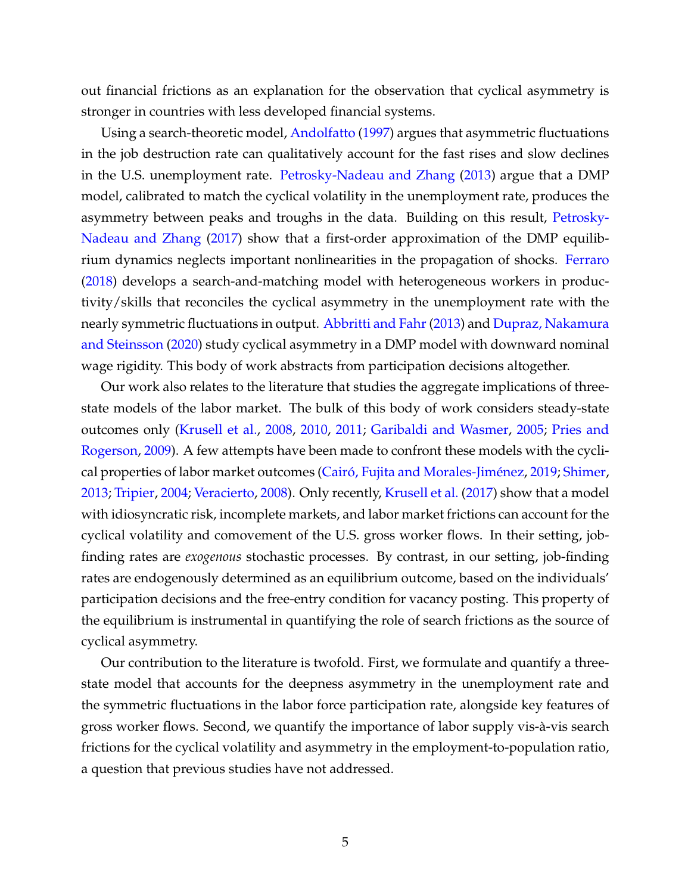out financial frictions as an explanation for the observation that cyclical asymmetry is stronger in countries with less developed financial systems.

Using a search-theoretic model, Andolfatto (1997) argues that asymmetric fluctuations in the job destruction rate can qualitatively account for the fast rises and slow declines in the U.S. unemployment rate. Petrosky-Nadeau and Zhang (2013) argue that a DMP model, calibrated to match the cyclical volatility in the unemployment rate, produces the asymmetry between peaks and troughs in the data. Building on this result, Petrosky-Nadeau and Zhang (2017) show that a first-order approximation of the DMP equilibrium dynamics neglects important nonlinearities in the propagation of shocks. Ferraro (2018) develops a search-and-matching model with heterogeneous workers in productivity/skills that reconciles the cyclical asymmetry in the unemployment rate with the nearly symmetric fluctuations in output. Abbritti and Fahr (2013) and Dupraz, Nakamura and Steinsson (2020) study cyclical asymmetry in a DMP model with downward nominal wage rigidity. This body of work abstracts from participation decisions altogether.

Our work also relates to the literature that studies the aggregate implications of three-state models of the labor market. The bulk of this body of work considers steady-state outcomes only (Krusell et al., 2008, 2010, 2011; Garibaldi and Wasmer, 2005; Pries and Rogerson, 2009). A few attempts have been made to confront these models with the cyclical properties of labor market outcomes (Cairó, Fujita and Morales-Jiménez, 2019; Shimer, 2013; Tripier, 2004; Veracierto, 2008). Only recently, Krusell et al. (2017) show that a model with idiosyncratic risk, incomplete markets, and labor market frictions can account for the cyclical volatility and comovement of the U.S. gross worker flows. In their setting, job-finding rates are *exogenous* stochastic processes. By contrast, in our setting, job-finding rates are endogenously determined as an equilibrium outcome, based on the individuals' participation decisions and the free-entry condition for vacancy posting. This property of the equilibrium is instrumental in quantifying the role of search frictions as the source of cyclical asymmetry.

Our contribution to the literature is twofold. First, we formulate and quantify a three-state model that accounts for the deepness asymmetry in the unemployment rate and the symmetric fluctuations in the labor force participation rate, alongside key features of gross worker flows. Second, we quantify the importance of labor supply vis-à-vis search frictions for the cyclical volatility and asymmetry in the employment-to-population ratio, a question that previous studies have not addressed.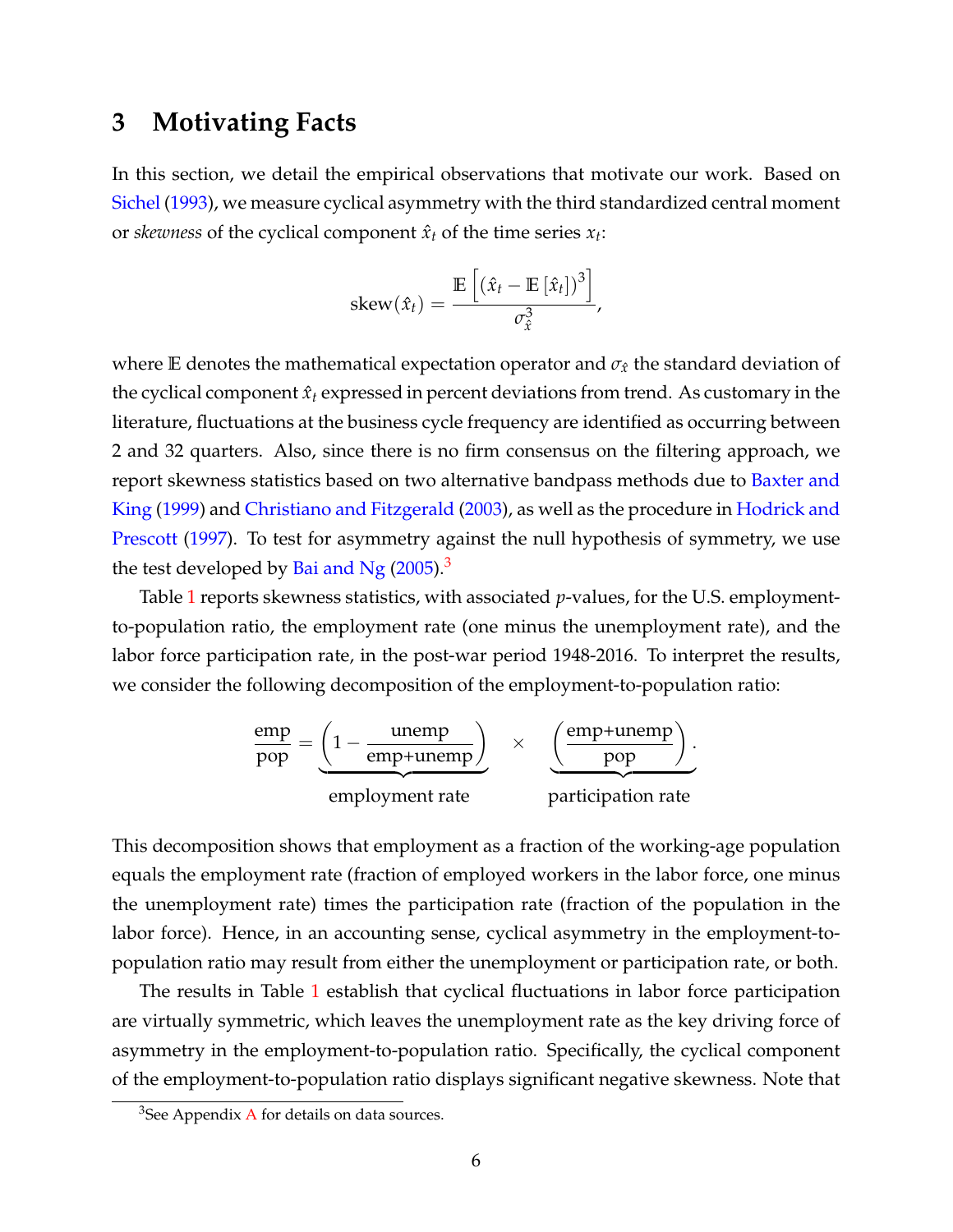# 3 Motivating Facts

In this section, we detail the empirical observations that motivate our work. Based on Sichel (1993), we measure cyclical asymmetry with the third standardized central moment or *skewness* of the cyclical component $\hat{x}_t$ of the time series $x_t$:

$$\text{skew}(\hat{x}_t) = \frac{\mathbb{E}\left[\left(\hat{x}_t - \mathbb{E}\left[\hat{x}_t\right]\right)^3\right]}{\sigma_{\hat{x}}^3},$$

where $\mathbb{E}$ denotes the mathematical expectation operator and $\sigma_{\hat{x}}$ the standard deviation of the cyclical component $\hat{x}_t$ expressed in percent deviations from trend. As customary in the literature, fluctuations at the business cycle frequency are identified as occurring between 2 and 32 quarters. Also, since there is no firm consensus on the filtering approach, we report skewness statistics based on two alternative bandpass methods due to Baxter and King (1999) and Christiano and Fitzgerald (2003), as well as the procedure in Hodrick and Prescott (1997). To test for asymmetry against the null hypothesis of symmetry, we use the test developed by Bai and Ng (2005).[3]

Table 1 reports skewness statistics, with associated $p$-values, for the U.S. employment-to-population ratio, the employment rate (one minus the unemployment rate), and the labor force participation rate, in the post-war period 1948-2016. To interpret the results, we consider the following decomposition of the employment-to-population ratio:

$$\frac{\text{emp}}{\text{pop}} = \underbrace{\left(1 - \frac{\text{unemp}}{\text{emp+unemp}}\right)}_{\text{employment rate}} \times \underbrace{\left(\frac{\text{emp+unemp}}{\text{pop}}\right)}_{\text{participation rate}}.$$

This decomposition shows that employment as a fraction of the working-age population equals the employment rate (fraction of employed workers in the labor force, one minus the unemployment rate) times the participation rate (fraction of the population in the labor force). Hence, in an accounting sense, cyclical asymmetry in the employment-to-population ratio may result from either the unemployment or participation rate, or both.

The results in Table 1 establish that cyclical fluctuations in labor force participation are virtually symmetric, which leaves the unemployment rate as the key driving force of asymmetry in the employment-to-population ratio. Specifically, the cyclical component of the employment-to-population ratio displays significant negative skewness. Note that

[3] See Appendix A for details on data sources.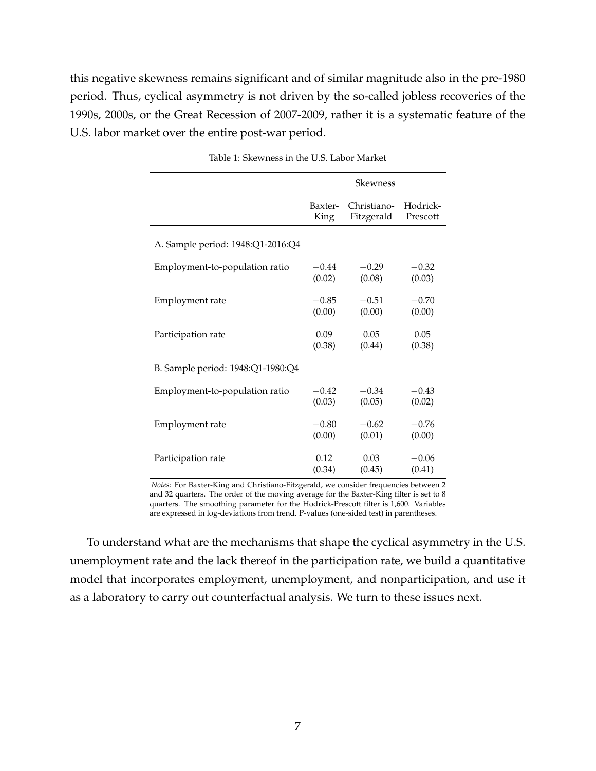this negative skewness remains significant and of similar magnitude also in the pre-1980 period. Thus, cyclical asymmetry is not driven by the so-called jobless recoveries of the 1990s, 2000s, or the Great Recession of 2007-2009, rather it is a systematic feature of the U.S. labor market over the entire post-war period.

Table 1: Skewness in the U.S. Labor Market

| | Skewness | | |
|---|---|---|---|
| | Baxter-King | Christiano-Fitzgerald | Hodrick-Prescott |
| A. Sample period: 1948:Q1-2016:Q4 | | | |
| Employment-to-population ratio | −0.44 | −0.29 | −0.32 |
| | (0.02) | (0.08) | (0.03) |
| Employment rate | −0.85 | −0.51 | −0.70 |
| | (0.00) | (0.00) | (0.00) |
| Participation rate | 0.09 | 0.05 | 0.05 |
| | (0.38) | (0.44) | (0.38) |
| B. Sample period: 1948:Q1-1980:Q4 | | | |
| Employment-to-population ratio | −0.42 | −0.34 | −0.43 |
| | (0.03) | (0.05) | (0.02) |
| Employment rate | −0.80 | −0.62 | −0.76 |
| | (0.00) | (0.01) | (0.00) |
| Participation rate | 0.12 | 0.03 | −0.06 |
| | (0.34) | (0.45) | (0.41) |

*Notes:* For Baxter-King and Christiano-Fitzgerald, we consider frequencies between 2 and 32 quarters. The order of the moving average for the Baxter-King filter is set to 8 quarters. The smoothing parameter for the Hodrick-Prescott filter is 1,600. Variables are expressed in log-deviations from trend. P-values (one-sided test) in parentheses.

To understand what are the mechanisms that shape the cyclical asymmetry in the U.S. unemployment rate and the lack thereof in the participation rate, we build a quantitative model that incorporates employment, unemployment, and nonparticipation, and use it as a laboratory to carry out counterfactual analysis. We turn to these issues next.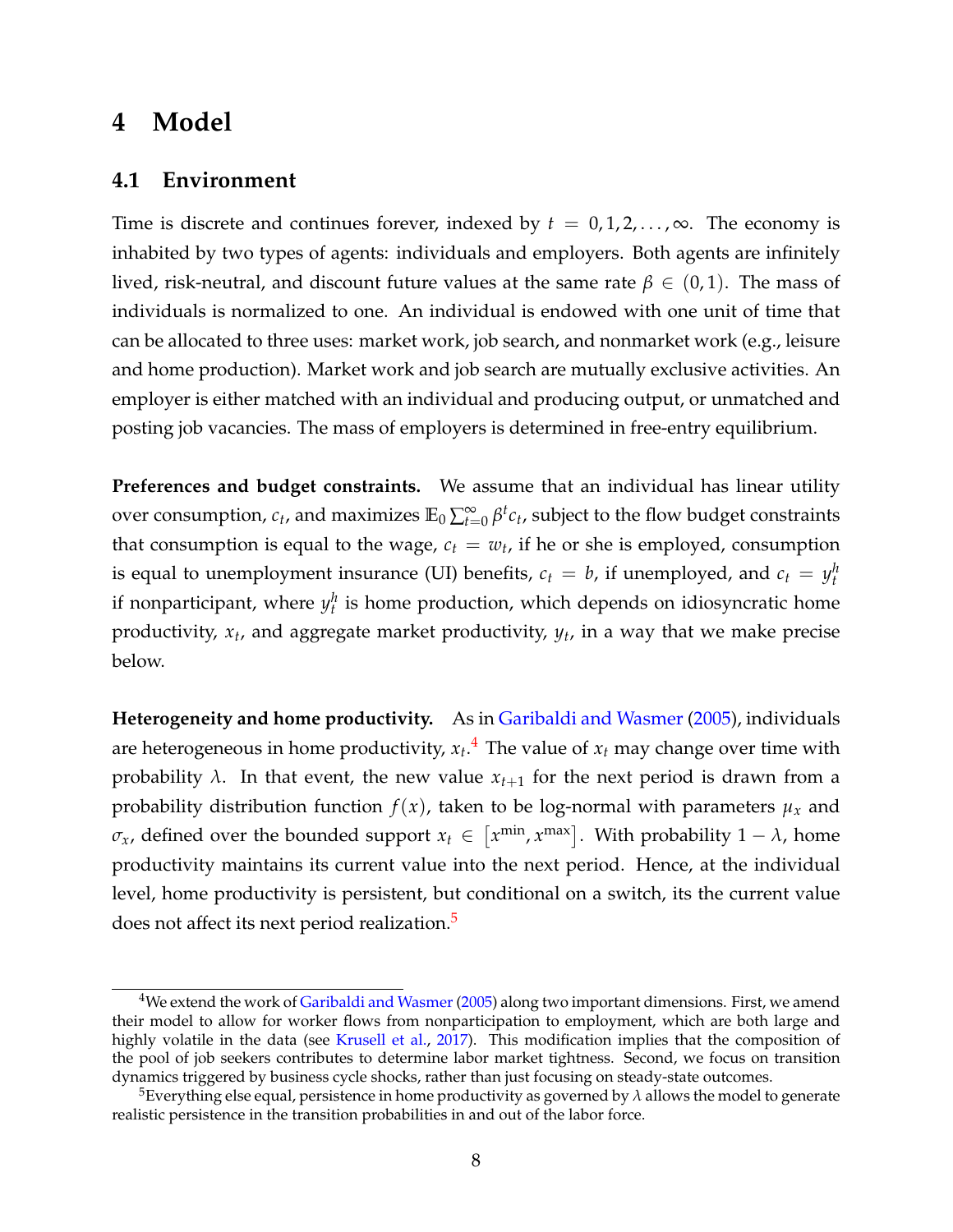# 4 Model

## 4.1 Environment

Time is discrete and continues forever, indexed by $t = 0, 1, 2, \ldots, \infty$. The economy is inhabited by two types of agents: individuals and employers. Both agents are infinitely lived, risk-neutral, and discount future values at the same rate $\beta \in (0, 1)$. The mass of individuals is normalized to one. An individual is endowed with one unit of time that can be allocated to three uses: market work, job search, and nonmarket work (e.g., leisure and home production). Market work and job search are mutually exclusive activities. An employer is either matched with an individual and producing output, or unmatched and posting job vacancies. The mass of employers is determined in free-entry equilibrium.

**Preferences and budget constraints.** We assume that an individual has linear utility over consumption, $c_t$, and maximizes $\mathbb{E}_0 \sum_{t=0}^{\infty} \beta^t c_t$, subject to the flow budget constraints that consumption is equal to the wage, $c_t = w_t$, if he or she is employed, consumption is equal to unemployment insurance (UI) benefits, $c_t = b$, if unemployed, and $c_t = y_t^h$ if nonparticipant, where $y_t^h$ is home production, which depends on idiosyncratic home productivity, $x_t$, and aggregate market productivity, $y_t$, in a way that we make precise below.

**Heterogeneity and home productivity.** As in Garibaldi and Wasmer (2005), individuals are heterogeneous in home productivity, $x_t$.[4] The value of $x_t$ may change over time with probability $\lambda$. In that event, the new value $x_{t+1}$ for the next period is drawn from a probability distribution function $f(x)$, taken to be log-normal with parameters $\mu_x$ and $\sigma_x$, defined over the bounded support $x_t \in [x^{\min}, x^{\max}]$. With probability $1 - \lambda$, home productivity maintains its current value into the next period. Hence, at the individual level, home productivity is persistent, but conditional on a switch, its the current value does not affect its next period realization.[5]

[4]We extend the work of Garibaldi and Wasmer (2005) along two important dimensions. First, we amend their model to allow for worker flows from nonparticipation to employment, which are both large and highly volatile in the data (see Krusell et al., 2017). This modification implies that the composition of the pool of job seekers contributes to determine labor market tightness. Second, we focus on transition dynamics triggered by business cycle shocks, rather than just focusing on steady-state outcomes.

[5]Everything else equal, persistence in home productivity as governed by $\lambda$ allows the model to generate realistic persistence in the transition probabilities in and out of the labor force.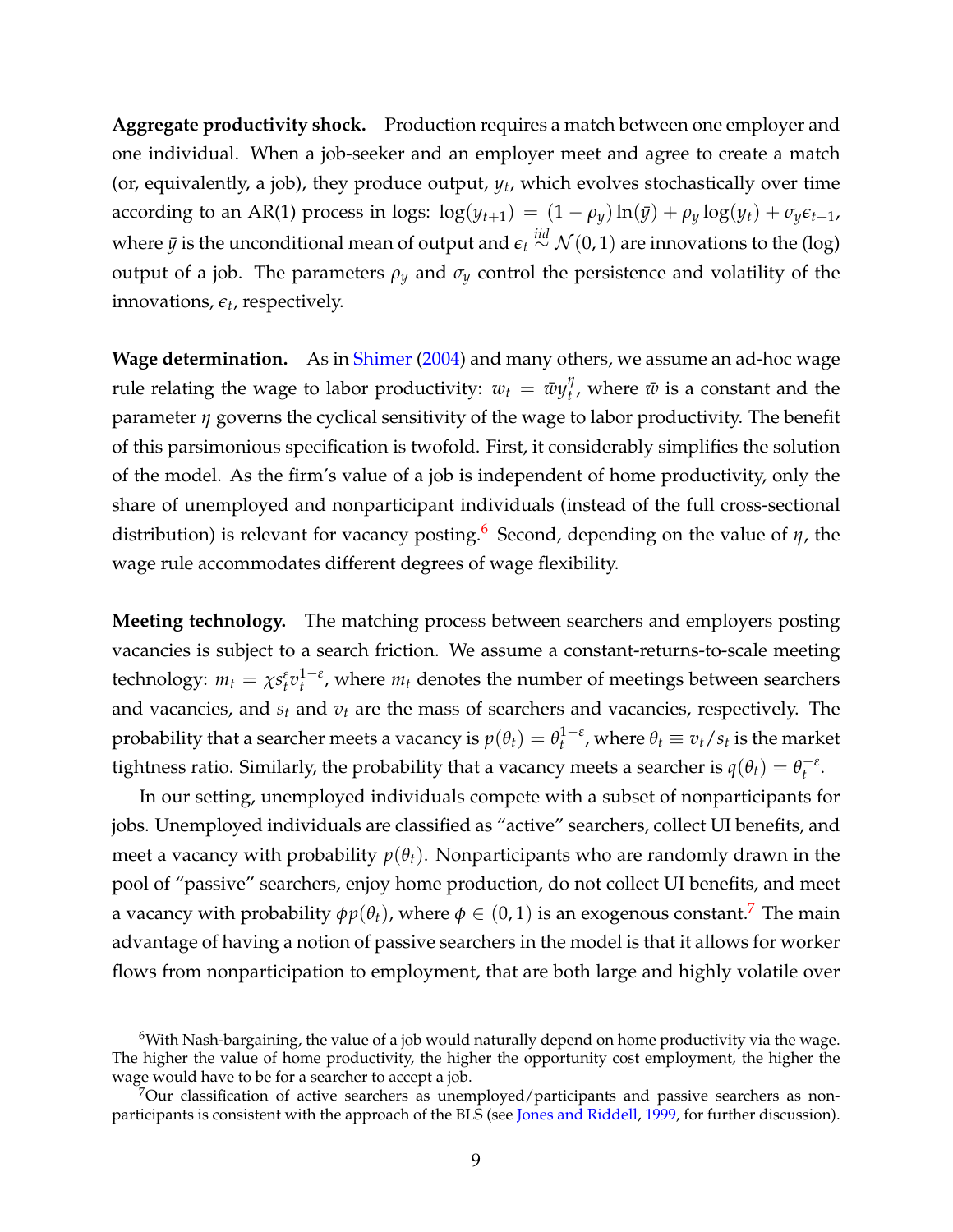**Aggregate productivity shock.** Production requires a match between one employer and one individual. When a job-seeker and an employer meet and agree to create a match (or, equivalently, a job), they produce output, $y_t$, which evolves stochastically over time according to an AR(1) process in logs: $\log(y_{t+1}) = (1-\rho_y)\ln(\bar{y}) + \rho_y \log(y_t) + \sigma_y \epsilon_{t+1}$, where $\bar{y}$ is the unconditional mean of output and $\epsilon_t \overset{iid}{\sim} \mathcal{N}(0,1)$ are innovations to the (log) output of a job. The parameters $\rho_y$ and $\sigma_y$ control the persistence and volatility of the innovations, $\epsilon_t$, respectively.

**Wage determination.** As in Shimer (2004) and many others, we assume an ad-hoc wage rule relating the wage to labor productivity: $w_t = \bar{w} y_t^{\eta}$, where $\bar{w}$ is a constant and the parameter $\eta$ governs the cyclical sensitivity of the wage to labor productivity. The benefit of this parsimonious specification is twofold. First, it considerably simplifies the solution of the model. As the firm's value of a job is independent of home productivity, only the share of unemployed and nonparticipant individuals (instead of the full cross-sectional distribution) is relevant for vacancy posting.[6] Second, depending on the value of $\eta$, the wage rule accommodates different degrees of wage flexibility.

**Meeting technology.** The matching process between searchers and employers posting vacancies is subject to a search friction. We assume a constant-returns-to-scale meeting technology: $m_t = \chi s_t^{\varepsilon} v_t^{1-\varepsilon}$, where $m_t$ denotes the number of meetings between searchers and vacancies, and $s_t$ and $v_t$ are the mass of searchers and vacancies, respectively. The probability that a searcher meets a vacancy is $p(\theta_t) = \theta_t^{1-\varepsilon}$, where $\theta_t \equiv v_t/s_t$ is the market tightness ratio. Similarly, the probability that a vacancy meets a searcher is $q(\theta_t) = \theta_t^{-\varepsilon}$.

In our setting, unemployed individuals compete with a subset of nonparticipants for jobs. Unemployed individuals are classified as "active" searchers, collect UI benefits, and meet a vacancy with probability $p(\theta_t)$. Nonparticipants who are randomly drawn in the pool of "passive" searchers, enjoy home production, do not collect UI benefits, and meet a vacancy with probability $\phi p(\theta_t)$, where $\phi \in (0,1)$ is an exogenous constant.[7] The main advantage of having a notion of passive searchers in the model is that it allows for worker flows from nonparticipation to employment, that are both large and highly volatile over

[6] With Nash-bargaining, the value of a job would naturally depend on home productivity via the wage. The higher the value of home productivity, the higher the opportunity cost employment, the higher the wage would have to be for a searcher to accept a job.

[7] Our classification of active searchers as unemployed/participants and passive searchers as nonparticipants is consistent with the approach of the BLS (see Jones and Riddell, 1999, for further discussion).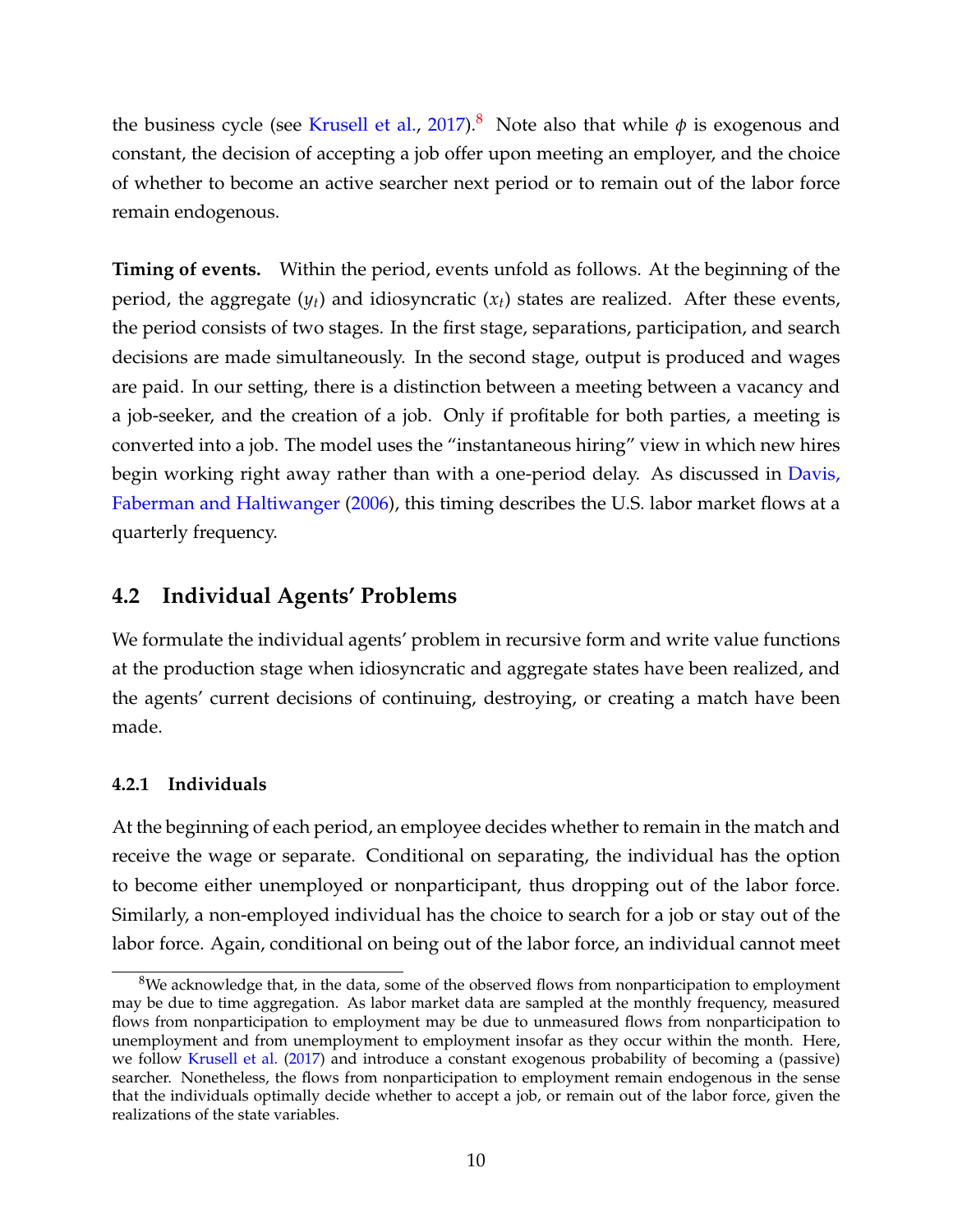the business cycle (see Krusell et al., 2017).[8] Note also that while $\phi$ is exogenous and constant, the decision of accepting a job offer upon meeting an employer, and the choice of whether to become an active searcher next period or to remain out of the labor force remain endogenous.

**Timing of events.** Within the period, events unfold as follows. At the beginning of the period, the aggregate ($y_t$) and idiosyncratic ($x_t$) states are realized. After these events, the period consists of two stages. In the first stage, separations, participation, and search decisions are made simultaneously. In the second stage, output is produced and wages are paid. In our setting, there is a distinction between a meeting between a vacancy and a job-seeker, and the creation of a job. Only if profitable for both parties, a meeting is converted into a job. The model uses the "instantaneous hiring" view in which new hires begin working right away rather than with a one-period delay. As discussed in Davis, Faberman and Haltiwanger (2006), this timing describes the U.S. labor market flows at a quarterly frequency.

## 4.2 Individual Agents' Problems

We formulate the individual agents' problem in recursive form and write value functions at the production stage when idiosyncratic and aggregate states have been realized, and the agents' current decisions of continuing, destroying, or creating a match have been made.

### 4.2.1 Individuals

At the beginning of each period, an employee decides whether to remain in the match and receive the wage or separate. Conditional on separating, the individual has the option to become either unemployed or nonparticipant, thus dropping out of the labor force. Similarly, a non-employed individual has the choice to search for a job or stay out of the labor force. Again, conditional on being out of the labor force, an individual cannot meet

[8] We acknowledge that, in the data, some of the observed flows from nonparticipation to employment may be due to time aggregation. As labor market data are sampled at the monthly frequency, measured flows from nonparticipation to employment may be due to unmeasured flows from nonparticipation to unemployment and from unemployment to employment insofar as they occur within the month. Here, we follow Krusell et al. (2017) and introduce a constant exogenous probability of becoming a (passive) searcher. Nonetheless, the flows from nonparticipation to employment remain endogenous in the sense that the individuals optimally decide whether to accept a job, or remain out of the labor force, given the realizations of the state variables.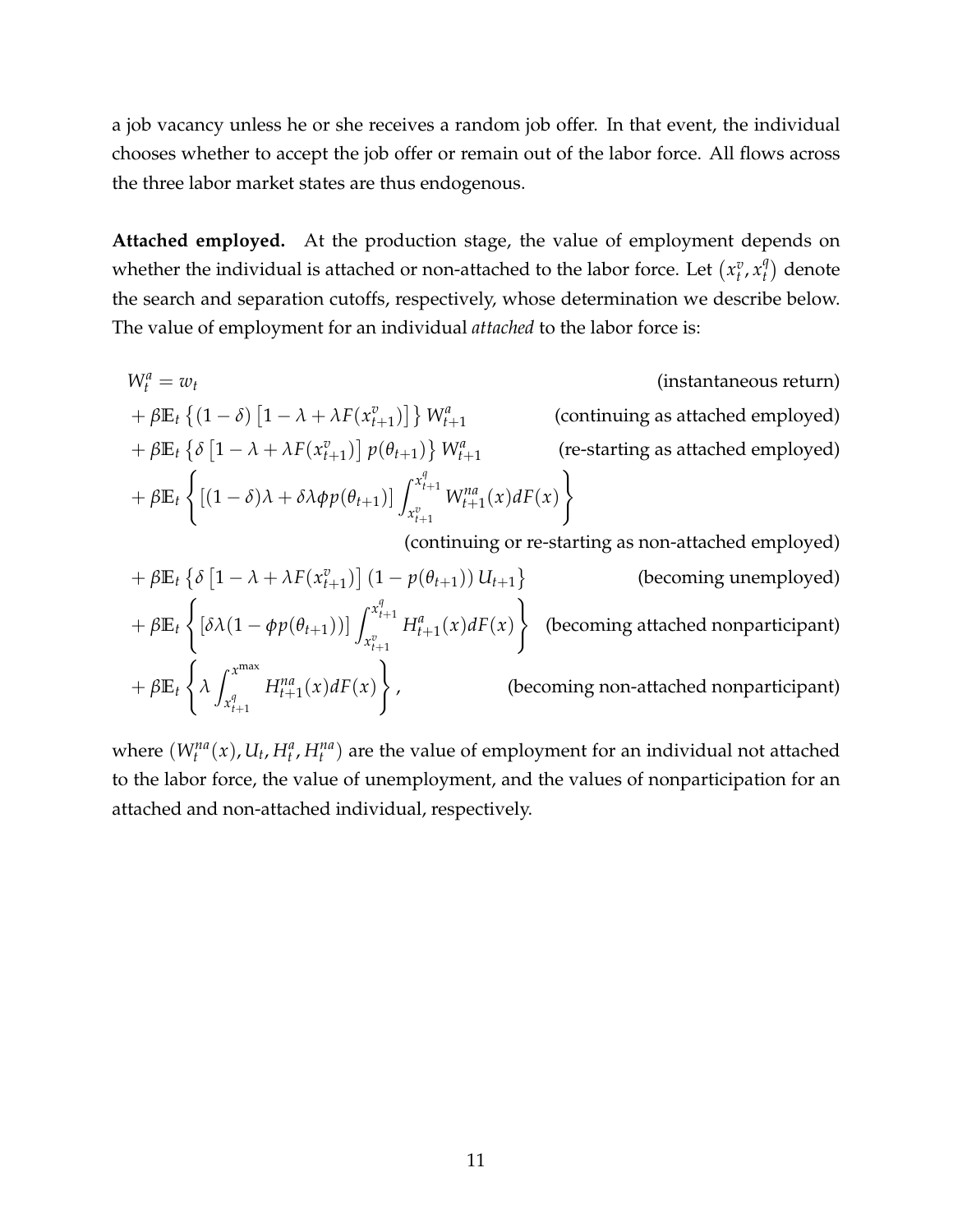a job vacancy unless he or she receives a random job offer. In that event, the individual chooses whether to accept the job offer or remain out of the labor force. All flows across the three labor market states are thus endogenous.

**Attached employed.** At the production stage, the value of employment depends on whether the individual is attached or non-attached to the labor force. Let $(x_t^v, x_t^q)$ denote the search and separation cutoffs, respectively, whose determination we describe below. The value of employment for an individual *attached* to the labor force is:

$$
\begin{aligned}
W_t^a &= w_t && \text{(instantaneous return)} \\
&+ \beta \mathbb{E}_t \left\{ (1-\delta) \left[ 1 - \lambda + \lambda F(x_{t+1}^v) \right] \right\} W_{t+1}^a && \text{(continuing as attached employed)} \\
&+ \beta \mathbb{E}_t \left\{ \delta \left[ 1 - \lambda + \lambda F(x_{t+1}^v) \right] p(\theta_{t+1}) \right\} W_{t+1}^a && \text{(re-starting as attached employed)} \\
&+ \beta \mathbb{E}_t \left\{ \left[ (1-\delta)\lambda + \delta \lambda \phi p(\theta_{t+1}) \right] \int_{x_{t+1}^v}^{x_{t+1}^q} W_{t+1}^{na}(x) dF(x) \right\} && \\
& && \text{(continuing or re-starting as non-attached employed)} \\
&+ \beta \mathbb{E}_t \left\{ \delta \left[ 1 - \lambda + \lambda F(x_{t+1}^v) \right] (1 - p(\theta_{t+1})) \, U_{t+1} \right\} && \text{(becoming unemployed)} \\
&+ \beta \mathbb{E}_t \left\{ \left[ \delta \lambda (1 - \phi p(\theta_{t+1})) \right] \int_{x_{t+1}^v}^{x_{t+1}^q} H_{t+1}^a(x) dF(x) \right\} && \text{(becoming attached nonparticipant)} \\
&+ \beta \mathbb{E}_t \left\{ \lambda \int_{x_{t+1}^q}^{x^{\max}} H_{t+1}^{na}(x) dF(x) \right\}, && \text{(becoming non-attached nonparticipant)}
\end{aligned}
$$

where $(W_t^{na}(x), U_t, H_t^a, H_t^{na})$ are the value of employment for an individual not attached to the labor force, the value of unemployment, and the values of nonparticipation for an attached and non-attached individual, respectively.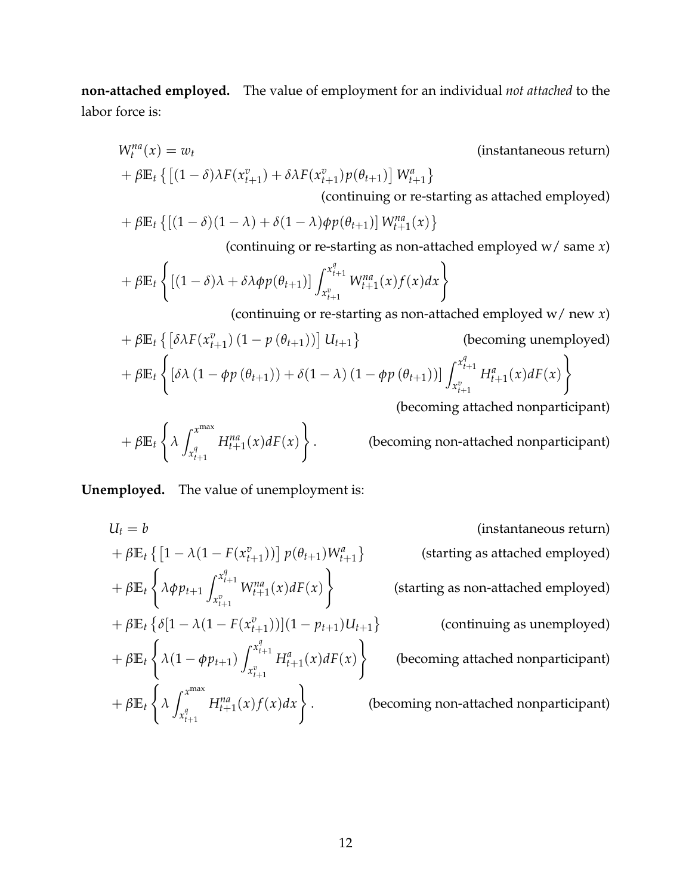**non-attached employed.** The value of employment for an individual *not attached* to the labor force is:

$$
\begin{aligned}
W_t^{na}(x) &= w_t && \text{(instantaneous return)} \\
&+ \beta \mathbb{E}_t \left\{ \left[ (1-\delta)\lambda F(x_{t+1}^v) + \delta \lambda F(x_{t+1}^v) p(\theta_{t+1}) \right] W_{t+1}^a \right\} \\
& && \text{(continuing or re-starting as attached employed)} \\
&+ \beta \mathbb{E}_t \left\{ \left[ (1-\delta)(1-\lambda) + \delta(1-\lambda)\phi p(\theta_{t+1}) \right] W_{t+1}^{na}(x) \right\} \\
& && \text{(continuing or re-starting as non-attached employed w/ same } x\text{)} \\
&+ \beta \mathbb{E}_t \left\{ \left[ (1-\delta)\lambda + \delta \lambda \phi p(\theta_{t+1}) \right] \int_{x_{t+1}^v}^{x_{t+1}^q} W_{t+1}^{na}(x) f(x) dx \right\} \\
& && \text{(continuing or re-starting as non-attached employed w/ new } x\text{)} \\
&+ \beta \mathbb{E}_t \left\{ \left[ \delta \lambda F(x_{t+1}^v) \left(1 - p\left(\theta_{t+1}\right)\right) \right] U_{t+1} \right\} && \text{(becoming unemployed)} \\
&+ \beta \mathbb{E}_t \left\{ \left[ \delta \lambda \left(1 - \phi p\left(\theta_{t+1}\right)\right) + \delta(1-\lambda)\left(1 - \phi p\left(\theta_{t+1}\right)\right) \right] \int_{x_{t+1}^v}^{x_{t+1}^q} H_{t+1}^a(x) dF(x) \right\} \\
& && \text{(becoming attached nonparticipant)} \\
&+ \beta \mathbb{E}_t \left\{ \lambda \int_{x_{t+1}^q}^{x^{\max}} H_{t+1}^{na}(x) dF(x) \right\}. && \text{(becoming non-attached nonparticipant)}
\end{aligned}
$$

**Unemployed.** The value of unemployment is:

$$
\begin{aligned}
U_t &= b && \text{(instantaneous return)} \\
&+ \beta \mathbb{E}_t \left\{ \left[ 1 - \lambda(1 - F(x_{t+1}^v)) \right] p(\theta_{t+1}) W_{t+1}^a \right\} && \text{(starting as attached employed)} \\
&+ \beta \mathbb{E}_t \left\{ \lambda \phi p_{t+1} \int_{x_{t+1}^v}^{x_{t+1}^q} W_{t+1}^{na}(x) dF(x) \right\} && \text{(starting as non-attached employed)} \\
&+ \beta \mathbb{E}_t \left\{ \delta [1 - \lambda(1 - F(x_{t+1}^v))](1 - p_{t+1}) U_{t+1} \right\} && \text{(continuing as unemployed)} \\
&+ \beta \mathbb{E}_t \left\{ \lambda (1 - \phi p_{t+1}) \int_{x_{t+1}^v}^{x_{t+1}^q} H_{t+1}^a(x) dF(x) \right\} && \text{(becoming attached nonparticipant)} \\
&+ \beta \mathbb{E}_t \left\{ \lambda \int_{x_{t+1}^q}^{x^{\max}} H_{t+1}^{na}(x) f(x) dx \right\}. && \text{(becoming non-attached nonparticipant)}
\end{aligned}
$$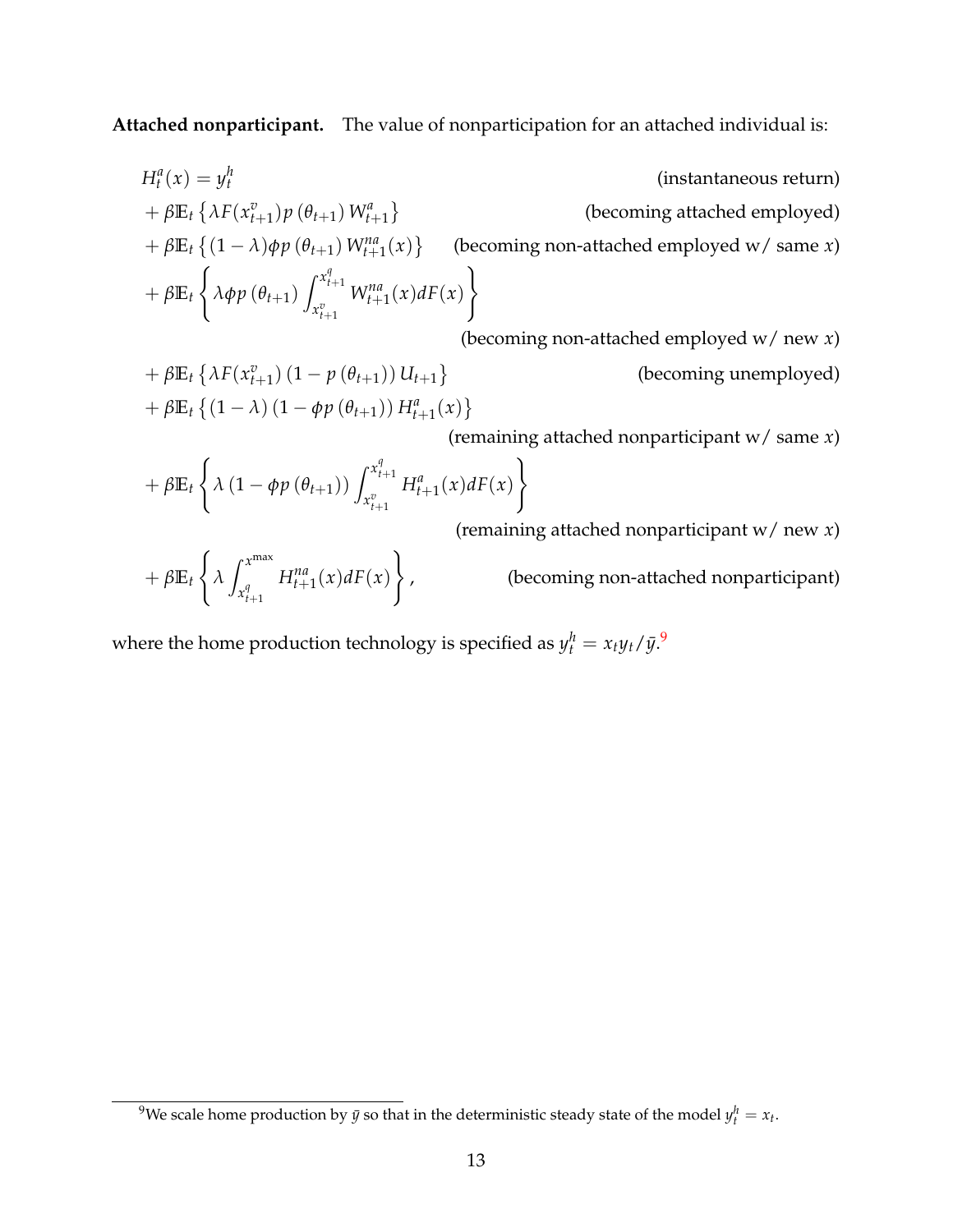**Attached nonparticipant.** The value of nonparticipation for an attached individual is:

$$
\begin{aligned}
H_t^a(x) &= y_t^h && \text{(instantaneous return)} \\
&+ \beta \mathbb{E}_t \left\{ \lambda F(x_{t+1}^v) p\left(\theta_{t+1}\right) W_{t+1}^a \right\} && \text{(becoming attached employed)} \\
&+ \beta \mathbb{E}_t \left\{ (1-\lambda) \phi p\left(\theta_{t+1}\right) W_{t+1}^{na}(x) \right\} && \text{(becoming non-attached employed w/ same } x\text{)} \\
&+ \beta \mathbb{E}_t \left\{ \lambda \phi p\left(\theta_{t+1}\right) \int_{x_{t+1}^v}^{x_{t+1}^q} W_{t+1}^{na}(x) dF(x) \right\} && \\
& && \text{(becoming non-attached employed w/ new } x\text{)} \\
&+ \beta \mathbb{E}_t \left\{ \lambda F(x_{t+1}^v) \left(1 - p\left(\theta_{t+1}\right)\right) U_{t+1} \right\} && \text{(becoming unemployed)} \\
&+ \beta \mathbb{E}_t \left\{ (1-\lambda) \left(1 - \phi p\left(\theta_{t+1}\right)\right) H_{t+1}^a(x) \right\} && \\
& && \text{(remaining attached nonparticipant w/ same } x\text{)} \\
&+ \beta \mathbb{E}_t \left\{ \lambda \left(1 - \phi p\left(\theta_{t+1}\right)\right) \int_{x_{t+1}^v}^{x_{t+1}^q} H_{t+1}^a(x) dF(x) \right\} && \\
& && \text{(remaining attached nonparticipant w/ new } x\text{)} \\
&+ \beta \mathbb{E}_t \left\{ \lambda \int_{x_{t+1}^q}^{x^{\max}} H_{t+1}^{na}(x) dF(x) \right\}, && \text{(becoming non-attached nonparticipant)}
\end{aligned}
$$

where the home production technology is specified as $y_t^h = x_t y_t / \bar{y}$.[9]

[9] We scale home production by $\bar{y}$ so that in the deterministic steady state of the model $y_t^h = x_t$.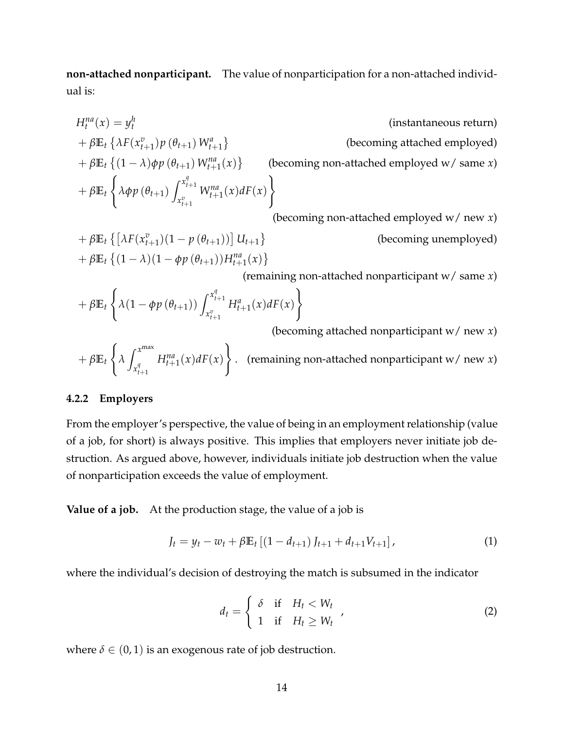**non-attached nonparticipant.** The value of nonparticipation for a non-attached individual is:

$$
\begin{aligned}
H_t^{na}(x) &= y_t^h \qquad \text{(instantaneous return)} \\
&+ \beta \mathbb{E}_t \left\{ \lambda F(x_{t+1}^v) p(\theta_{t+1}) W_{t+1}^a \right\} \qquad \text{(becoming attached employed)} \\
&+ \beta \mathbb{E}_t \left\{ (1-\lambda) \phi p(\theta_{t+1}) W_{t+1}^{na}(x) \right\} \qquad \text{(becoming non-attached employed w/ same } x\text{)} \\
&+ \beta \mathbb{E}_t \left\{ \lambda \phi p(\theta_{t+1}) \int_{x_{t+1}^v}^{x_{t+1}^q} W_{t+1}^{na}(x) dF(x) \right\} \\
&\qquad \text{(becoming non-attached employed w/ new } x\text{)} \\
&+ \beta \mathbb{E}_t \left\{ \left[ \lambda F(x_{t+1}^v)(1 - p(\theta_{t+1})) \right] U_{t+1} \right\} \qquad \text{(becoming unemployed)} \\
&+ \beta \mathbb{E}_t \left\{ (1-\lambda)(1 - \phi p(\theta_{t+1})) H_{t+1}^{na}(x) \right\} \\
&\qquad \text{(remaining non-attached nonparticipant w/ same } x\text{)} \\
&+ \beta \mathbb{E}_t \left\{ \lambda (1 - \phi p(\theta_{t+1})) \int_{x_{t+1}^v}^{x_{t+1}^q} H_{t+1}^a(x) dF(x) \right\} \\
&\qquad \text{(becoming attached nonparticipant w/ new } x\text{)} \\
&+ \beta \mathbb{E}_t \left\{ \lambda \int_{x_{t+1}^q}^{x^{\max}} H_{t+1}^{na}(x) dF(x) \right\}. \qquad \text{(remaining non-attached nonparticipant w/ new } x\text{)}
\end{aligned}
$$

### 4.2.2 Employers

From the employer's perspective, the value of being in an employment relationship (value of a job, for short) is always positive. This implies that employers never initiate job destruction. As argued above, however, individuals initiate job destruction when the value of nonparticipation exceeds the value of employment.

**Value of a job.** At the production stage, the value of a job is

$$
J_t = y_t - w_t + \beta \mathbb{E}_t \left[ (1 - d_{t+1}) J_{t+1} + d_{t+1} V_{t+1} \right], \tag{1}
$$

where the individual's decision of destroying the match is subsumed in the indicator

$$
d_t = \begin{cases} \delta & \text{if} \quad H_t < W_t \\ 1 & \text{if} \quad H_t \geq W_t \end{cases}, \tag{2}
$$

where $\delta \in (0, 1)$ is an exogenous rate of job destruction.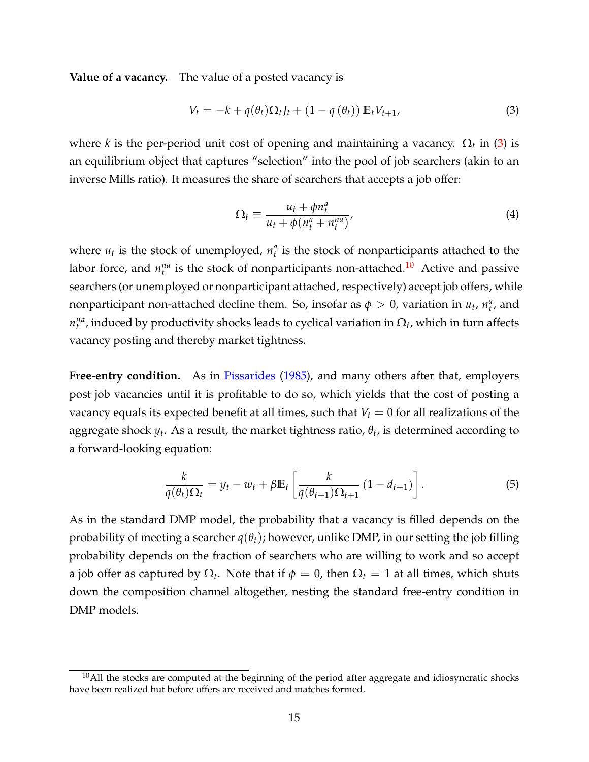**Value of a vacancy.** The value of a posted vacancy is

$$V_t = -k + q(\theta_t)\Omega_t J_t + (1 - q(\theta_t))\,\mathbb{E}_t V_{t+1}, \tag{3}$$

where $k$ is the per-period unit cost of opening and maintaining a vacancy. $\Omega_t$ in (3) is an equilibrium object that captures "selection" into the pool of job searchers (akin to an inverse Mills ratio). It measures the share of searchers that accepts a job offer:

$$\Omega_t \equiv \frac{u_t + \phi n_t^a}{u_t + \phi(n_t^a + n_t^{na})}, \tag{4}$$

where $u_t$ is the stock of unemployed, $n_t^a$ is the stock of nonparticipants attached to the labor force, and $n_t^{na}$ is the stock of nonparticipants non-attached.[10] Active and passive searchers (or unemployed or nonparticipant attached, respectively) accept job offers, while nonparticipant non-attached decline them. So, insofar as $\phi > 0$, variation in $u_t$, $n_t^a$, and $n_t^{na}$, induced by productivity shocks leads to cyclical variation in $\Omega_t$, which in turn affects vacancy posting and thereby market tightness.

**Free-entry condition.** As in Pissarides (1985), and many others after that, employers post job vacancies until it is profitable to do so, which yields that the cost of posting a vacancy equals its expected benefit at all times, such that $V_t = 0$ for all realizations of the aggregate shock $y_t$. As a result, the market tightness ratio, $\theta_t$, is determined according to a forward-looking equation:

$$\frac{k}{q(\theta_t)\Omega_t} = y_t - w_t + \beta\mathbb{E}_t\left[\frac{k}{q(\theta_{t+1})\Omega_{t+1}}\left(1 - d_{t+1}\right)\right]. \tag{5}$$

As in the standard DMP model, the probability that a vacancy is filled depends on the probability of meeting a searcher $q(\theta_t)$; however, unlike DMP, in our setting the job filling probability depends on the fraction of searchers who are willing to work and so accept a job offer as captured by $\Omega_t$. Note that if $\phi = 0$, then $\Omega_t = 1$ at all times, which shuts down the composition channel altogether, nesting the standard free-entry condition in DMP models.

[10] All the stocks are computed at the beginning of the period after aggregate and idiosyncratic shocks have been realized but before offers are received and matches formed.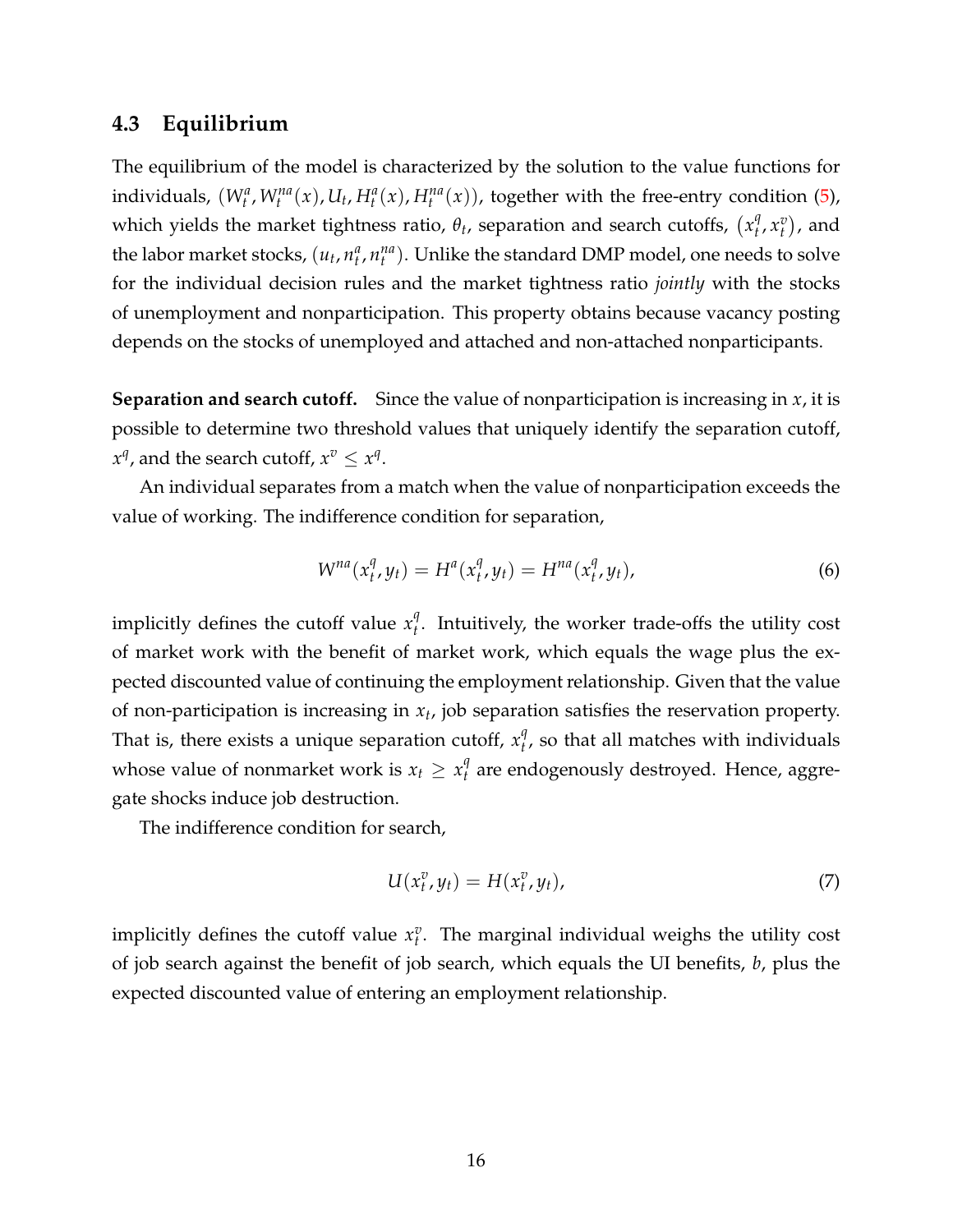### 4.3 Equilibrium

The equilibrium of the model is characterized by the solution to the value functions for individuals, $(W^a_t, W^{na}_t(x), U_t, H^a_t(x), H^{na}_t(x))$, together with the free-entry condition (5), which yields the market tightness ratio, $\theta_t$, separation and search cutoffs, $\left(x^q_t, x^v_t\right)$, and the labor market stocks, $(u_t, n^a_t, n^{na}_t)$. Unlike the standard DMP model, one needs to solve for the individual decision rules and the market tightness ratio *jointly* with the stocks of unemployment and nonparticipation. This property obtains because vacancy posting depends on the stocks of unemployed and attached and non-attached nonparticipants.

**Separation and search cutoff.** Since the value of nonparticipation is increasing in $x$, it is possible to determine two threshold values that uniquely identify the separation cutoff, $x^q$, and the search cutoff, $x^v \leq x^q$.

An individual separates from a match when the value of nonparticipation exceeds the value of working. The indifference condition for separation,

$$W^{na}(x^q_t, y_t) = H^a(x^q_t, y_t) = H^{na}(x^q_t, y_t), \tag{6}$$

implicitly defines the cutoff value $x^q_t$. Intuitively, the worker trade-offs the utility cost of market work with the benefit of market work, which equals the wage plus the expected discounted value of continuing the employment relationship. Given that the value of non-participation is increasing in $x_t$, job separation satisfies the reservation property. That is, there exists a unique separation cutoff, $x^q_t$, so that all matches with individuals whose value of nonmarket work is $x_t \geq x^q_t$ are endogenously destroyed. Hence, aggregate shocks induce job destruction.

The indifference condition for search,

$$U(x^v_t, y_t) = H(x^v_t, y_t), \tag{7}$$

implicitly defines the cutoff value $x^v_t$. The marginal individual weighs the utility cost of job search against the benefit of job search, which equals the UI benefits, $b$, plus the expected discounted value of entering an employment relationship.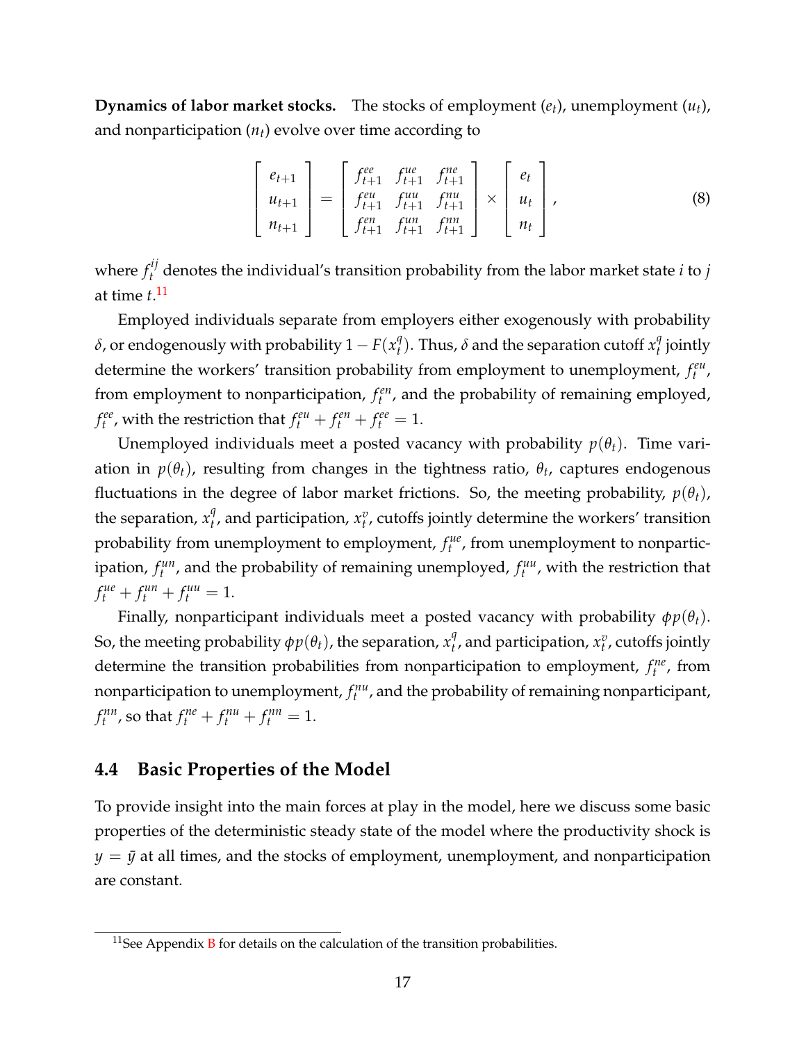**Dynamics of labor market stocks.** The stocks of employment ($e_t$), unemployment ($u_t$), and nonparticipation ($n_t$) evolve over time according to

$$
\begin{bmatrix} e_{t+1} \\ u_{t+1} \\ n_{t+1} \end{bmatrix} = \begin{bmatrix} f^{ee}_{t+1} & f^{ue}_{t+1} & f^{ne}_{t+1} \\ f^{eu}_{t+1} & f^{uu}_{t+1} & f^{nu}_{t+1} \\ f^{en}_{t+1} & f^{un}_{t+1} & f^{nn}_{t+1} \end{bmatrix} \times \begin{bmatrix} e_t \\ u_t \\ n_t \end{bmatrix}, \tag{8}
$$

where $f^{ij}_t$ denotes the individual's transition probability from the labor market state $i$ to $j$ at time $t$.[11]

Employed individuals separate from employers either exogenously with probability $\delta$, or endogenously with probability $1 - F(x^q_t)$. Thus, $\delta$ and the separation cutoff $x^q_t$ jointly determine the workers' transition probability from employment to unemployment, $f^{eu}_t$, from employment to nonparticipation, $f^{en}_t$, and the probability of remaining employed, $f^{ee}_t$, with the restriction that $f^{eu}_t + f^{en}_t + f^{ee}_t = 1$.

Unemployed individuals meet a posted vacancy with probability $p(\theta_t)$. Time variation in $p(\theta_t)$, resulting from changes in the tightness ratio, $\theta_t$, captures endogenous fluctuations in the degree of labor market frictions. So, the meeting probability, $p(\theta_t)$, the separation, $x^q_t$, and participation, $x^v_t$, cutoffs jointly determine the workers' transition probability from unemployment to employment, $f^{ue}_t$, from unemployment to nonparticipation, $f^{un}_t$, and the probability of remaining unemployed, $f^{uu}_t$, with the restriction that $f^{ue}_t + f^{un}_t + f^{uu}_t = 1$.

Finally, nonparticipant individuals meet a posted vacancy with probability $\phi p(\theta_t)$. So, the meeting probability $\phi p(\theta_t)$, the separation, $x^q_t$, and participation, $x^v_t$, cutoffs jointly determine the transition probabilities from nonparticipation to employment, $f^{ne}_t$, from nonparticipation to unemployment, $f^{nu}_t$, and the probability of remaining nonparticipant, $f^{nn}_t$, so that $f^{ne}_t + f^{nu}_t + f^{nn}_t = 1$.

## 4.4 Basic Properties of the Model

To provide insight into the main forces at play in the model, here we discuss some basic properties of the deterministic steady state of the model where the productivity shock is $y = \bar{y}$ at all times, and the stocks of employment, unemployment, and nonparticipation are constant.

[11] See Appendix B for details on the calculation of the transition probabilities.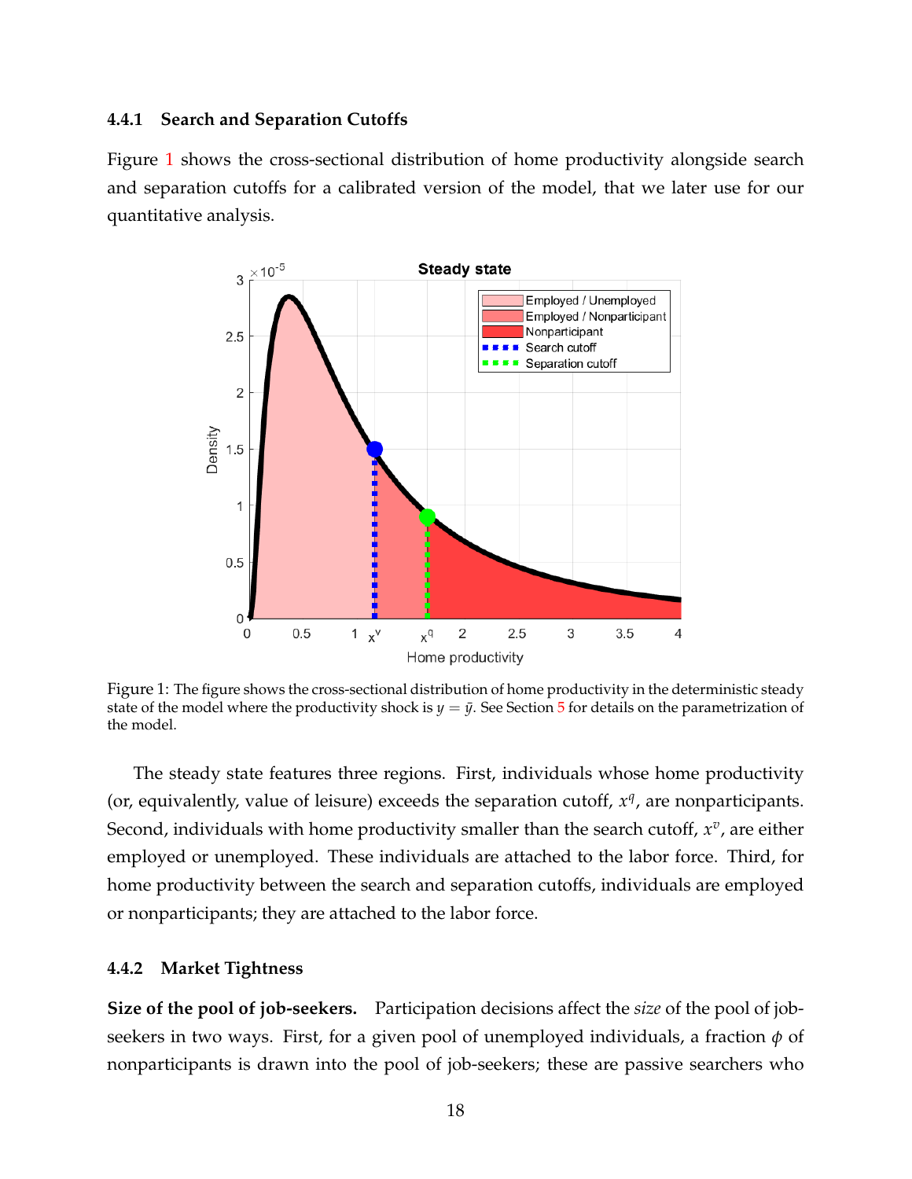### 4.4.1 Search and Separation Cutoffs

Figure 1 shows the cross-sectional distribution of home productivity alongside search and separation cutoffs for a calibrated version of the model, that we later use for our quantitative analysis.

Figure 1: The figure shows the cross-sectional distribution of home productivity in the deterministic steady state of the model where the productivity shock is $y = \bar{y}$. See Section 5 for details on the parametrization of the model.

The steady state features three regions. First, individuals whose home productivity (or, equivalently, value of leisure) exceeds the separation cutoff, $x^q$, are nonparticipants. Second, individuals with home productivity smaller than the search cutoff, $x^v$, are either employed or unemployed. These individuals are attached to the labor force. Third, for home productivity between the search and separation cutoffs, individuals are employed or nonparticipants; they are attached to the labor force.

### 4.4.2 Market Tightness

**Size of the pool of job-seekers.** Participation decisions affect the *size* of the pool of job-seekers in two ways. First, for a given pool of unemployed individuals, a fraction $\phi$ of nonparticipants is drawn into the pool of job-seekers; these are passive searchers who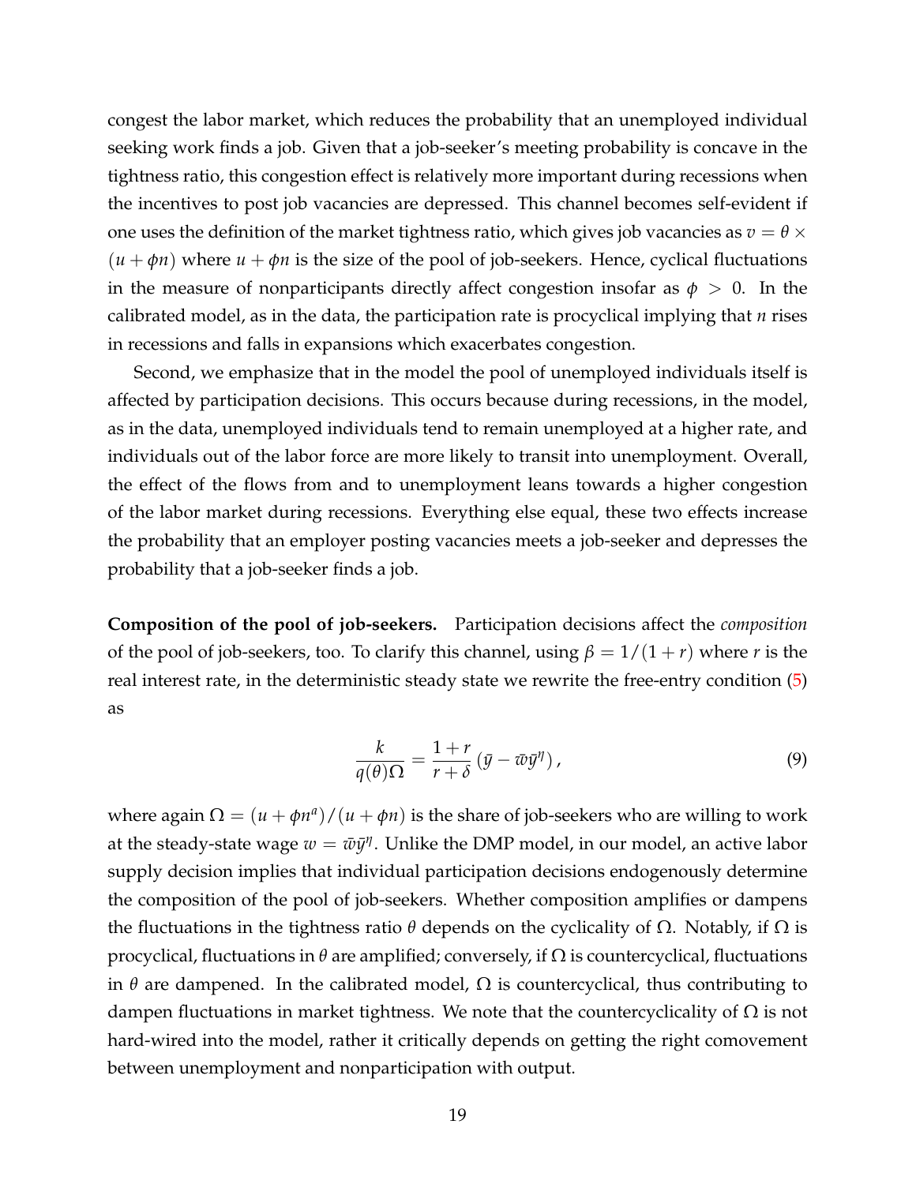congest the labor market, which reduces the probability that an unemployed individual seeking work finds a job. Given that a job-seeker's meeting probability is concave in the tightness ratio, this congestion effect is relatively more important during recessions when the incentives to post job vacancies are depressed. This channel becomes self-evident if one uses the definition of the market tightness ratio, which gives job vacancies as $v = \theta \times (u + \phi n)$ where $u + \phi n$ is the size of the pool of job-seekers. Hence, cyclical fluctuations in the measure of nonparticipants directly affect congestion insofar as $\phi > 0$. In the calibrated model, as in the data, the participation rate is procyclical implying that $n$ rises in recessions and falls in expansions which exacerbates congestion.

Second, we emphasize that in the model the pool of unemployed individuals itself is affected by participation decisions. This occurs because during recessions, in the model, as in the data, unemployed individuals tend to remain unemployed at a higher rate, and individuals out of the labor force are more likely to transit into unemployment. Overall, the effect of the flows from and to unemployment leans towards a higher congestion of the labor market during recessions. Everything else equal, these two effects increase the probability that an employer posting vacancies meets a job-seeker and depresses the probability that a job-seeker finds a job.

**Composition of the pool of job-seekers.** Participation decisions affect the *composition* of the pool of job-seekers, too. To clarify this channel, using $\beta = 1/(1+r)$ where $r$ is the real interest rate, in the deterministic steady state we rewrite the free-entry condition (5) as

$$\frac{k}{q(\theta)\Omega} = \frac{1+r}{r+\delta}\left(\bar{y} - \bar{w}\bar{y}^{\eta}\right), \tag{9}$$

where again $\Omega = (u + \phi n^a)/(u + \phi n)$ is the share of job-seekers who are willing to work at the steady-state wage $w = \bar{w}\bar{y}^{\eta}$. Unlike the DMP model, in our model, an active labor supply decision implies that individual participation decisions endogenously determine the composition of the pool of job-seekers. Whether composition amplifies or dampens the fluctuations in the tightness ratio $\theta$ depends on the cyclicality of $\Omega$. Notably, if $\Omega$ is procyclical, fluctuations in $\theta$ are amplified; conversely, if $\Omega$ is countercyclical, fluctuations in $\theta$ are dampened. In the calibrated model, $\Omega$ is countercyclical, thus contributing to dampen fluctuations in market tightness. We note that the countercyclicality of $\Omega$ is not hard-wired into the model, rather it critically depends on getting the right comovement between unemployment and nonparticipation with output.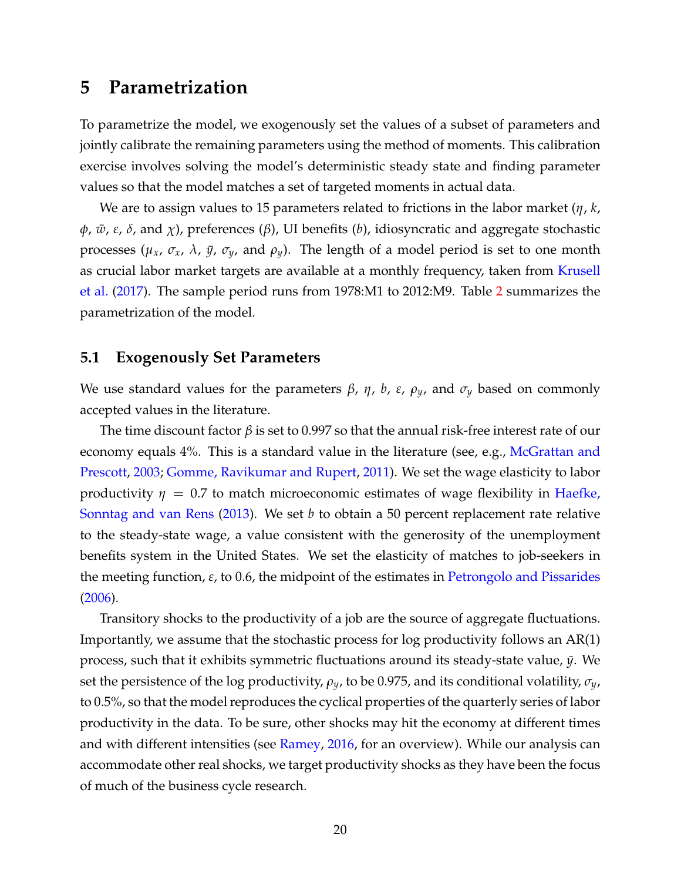## 5 Parametrization

To parametrize the model, we exogenously set the values of a subset of parameters and jointly calibrate the remaining parameters using the method of moments. This calibration exercise involves solving the model's deterministic steady state and finding parameter values so that the model matches a set of targeted moments in actual data.

We are to assign values to 15 parameters related to frictions in the labor market ($\eta$, $k$, $\phi$, $\bar{w}$, $\varepsilon$, $\delta$, and $\chi$), preferences ($\beta$), UI benefits ($b$), idiosyncratic and aggregate stochastic processes ($\mu_x$, $\sigma_x$, $\lambda$, $\bar{y}$, $\sigma_y$, and $\rho_y$). The length of a model period is set to one month as crucial labor market targets are available at a monthly frequency, taken from Krusell et al. (2017). The sample period runs from 1978:M1 to 2012:M9. Table 2 summarizes the parametrization of the model.

### 5.1 Exogenously Set Parameters

We use standard values for the parameters $\beta$, $\eta$, $b$, $\varepsilon$, $\rho_y$, and $\sigma_y$ based on commonly accepted values in the literature.

The time discount factor $\beta$ is set to 0.997 so that the annual risk-free interest rate of our economy equals 4%. This is a standard value in the literature (see, e.g., McGrattan and Prescott, 2003; Gomme, Ravikumar and Rupert, 2011). We set the wage elasticity to labor productivity $\eta = 0.7$ to match microeconomic estimates of wage flexibility in Haefke, Sonntag and van Rens (2013). We set $b$ to obtain a 50 percent replacement rate relative to the steady-state wage, a value consistent with the generosity of the unemployment benefits system in the United States. We set the elasticity of matches to job-seekers in the meeting function, $\varepsilon$, to 0.6, the midpoint of the estimates in Petrongolo and Pissarides (2006).

Transitory shocks to the productivity of a job are the source of aggregate fluctuations. Importantly, we assume that the stochastic process for log productivity follows an AR(1) process, such that it exhibits symmetric fluctuations around its steady-state value, $\bar{y}$. We set the persistence of the log productivity, $\rho_y$, to be 0.975, and its conditional volatility, $\sigma_y$, to 0.5%, so that the model reproduces the cyclical properties of the quarterly series of labor productivity in the data. To be sure, other shocks may hit the economy at different times and with different intensities (see Ramey, 2016, for an overview). While our analysis can accommodate other real shocks, we target productivity shocks as they have been the focus of much of the business cycle research.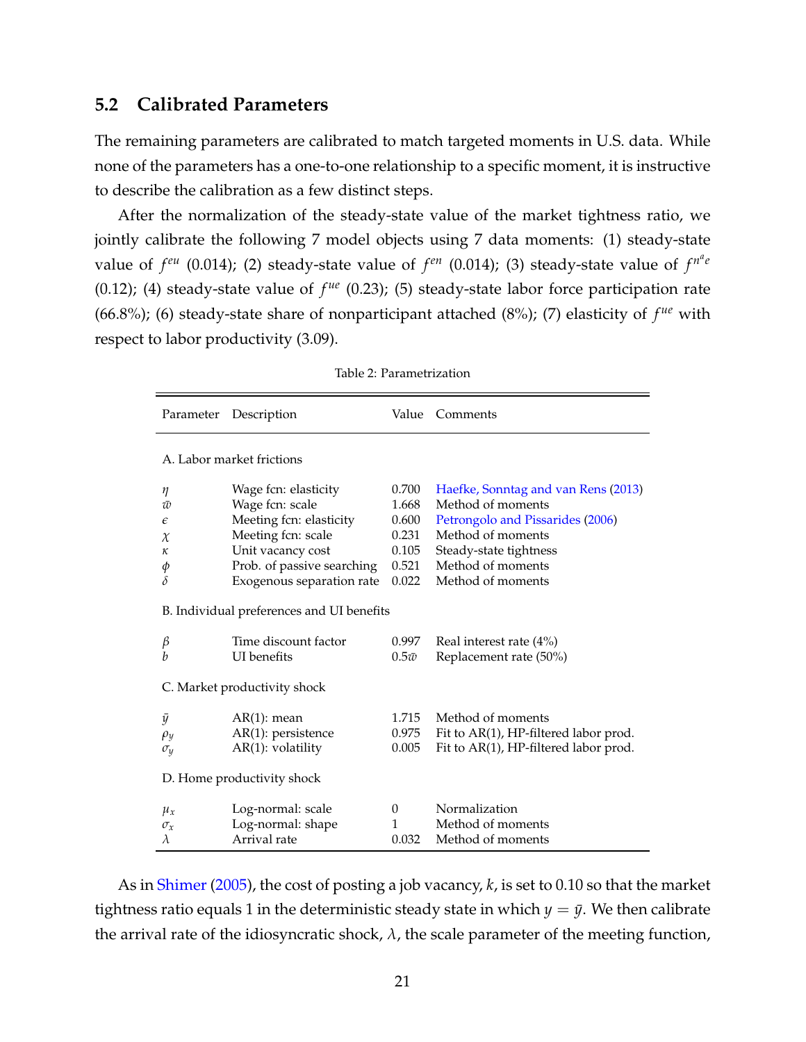## 5.2 Calibrated Parameters

The remaining parameters are calibrated to match targeted moments in U.S. data. While none of the parameters has a one-to-one relationship to a specific moment, it is instructive to describe the calibration as a few distinct steps.

After the normalization of the steady-state value of the market tightness ratio, we jointly calibrate the following 7 model objects using 7 data moments: (1) steady-state value of $f^{eu}$ (0.014); (2) steady-state value of $f^{en}$ (0.014); (3) steady-state value of $f^{n^a e}$ (0.12); (4) steady-state value of $f^{ue}$ (0.23); (5) steady-state labor force participation rate (66.8%); (6) steady-state share of nonparticipant attached (8%); (7) elasticity of $f^{ue}$ with respect to labor productivity (3.09).

Table 2: Parametrization

| Parameter | Description | Value | Comments |
|---|---|---|---|
| A. Labor market frictions | | | |
| $\eta$ | Wage fcn: elasticity | 0.700 | Haefke, Sonntag and van Rens (2013) |
| $\varpi$ | Wage fcn: scale | 1.668 | Method of moments |
| $\epsilon$ | Meeting fcn: elasticity | 0.600 | Petrongolo and Pissarides (2006) |
| $\chi$ | Meeting fcn: scale | 0.231 | Method of moments |
| $\kappa$ | Unit vacancy cost | 0.105 | Steady-state tightness |
| $\phi$ | Prob. of passive searching | 0.521 | Method of moments |
| $\delta$ | Exogenous separation rate | 0.022 | Method of moments |
| B. Individual preferences and UI benefits | | | |
| $\beta$ | Time discount factor | 0.997 | Real interest rate (4%) |
| $b$ | UI benefits | $0.5\varpi$ | Replacement rate (50%) |
| C. Market productivity shock | | | |
| $\bar{y}$ | AR(1): mean | 1.715 | Method of moments |
| $\rho_y$ | AR(1): persistence | 0.975 | Fit to AR(1), HP-filtered labor prod. |
| $\sigma_y$ | AR(1): volatility | 0.005 | Fit to AR(1), HP-filtered labor prod. |
| D. Home productivity shock | | | |
| $\mu_x$ | Log-normal: scale | 0 | Normalization |
| $\sigma_x$ | Log-normal: shape | 1 | Method of moments |
| $\lambda$ | Arrival rate | 0.032 | Method of moments |

As in Shimer (2005), the cost of posting a job vacancy, $k$, is set to 0.10 so that the market tightness ratio equals 1 in the deterministic steady state in which $y = \bar{y}$. We then calibrate the arrival rate of the idiosyncratic shock, $\lambda$, the scale parameter of the meeting function,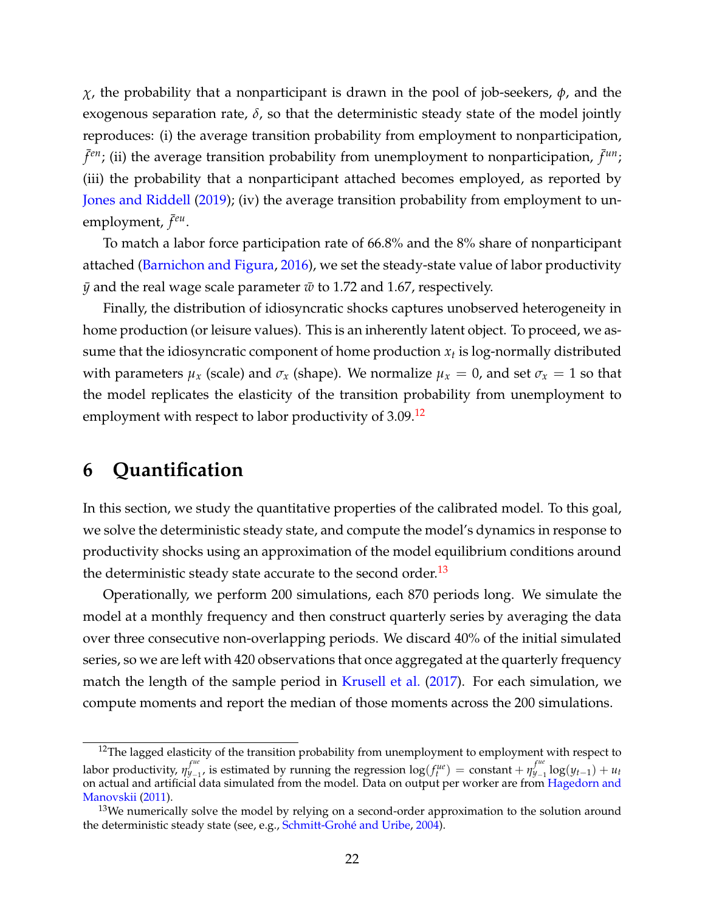$\chi$, the probability that a nonparticipant is drawn in the pool of job-seekers, $\phi$, and the exogenous separation rate, $\delta$, so that the deterministic steady state of the model jointly reproduces: (i) the average transition probability from employment to nonparticipation, $\bar{f}^{en}$; (ii) the average transition probability from unemployment to nonparticipation, $\bar{f}^{un}$; (iii) the probability that a nonparticipant attached becomes employed, as reported by Jones and Riddell (2019); (iv) the average transition probability from employment to unemployment, $\bar{f}^{eu}$.

To match a labor force participation rate of 66.8% and the 8% share of nonparticipant attached (Barnichon and Figura, 2016), we set the steady-state value of labor productivity $\bar{y}$ and the real wage scale parameter $\bar{w}$ to 1.72 and 1.67, respectively.

Finally, the distribution of idiosyncratic shocks captures unobserved heterogeneity in home production (or leisure values). This is an inherently latent object. To proceed, we assume that the idiosyncratic component of home production $x_t$ is log-normally distributed with parameters $\mu_x$ (scale) and $\sigma_x$ (shape). We normalize $\mu_x = 0$, and set $\sigma_x = 1$ so that the model replicates the elasticity of the transition probability from unemployment to employment with respect to labor productivity of 3.09.[12]

# 6 Quantification

In this section, we study the quantitative properties of the calibrated model. To this goal, we solve the deterministic steady state, and compute the model's dynamics in response to productivity shocks using an approximation of the model equilibrium conditions around the deterministic steady state accurate to the second order.[13]

Operationally, we perform 200 simulations, each 870 periods long. We simulate the model at a monthly frequency and then construct quarterly series by averaging the data over three consecutive non-overlapping periods. We discard 40% of the initial simulated series, so we are left with 420 observations that once aggregated at the quarterly frequency match the length of the sample period in Krusell et al. (2017). For each simulation, we compute moments and report the median of those moments across the 200 simulations.

---

[12] The lagged elasticity of the transition probability from unemployment to employment with respect to labor productivity, $\eta^{f^{ue}}_{y_{-1}}$, is estimated by running the regression $\log(f^{ue}_t) = \text{constant} + \eta^{f^{ue}}_{y_{-1}} \log(y_{t-1}) + u_t$ on actual and artificial data simulated from the model. Data on output per worker are from Hagedorn and Manovskii (2011).

[13] We numerically solve the model by relying on a second-order approximation to the solution around the deterministic steady state (see, e.g., Schmitt-Grohé and Uribe, 2004).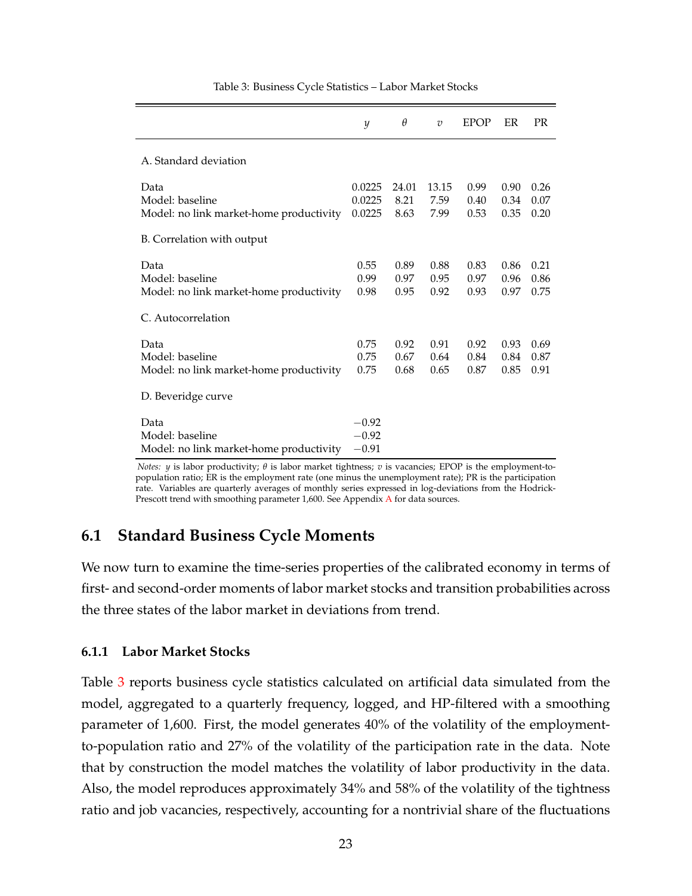Table 3: Business Cycle Statistics – Labor Market Stocks

| | $y$ | $\theta$ | $v$ | EPOP | ER | PR |
|---|---|---|---|---|---|---|
| A. Standard deviation | | | | | | |
| Data | 0.0225 | 24.01 | 13.15 | 0.99 | 0.90 | 0.26 |
| Model: baseline | 0.0225 | 8.21 | 7.59 | 0.40 | 0.34 | 0.07 |
| Model: no link market-home productivity | 0.0225 | 8.63 | 7.99 | 0.53 | 0.35 | 0.20 |
| B. Correlation with output | | | | | | |
| Data | 0.55 | 0.89 | 0.88 | 0.83 | 0.86 | 0.21 |
| Model: baseline | 0.99 | 0.97 | 0.95 | 0.97 | 0.96 | 0.86 |
| Model: no link market-home productivity | 0.98 | 0.95 | 0.92 | 0.93 | 0.97 | 0.75 |
| C. Autocorrelation | | | | | | |
| Data | 0.75 | 0.92 | 0.91 | 0.92 | 0.93 | 0.69 |
| Model: baseline | 0.75 | 0.67 | 0.64 | 0.84 | 0.84 | 0.87 |
| Model: no link market-home productivity | 0.75 | 0.68 | 0.65 | 0.87 | 0.85 | 0.91 |
| D. Beveridge curve | | | | | | |
| Data | −0.92 | | | | | |
| Model: baseline | −0.92 | | | | | |
| Model: no link market-home productivity | −0.91 | | | | | |

*Notes:* $y$ is labor productivity; $\theta$ is labor market tightness; $v$ is vacancies; EPOP is the employment-to-population ratio; ER is the employment rate (one minus the unemployment rate); PR is the participation rate. Variables are quarterly averages of monthly series expressed in log-deviations from the Hodrick-Prescott trend with smoothing parameter 1,600. See Appendix A for data sources.

## 6.1 Standard Business Cycle Moments

We now turn to examine the time-series properties of the calibrated economy in terms of first- and second-order moments of labor market stocks and transition probabilities across the three states of the labor market in deviations from trend.

### 6.1.1 Labor Market Stocks

Table 3 reports business cycle statistics calculated on artificial data simulated from the model, aggregated to a quarterly frequency, logged, and HP-filtered with a smoothing parameter of 1,600. First, the model generates 40% of the volatility of the employment-to-population ratio and 27% of the volatility of the participation rate in the data. Note that by construction the model matches the volatility of labor productivity in the data. Also, the model reproduces approximately 34% and 58% of the volatility of the tightness ratio and job vacancies, respectively, accounting for a nontrivial share of the fluctuations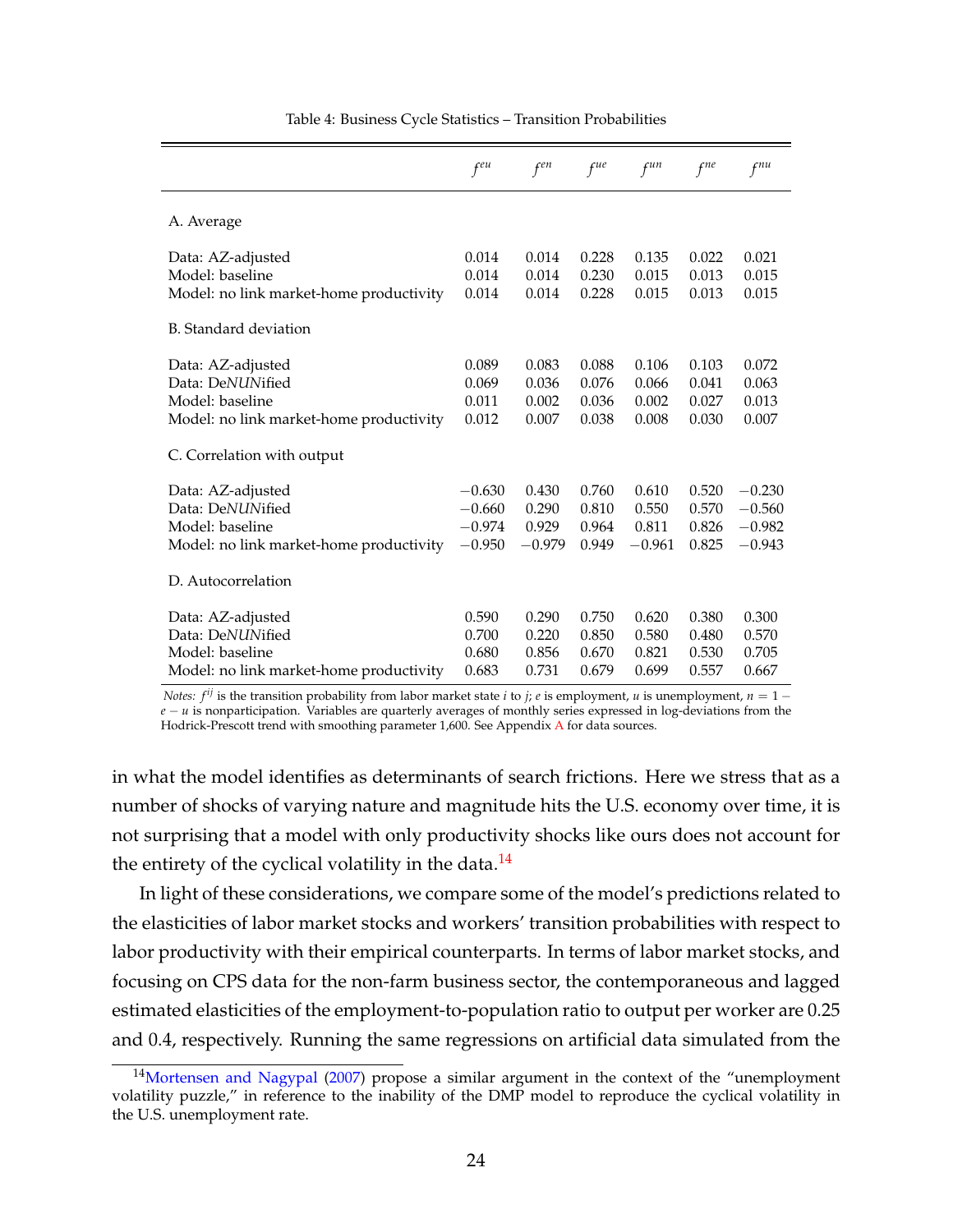Table 4: Business Cycle Statistics – Transition Probabilities

| | $f^{eu}$ | $f^{en}$ | $f^{ue}$ | $f^{un}$ | $f^{ne}$ | $f^{nu}$ |
|---|---|---|---|---|---|---|
| A. Average | | | | | | |
| Data: AZ-adjusted | 0.014 | 0.014 | 0.228 | 0.135 | 0.022 | 0.021 |
| Model: baseline | 0.014 | 0.014 | 0.230 | 0.015 | 0.013 | 0.015 |
| Model: no link market-home productivity | 0.014 | 0.014 | 0.228 | 0.015 | 0.013 | 0.015 |
| B. Standard deviation | | | | | | |
| Data: AZ-adjusted | 0.089 | 0.083 | 0.088 | 0.106 | 0.103 | 0.072 |
| Data: De*NUN*ified | 0.069 | 0.036 | 0.076 | 0.066 | 0.041 | 0.063 |
| Model: baseline | 0.011 | 0.002 | 0.036 | 0.002 | 0.027 | 0.013 |
| Model: no link market-home productivity | 0.012 | 0.007 | 0.038 | 0.008 | 0.030 | 0.007 |
| C. Correlation with output | | | | | | |
| Data: AZ-adjusted | −0.630 | 0.430 | 0.760 | 0.610 | 0.520 | −0.230 |
| Data: De*NUN*ified | −0.660 | 0.290 | 0.810 | 0.550 | 0.570 | −0.560 |
| Model: baseline | −0.974 | 0.929 | 0.964 | 0.811 | 0.826 | −0.982 |
| Model: no link market-home productivity | −0.950 | −0.979 | 0.949 | −0.961 | 0.825 | −0.943 |
| D. Autocorrelation | | | | | | |
| Data: AZ-adjusted | 0.590 | 0.290 | 0.750 | 0.620 | 0.380 | 0.300 |
| Data: De*NUN*ified | 0.700 | 0.220 | 0.850 | 0.580 | 0.480 | 0.570 |
| Model: baseline | 0.680 | 0.856 | 0.670 | 0.821 | 0.530 | 0.705 |
| Model: no link market-home productivity | 0.683 | 0.731 | 0.679 | 0.699 | 0.557 | 0.667 |

*Notes:* $f^{ij}$ is the transition probability from labor market state $i$ to $j$; $e$ is employment, $u$ is unemployment, $n = 1 - e - u$ is nonparticipation. Variables are quarterly averages of monthly series expressed in log-deviations from the Hodrick-Prescott trend with smoothing parameter 1,600. See Appendix A for data sources.

in what the model identifies as determinants of search frictions. Here we stress that as a number of shocks of varying nature and magnitude hits the U.S. economy over time, it is not surprising that a model with only productivity shocks like ours does not account for the entirety of the cyclical volatility in the data.[14]

In light of these considerations, we compare some of the model's predictions related to the elasticities of labor market stocks and workers' transition probabilities with respect to labor productivity with their empirical counterparts. In terms of labor market stocks, and focusing on CPS data for the non-farm business sector, the contemporaneous and lagged estimated elasticities of the employment-to-population ratio to output per worker are 0.25 and 0.4, respectively. Running the same regressions on artificial data simulated from the

[14] Mortensen and Nagypal (2007) propose a similar argument in the context of the "unemployment volatility puzzle," in reference to the inability of the DMP model to reproduce the cyclical volatility in the U.S. unemployment rate.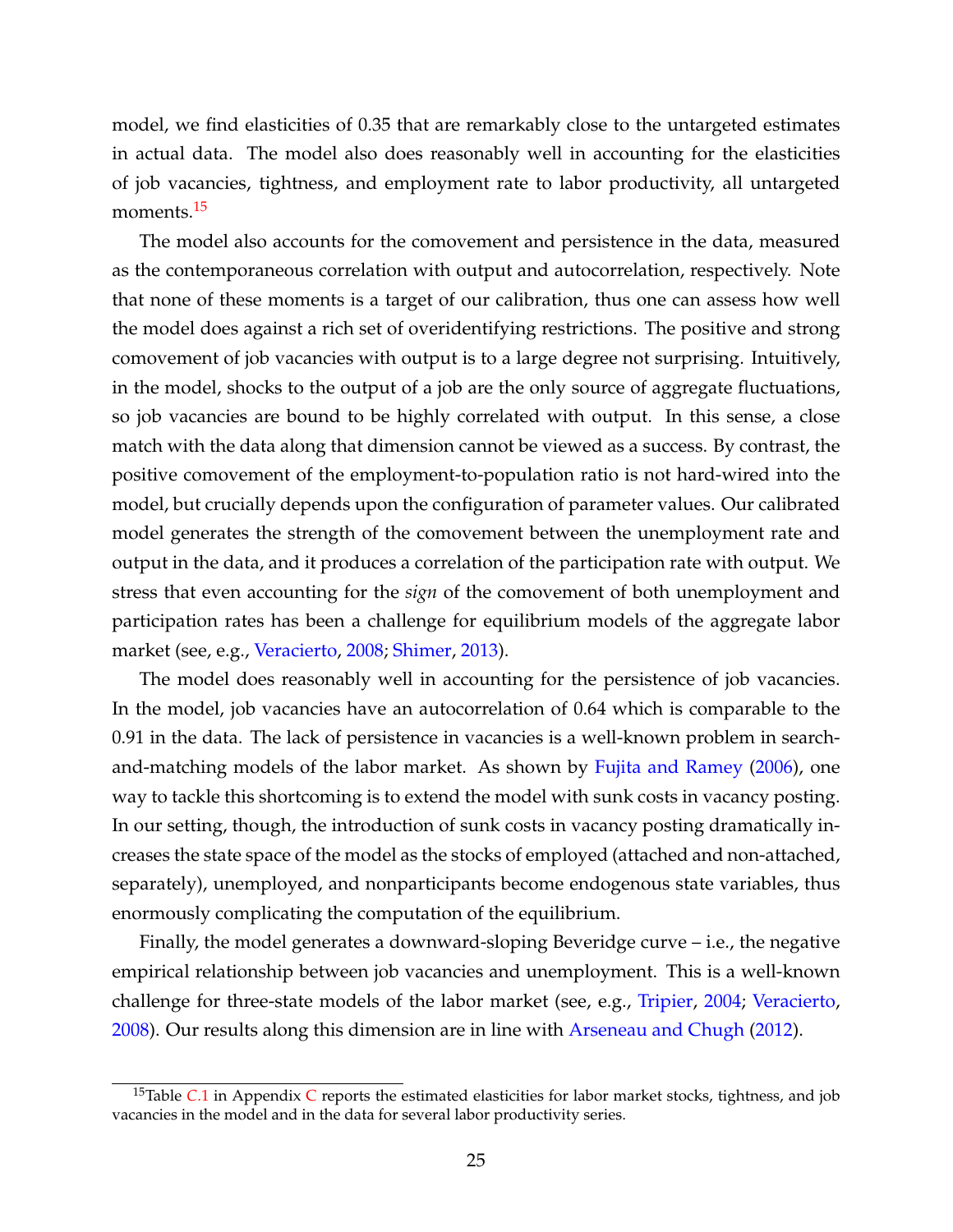model, we find elasticities of 0.35 that are remarkably close to the untargeted estimates in actual data. The model also does reasonably well in accounting for the elasticities of job vacancies, tightness, and employment rate to labor productivity, all untargeted moments.[15]

The model also accounts for the comovement and persistence in the data, measured as the contemporaneous correlation with output and autocorrelation, respectively. Note that none of these moments is a target of our calibration, thus one can assess how well the model does against a rich set of overidentifying restrictions. The positive and strong comovement of job vacancies with output is to a large degree not surprising. Intuitively, in the model, shocks to the output of a job are the only source of aggregate fluctuations, so job vacancies are bound to be highly correlated with output. In this sense, a close match with the data along that dimension cannot be viewed as a success. By contrast, the positive comovement of the employment-to-population ratio is not hard-wired into the model, but crucially depends upon the configuration of parameter values. Our calibrated model generates the strength of the comovement between the unemployment rate and output in the data, and it produces a correlation of the participation rate with output. We stress that even accounting for the *sign* of the comovement of both unemployment and participation rates has been a challenge for equilibrium models of the aggregate labor market (see, e.g., Veracierto, 2008; Shimer, 2013).

The model does reasonably well in accounting for the persistence of job vacancies. In the model, job vacancies have an autocorrelation of 0.64 which is comparable to the 0.91 in the data. The lack of persistence in vacancies is a well-known problem in search-and-matching models of the labor market. As shown by Fujita and Ramey (2006), one way to tackle this shortcoming is to extend the model with sunk costs in vacancy posting. In our setting, though, the introduction of sunk costs in vacancy posting dramatically increases the state space of the model as the stocks of employed (attached and non-attached, separately), unemployed, and nonparticipants become endogenous state variables, thus enormously complicating the computation of the equilibrium.

Finally, the model generates a downward-sloping Beveridge curve – i.e., the negative empirical relationship between job vacancies and unemployment. This is a well-known challenge for three-state models of the labor market (see, e.g., Tripier, 2004; Veracierto, 2008). Our results along this dimension are in line with Arseneau and Chugh (2012).

[15] Table C.1 in Appendix C reports the estimated elasticities for labor market stocks, tightness, and job vacancies in the model and in the data for several labor productivity series.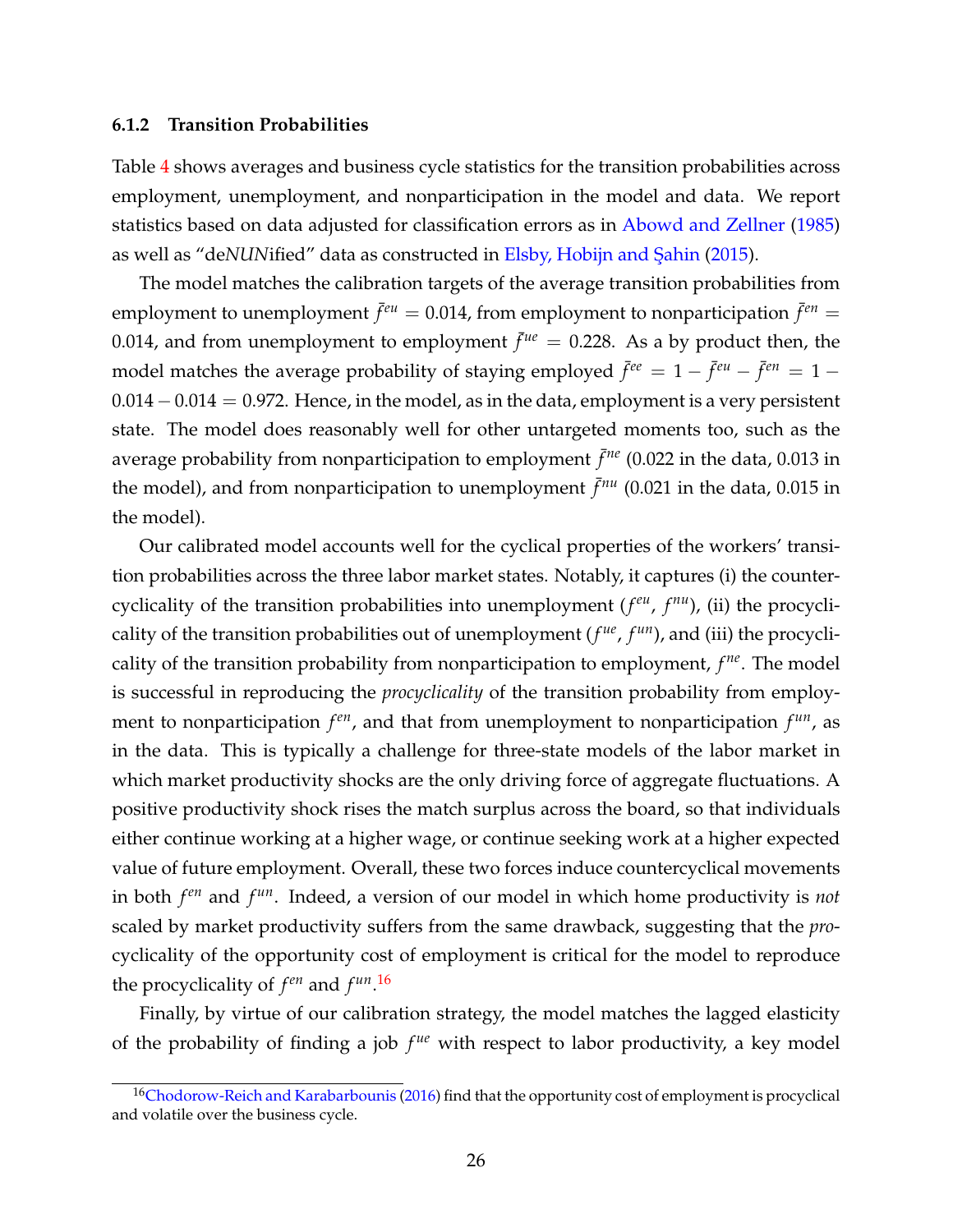### 6.1.2 Transition Probabilities

Table 4 shows averages and business cycle statistics for the transition probabilities across employment, unemployment, and nonparticipation in the model and data. We report statistics based on data adjusted for classification errors as in Abowd and Zellner (1985) as well as "de*NUN*ified" data as constructed in Elsby, Hobijn and Şahin (2015).

The model matches the calibration targets of the average transition probabilities from employment to unemployment $\bar{f}^{eu} = 0.014$, from employment to nonparticipation $\bar{f}^{en} = 0.014$, and from unemployment to employment $\bar{f}^{ue} = 0.228$. As a by product then, the model matches the average probability of staying employed $\bar{f}^{ee} = 1 - \bar{f}^{eu} - \bar{f}^{en} = 1 - 0.014 - 0.014 = 0.972$. Hence, in the model, as in the data, employment is a very persistent state. The model does reasonably well for other untargeted moments too, such as the average probability from nonparticipation to employment $\bar{f}^{ne}$ (0.022 in the data, 0.013 in the model), and from nonparticipation to unemployment $\bar{f}^{nu}$ (0.021 in the data, 0.015 in the model).

Our calibrated model accounts well for the cyclical properties of the workers' transition probabilities across the three labor market states. Notably, it captures (i) the countercyclicality of the transition probabilities into unemployment ($f^{eu}$, $f^{nu}$), (ii) the procyclicality of the transition probabilities out of unemployment ($f^{ue}$, $f^{un}$), and (iii) the procyclicality of the transition probability from nonparticipation to employment, $f^{ne}$. The model is successful in reproducing the *procyclicality* of the transition probability from employment to nonparticipation $f^{en}$, and that from unemployment to nonparticipation $f^{un}$, as in the data. This is typically a challenge for three-state models of the labor market in which market productivity shocks are the only driving force of aggregate fluctuations. A positive productivity shock rises the match surplus across the board, so that individuals either continue working at a higher wage, or continue seeking work at a higher expected value of future employment. Overall, these two forces induce countercyclical movements in both $f^{en}$ and $f^{un}$. Indeed, a version of our model in which home productivity is *not* scaled by market productivity suffers from the same drawback, suggesting that the *pro*cyclicality of the opportunity cost of employment is critical for the model to reproduce the procyclicality of $f^{en}$ and $f^{un}$.[16]

Finally, by virtue of our calibration strategy, the model matches the lagged elasticity of the probability of finding a job $f^{ue}$ with respect to labor productivity, a key model

[16] Chodorow-Reich and Karabarbounis (2016) find that the opportunity cost of employment is procyclical and volatile over the business cycle.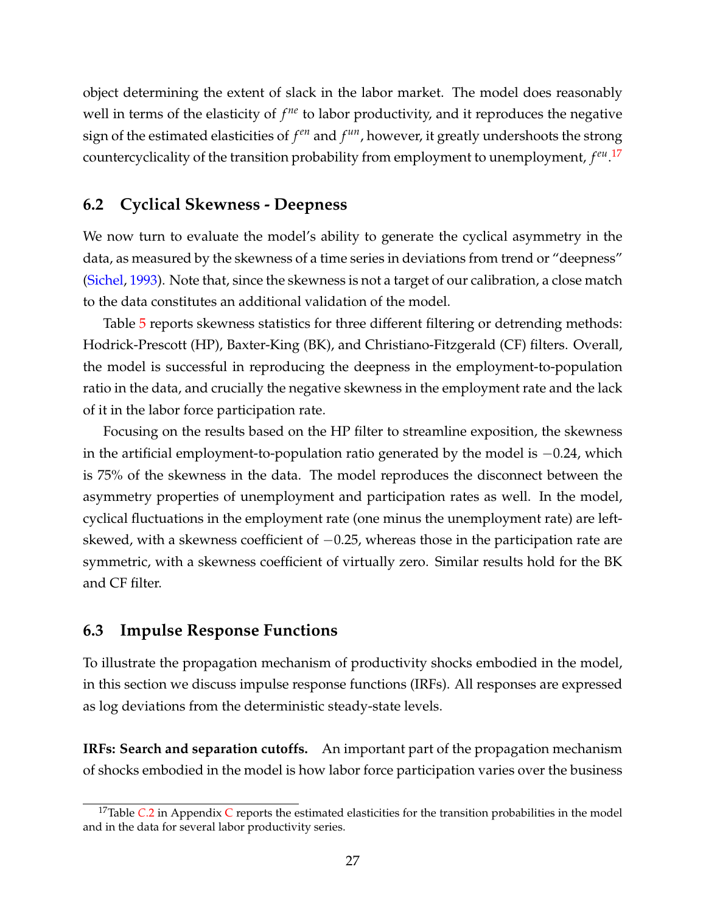object determining the extent of slack in the labor market. The model does reasonably well in terms of the elasticity of $f^{ne}$ to labor productivity, and it reproduces the negative sign of the estimated elasticities of $f^{en}$ and $f^{un}$, however, it greatly undershoots the strong countercyclicality of the transition probability from employment to unemployment, $f^{eu}$.[17]

## 6.2 Cyclical Skewness - Deepness

We now turn to evaluate the model's ability to generate the cyclical asymmetry in the data, as measured by the skewness of a time series in deviations from trend or "deepness" (Sichel, 1993). Note that, since the skewness is not a target of our calibration, a close match to the data constitutes an additional validation of the model.

Table 5 reports skewness statistics for three different filtering or detrending methods: Hodrick-Prescott (HP), Baxter-King (BK), and Christiano-Fitzgerald (CF) filters. Overall, the model is successful in reproducing the deepness in the employment-to-population ratio in the data, and crucially the negative skewness in the employment rate and the lack of it in the labor force participation rate.

Focusing on the results based on the HP filter to streamline exposition, the skewness in the artificial employment-to-population ratio generated by the model is $-0.24$, which is 75% of the skewness in the data. The model reproduces the disconnect between the asymmetry properties of unemployment and participation rates as well. In the model, cyclical fluctuations in the employment rate (one minus the unemployment rate) are left-skewed, with a skewness coefficient of $-0.25$, whereas those in the participation rate are symmetric, with a skewness coefficient of virtually zero. Similar results hold for the BK and CF filter.

## 6.3 Impulse Response Functions

To illustrate the propagation mechanism of productivity shocks embodied in the model, in this section we discuss impulse response functions (IRFs). All responses are expressed as log deviations from the deterministic steady-state levels.

**IRFs: Search and separation cutoffs.** An important part of the propagation mechanism of shocks embodied in the model is how labor force participation varies over the business

[17] Table C.2 in Appendix C reports the estimated elasticities for the transition probabilities in the model and in the data for several labor productivity series.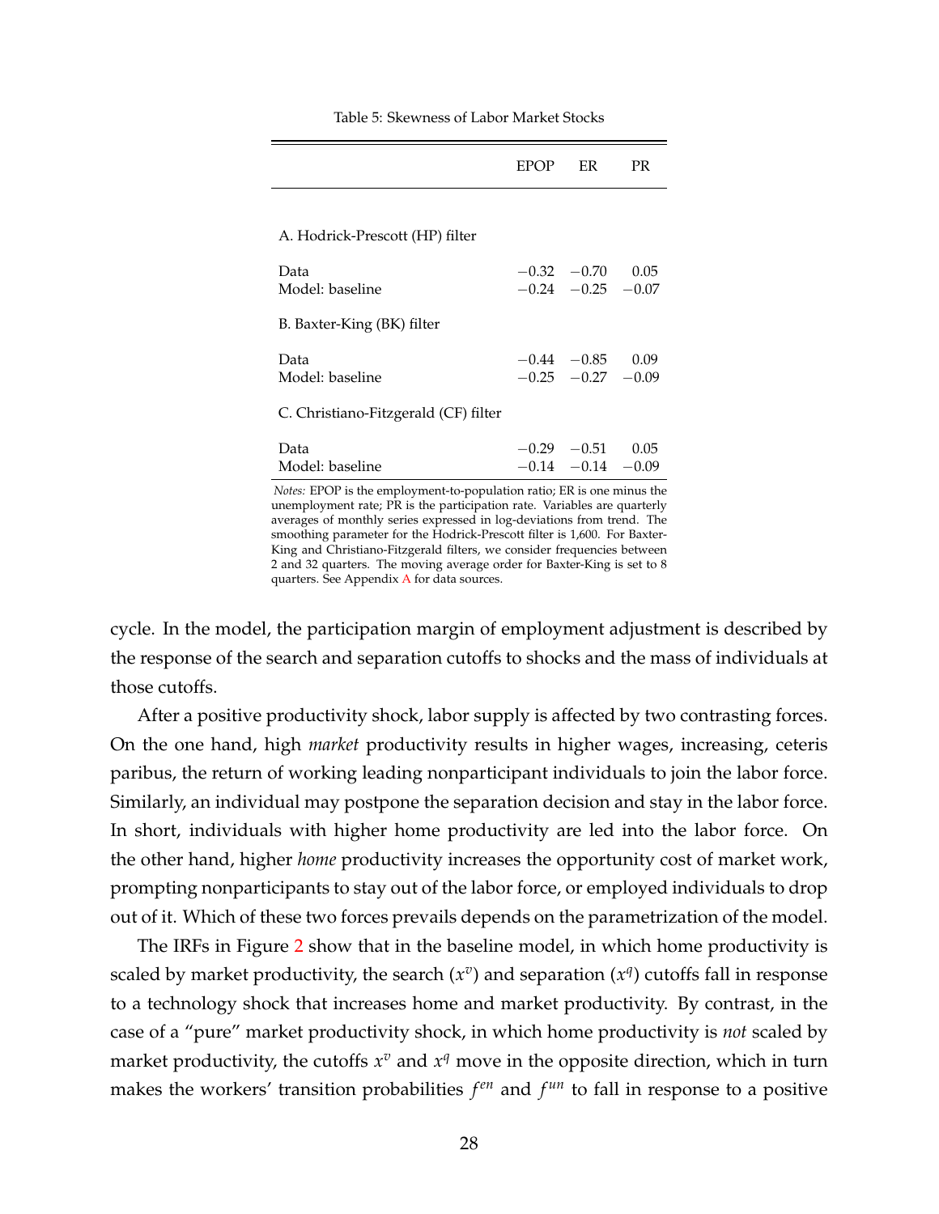Table 5: Skewness of Labor Market Stocks

| | EPOP | ER | PR |
|---|---|---|---|
| A. Hodrick-Prescott (HP) filter | | | |
| Data | −0.32 | −0.70 | 0.05 |
| Model: baseline | −0.24 | −0.25 | −0.07 |
| B. Baxter-King (BK) filter | | | |
| Data | −0.44 | −0.85 | 0.09 |
| Model: baseline | −0.25 | −0.27 | −0.09 |
| C. Christiano-Fitzgerald (CF) filter | | | |
| Data | −0.29 | −0.51 | 0.05 |
| Model: baseline | −0.14 | −0.14 | −0.09 |

*Notes:* EPOP is the employment-to-population ratio; ER is one minus the unemployment rate; PR is the participation rate. Variables are quarterly averages of monthly series expressed in log-deviations from trend. The smoothing parameter for the Hodrick-Prescott filter is 1,600. For Baxter-King and Christiano-Fitzgerald filters, we consider frequencies between 2 and 32 quarters. The moving average order for Baxter-King is set to 8 quarters. See Appendix A for data sources.

cycle. In the model, the participation margin of employment adjustment is described by the response of the search and separation cutoffs to shocks and the mass of individuals at those cutoffs.

After a positive productivity shock, labor supply is affected by two contrasting forces. On the one hand, high *market* productivity results in higher wages, increasing, ceteris paribus, the return of working leading nonparticipant individuals to join the labor force. Similarly, an individual may postpone the separation decision and stay in the labor force. In short, individuals with higher home productivity are led into the labor force. On the other hand, higher *home* productivity increases the opportunity cost of market work, prompting nonparticipants to stay out of the labor force, or employed individuals to drop out of it. Which of these two forces prevails depends on the parametrization of the model.

The IRFs in Figure 2 show that in the baseline model, in which home productivity is scaled by market productivity, the search ($x^v$) and separation ($x^q$) cutoffs fall in response to a technology shock that increases home and market productivity. By contrast, in the case of a "pure" market productivity shock, in which home productivity is *not* scaled by market productivity, the cutoffs $x^v$ and $x^q$ move in the opposite direction, which in turn makes the workers' transition probabilities $f^{en}$ and $f^{un}$ to fall in response to a positive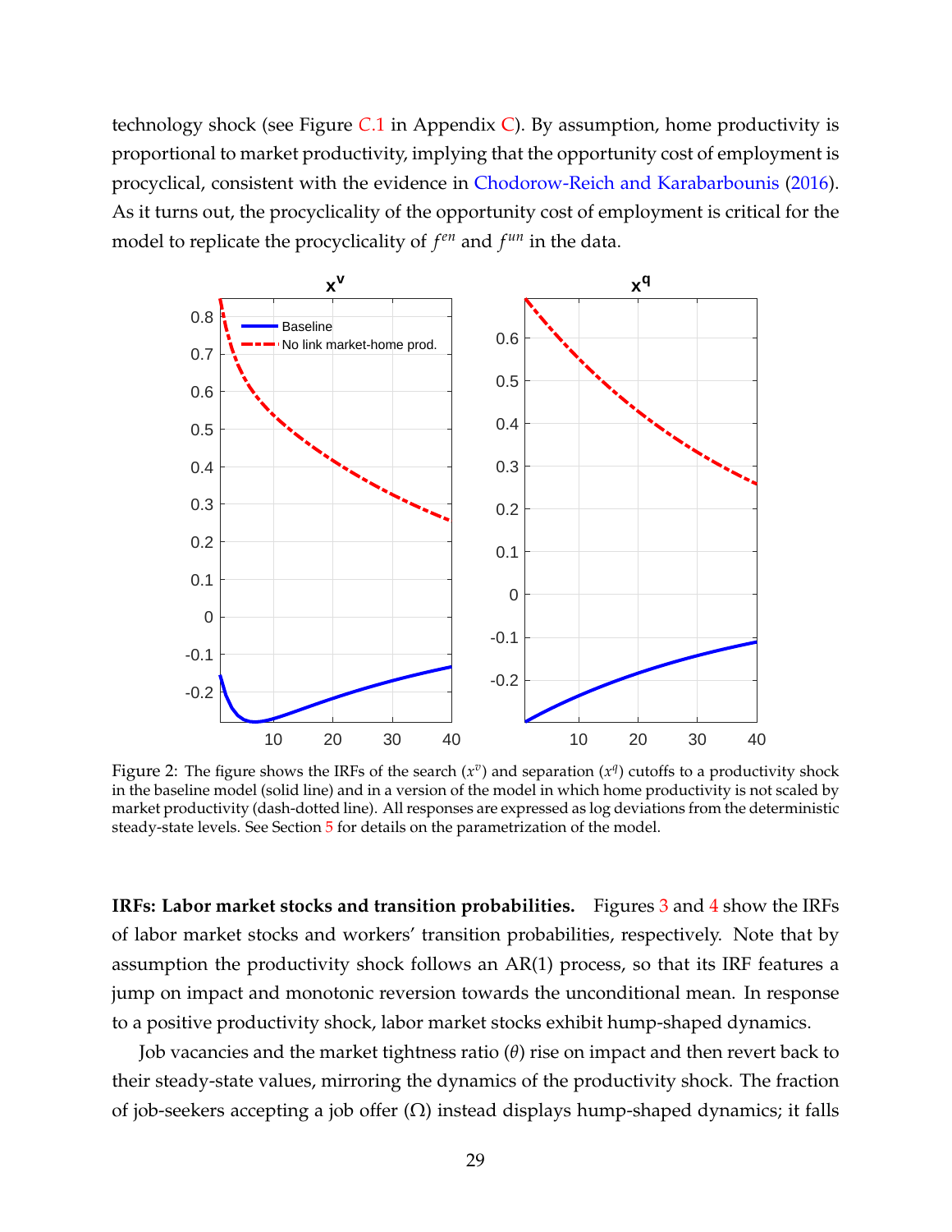technology shock (see Figure C.1 in Appendix C). By assumption, home productivity is proportional to market productivity, implying that the opportunity cost of employment is procyclical, consistent with the evidence in Chodorow-Reich and Karabarbounis (2016). As it turns out, the procyclicality of the opportunity cost of employment is critical for the model to replicate the procyclicality of $f^{en}$ and $f^{un}$ in the data.

Figure 2: The figure shows the IRFs of the search ($x^v$) and separation ($x^q$) cutoffs to a productivity shock in the baseline model (solid line) and in a version of the model in which home productivity is not scaled by market productivity (dash-dotted line). All responses are expressed as log deviations from the deterministic steady-state levels. See Section 5 for details on the parametrization of the model.

**IRFs: Labor market stocks and transition probabilities.** Figures 3 and 4 show the IRFs of labor market stocks and workers' transition probabilities, respectively. Note that by assumption the productivity shock follows an AR(1) process, so that its IRF features a jump on impact and monotonic reversion towards the unconditional mean. In response to a positive productivity shock, labor market stocks exhibit hump-shaped dynamics.

Job vacancies and the market tightness ratio ($\theta$) rise on impact and then revert back to their steady-state values, mirroring the dynamics of the productivity shock. The fraction of job-seekers accepting a job offer ($\Omega$) instead displays hump-shaped dynamics; it falls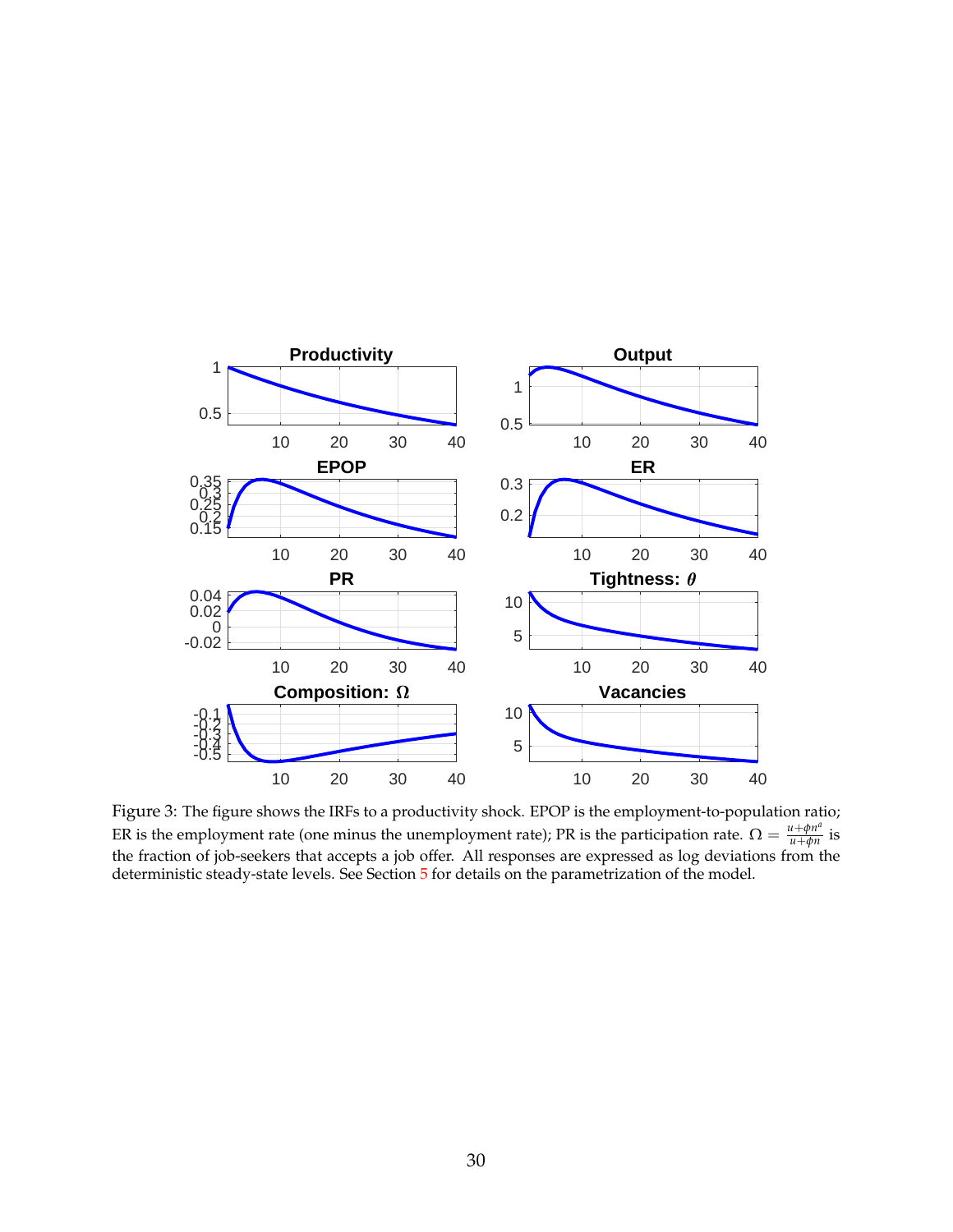Figure 3: The figure shows the IRFs to a productivity shock. EPOP is the employment-to-population ratio; ER is the employment rate (one minus the unemployment rate); PR is the participation rate. $\Omega = \frac{u+\phi n^a}{u+\phi n}$ is the fraction of job-seekers that accepts a job offer. All responses are expressed as log deviations from the deterministic steady-state levels. See Section 5 for details on the parametrization of the model.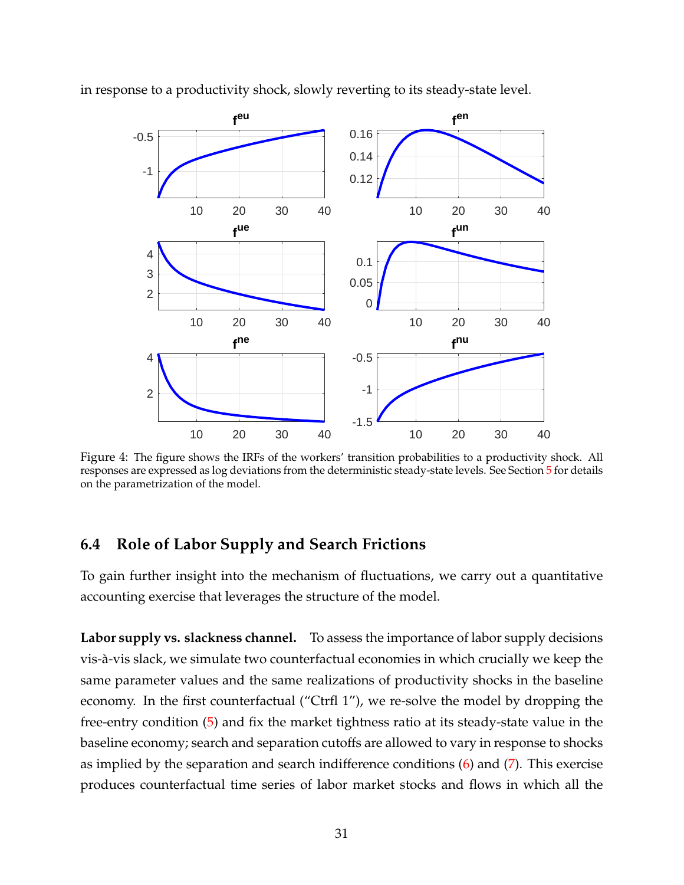in response to a productivity shock, slowly reverting to its steady-state level.

Figure 4: The figure shows the IRFs of the workers' transition probabilities to a productivity shock. All responses are expressed as log deviations from the deterministic steady-state levels. See Section 5 for details on the parametrization of the model.

### 6.4 Role of Labor Supply and Search Frictions

To gain further insight into the mechanism of fluctuations, we carry out a quantitative accounting exercise that leverages the structure of the model.

**Labor supply vs. slackness channel.** To assess the importance of labor supply decisions vis-à-vis slack, we simulate two counterfactual economies in which crucially we keep the same parameter values and the same realizations of productivity shocks in the baseline economy. In the first counterfactual ("Ctrfl 1"), we re-solve the model by dropping the free-entry condition (5) and fix the market tightness ratio at its steady-state value in the baseline economy; search and separation cutoffs are allowed to vary in response to shocks as implied by the separation and search indifference conditions (6) and (7). This exercise produces counterfactual time series of labor market stocks and flows in which all the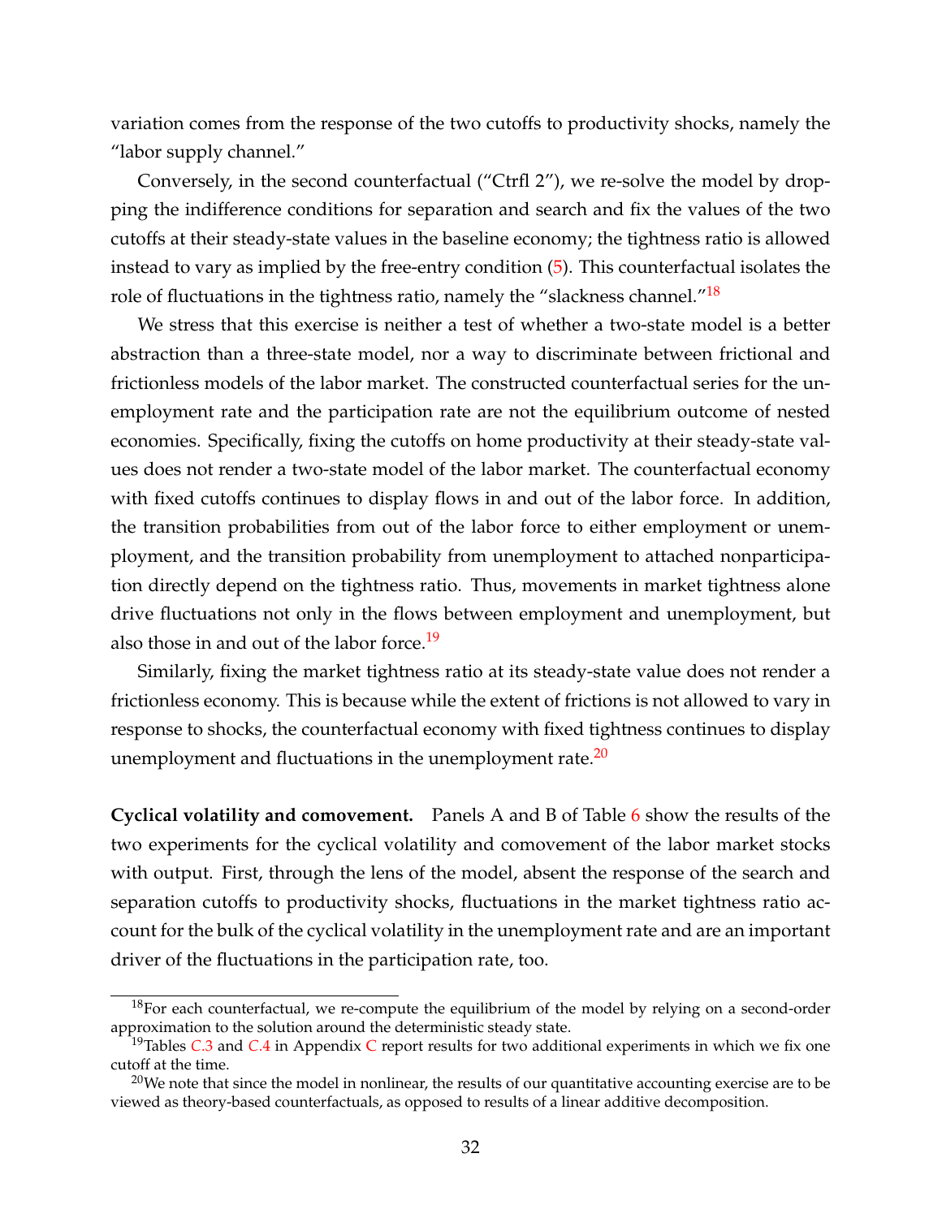variation comes from the response of the two cutoffs to productivity shocks, namely the "labor supply channel."

Conversely, in the second counterfactual ("Ctrfl 2"), we re-solve the model by dropping the indifference conditions for separation and search and fix the values of the two cutoffs at their steady-state values in the baseline economy; the tightness ratio is allowed instead to vary as implied by the free-entry condition (5). This counterfactual isolates the role of fluctuations in the tightness ratio, namely the "slackness channel."[18]

We stress that this exercise is neither a test of whether a two-state model is a better abstraction than a three-state model, nor a way to discriminate between frictional and frictionless models of the labor market. The constructed counterfactual series for the unemployment rate and the participation rate are not the equilibrium outcome of nested economies. Specifically, fixing the cutoffs on home productivity at their steady-state values does not render a two-state model of the labor market. The counterfactual economy with fixed cutoffs continues to display flows in and out of the labor force. In addition, the transition probabilities from out of the labor force to either employment or unemployment, and the transition probability from unemployment to attached nonparticipation directly depend on the tightness ratio. Thus, movements in market tightness alone drive fluctuations not only in the flows between employment and unemployment, but also those in and out of the labor force.[19]

Similarly, fixing the market tightness ratio at its steady-state value does not render a frictionless economy. This is because while the extent of frictions is not allowed to vary in response to shocks, the counterfactual economy with fixed tightness continues to display unemployment and fluctuations in the unemployment rate.[20]

**Cyclical volatility and comovement.** Panels A and B of Table 6 show the results of the two experiments for the cyclical volatility and comovement of the labor market stocks with output. First, through the lens of the model, absent the response of the search and separation cutoffs to productivity shocks, fluctuations in the market tightness ratio account for the bulk of the cyclical volatility in the unemployment rate and are an important driver of the fluctuations in the participation rate, too.

[18] For each counterfactual, we re-compute the equilibrium of the model by relying on a second-order approximation to the solution around the deterministic steady state.

[19] Tables C.3 and C.4 in Appendix C report results for two additional experiments in which we fix one cutoff at the time.

[20] We note that since the model in nonlinear, the results of our quantitative accounting exercise are to be viewed as theory-based counterfactuals, as opposed to results of a linear additive decomposition.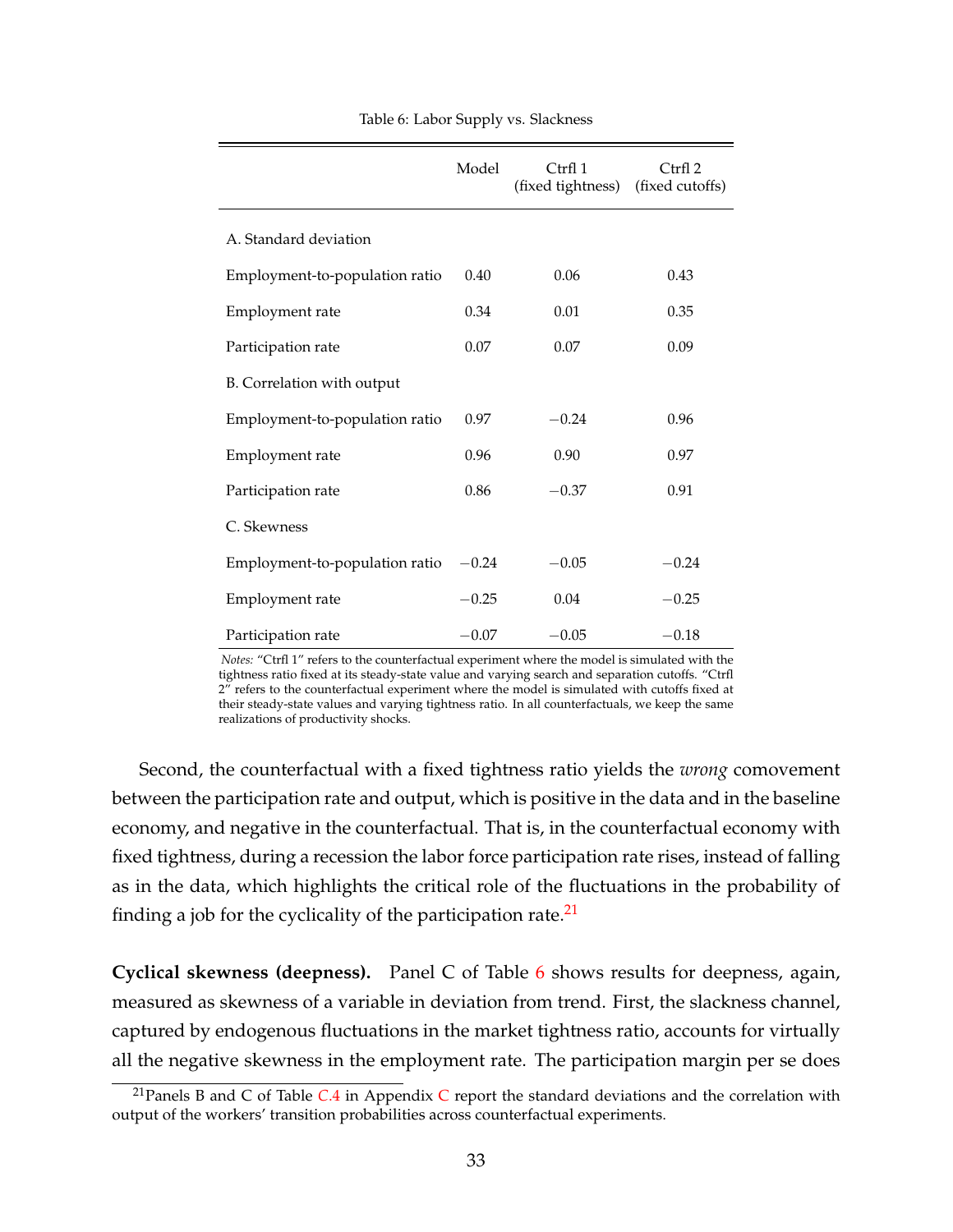Table 6: Labor Supply vs. Slackness

| | Model | Ctrfl 1 (fixed tightness) | Ctrfl 2 (fixed cutoffs) |
|---|---|---|---|
| A. Standard deviation | | | |
| Employment-to-population ratio | 0.40 | 0.06 | 0.43 |
| Employment rate | 0.34 | 0.01 | 0.35 |
| Participation rate | 0.07 | 0.07 | 0.09 |
| B. Correlation with output | | | |
| Employment-to-population ratio | 0.97 | −0.24 | 0.96 |
| Employment rate | 0.96 | 0.90 | 0.97 |
| Participation rate | 0.86 | −0.37 | 0.91 |
| C. Skewness | | | |
| Employment-to-population ratio | −0.24 | −0.05 | −0.24 |
| Employment rate | −0.25 | 0.04 | −0.25 |
| Participation rate | −0.07 | −0.05 | −0.18 |

*Notes:* "Ctrfl 1" refers to the counterfactual experiment where the model is simulated with the tightness ratio fixed at its steady-state value and varying search and separation cutoffs. "Ctrfl 2" refers to the counterfactual experiment where the model is simulated with cutoffs fixed at their steady-state values and varying tightness ratio. In all counterfactuals, we keep the same realizations of productivity shocks.

Second, the counterfactual with a fixed tightness ratio yields the *wrong* comovement between the participation rate and output, which is positive in the data and in the baseline economy, and negative in the counterfactual. That is, in the counterfactual economy with fixed tightness, during a recession the labor force participation rate rises, instead of falling as in the data, which highlights the critical role of the fluctuations in the probability of finding a job for the cyclicality of the participation rate.[21]

**Cyclical skewness (deepness).** Panel C of Table 6 shows results for deepness, again, measured as skewness of a variable in deviation from trend. First, the slackness channel, captured by endogenous fluctuations in the market tightness ratio, accounts for virtually all the negative skewness in the employment rate. The participation margin per se does

[21] Panels B and C of Table C.4 in Appendix C report the standard deviations and the correlation with output of the workers' transition probabilities across counterfactual experiments.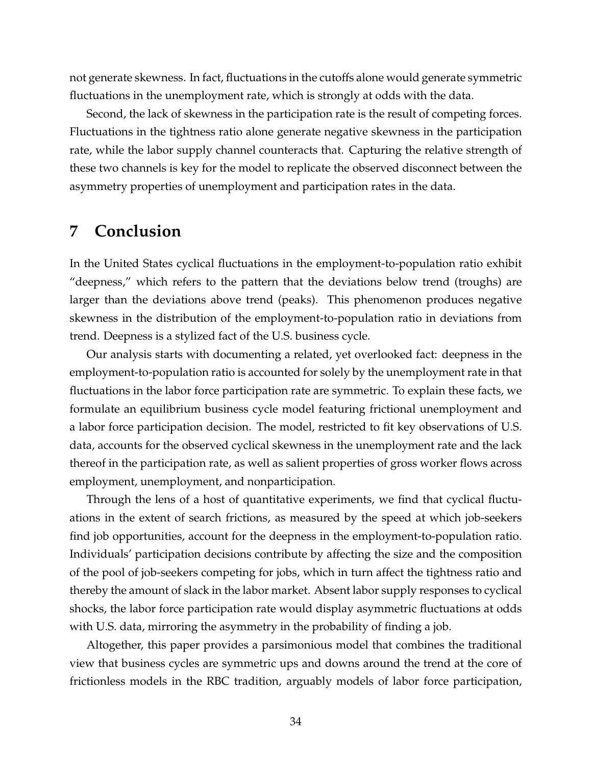not generate skewness. In fact, fluctuations in the cutoffs alone would generate symmetric fluctuations in the unemployment rate, which is strongly at odds with the data.

Second, the lack of skewness in the participation rate is the result of competing forces. Fluctuations in the tightness ratio alone generate negative skewness in the participation rate, while the labor supply channel counteracts that. Capturing the relative strength of these two channels is key for the model to replicate the observed disconnect between the asymmetry properties of unemployment and participation rates in the data.

# 7 Conclusion

In the United States cyclical fluctuations in the employment-to-population ratio exhibit "deepness," which refers to the pattern that the deviations below trend (troughs) are larger than the deviations above trend (peaks). This phenomenon produces negative skewness in the distribution of the employment-to-population ratio in deviations from trend. Deepness is a stylized fact of the U.S. business cycle.

Our analysis starts with documenting a related, yet overlooked fact: deepness in the employment-to-population ratio is accounted for solely by the unemployment rate in that fluctuations in the labor force participation rate are symmetric. To explain these facts, we formulate an equilibrium business cycle model featuring frictional unemployment and a labor force participation decision. The model, restricted to fit key observations of U.S. data, accounts for the observed cyclical skewness in the unemployment rate and the lack thereof in the participation rate, as well as salient properties of gross worker flows across employment, unemployment, and nonparticipation.

Through the lens of a host of quantitative experiments, we find that cyclical fluctuations in the extent of search frictions, as measured by the speed at which job-seekers find job opportunities, account for the deepness in the employment-to-population ratio. Individuals' participation decisions contribute by affecting the size and the composition of the pool of job-seekers competing for jobs, which in turn affect the tightness ratio and thereby the amount of slack in the labor market. Absent labor supply responses to cyclical shocks, the labor force participation rate would display asymmetric fluctuations at odds with U.S. data, mirroring the asymmetry in the probability of finding a job.

Altogether, this paper provides a parsimonious model that combines the traditional view that business cycles are symmetric ups and downs around the trend at the core of frictionless models in the RBC tradition, arguably models of labor force participation,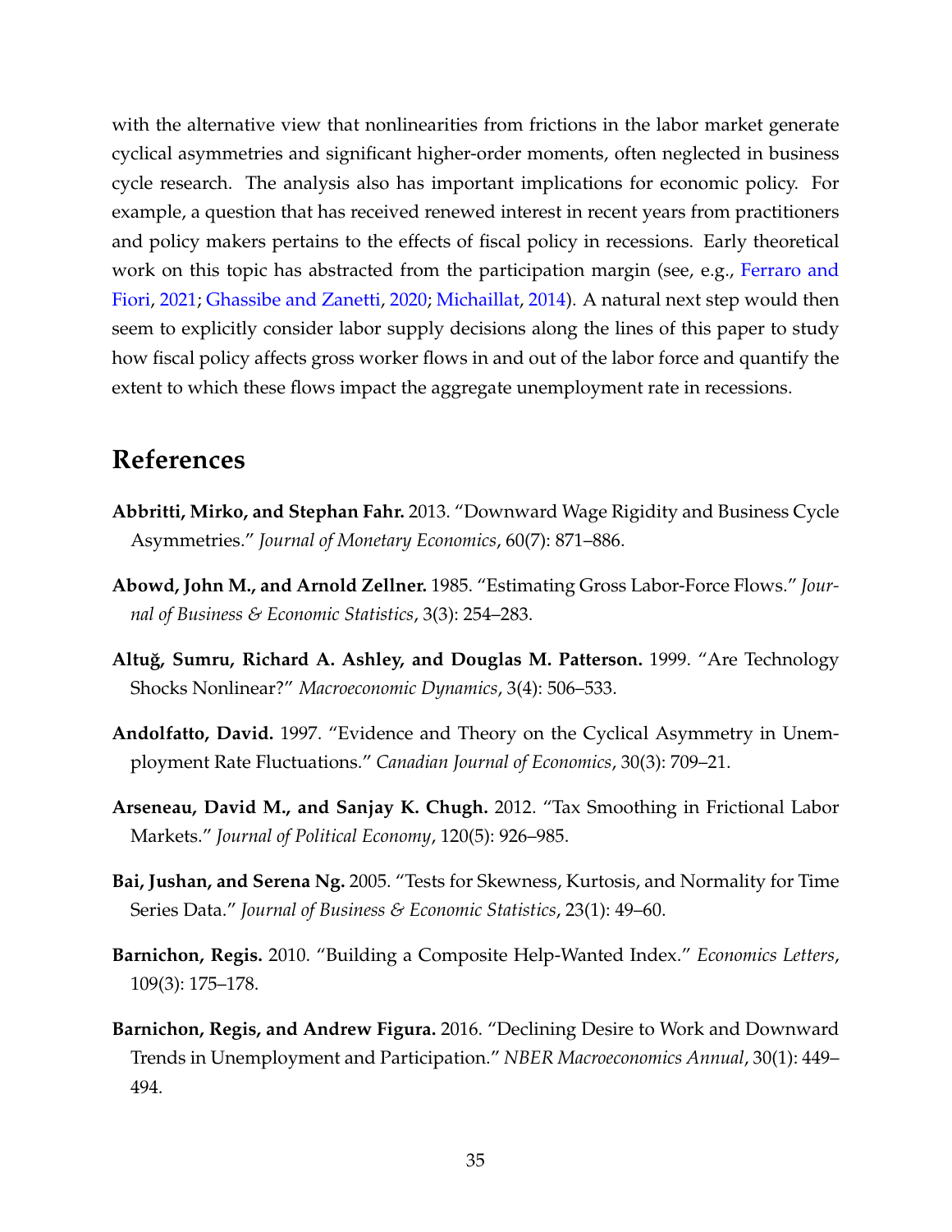with the alternative view that nonlinearities from frictions in the labor market generate cyclical asymmetries and significant higher-order moments, often neglected in business cycle research. The analysis also has important implications for economic policy. For example, a question that has received renewed interest in recent years from practitioners and policy makers pertains to the effects of fiscal policy in recessions. Early theoretical work on this topic has abstracted from the participation margin (see, e.g., Ferraro and Fiori, 2021; Ghassibe and Zanetti, 2020; Michaillat, 2014). A natural next step would then seem to explicitly consider labor supply decisions along the lines of this paper to study how fiscal policy affects gross worker flows in and out of the labor force and quantify the extent to which these flows impact the aggregate unemployment rate in recessions.

## References

**Abbritti, Mirko, and Stephan Fahr.** 2013. "Downward Wage Rigidity and Business Cycle Asymmetries." *Journal of Monetary Economics*, 60(7): 871–886.

**Abowd, John M., and Arnold Zellner.** 1985. "Estimating Gross Labor-Force Flows." *Journal of Business & Economic Statistics*, 3(3): 254–283.

**Altuğ, Sumru, Richard A. Ashley, and Douglas M. Patterson.** 1999. "Are Technology Shocks Nonlinear?" *Macroeconomic Dynamics*, 3(4): 506–533.

**Andolfatto, David.** 1997. "Evidence and Theory on the Cyclical Asymmetry in Unemployment Rate Fluctuations." *Canadian Journal of Economics*, 30(3): 709–21.

**Arseneau, David M., and Sanjay K. Chugh.** 2012. "Tax Smoothing in Frictional Labor Markets." *Journal of Political Economy*, 120(5): 926–985.

**Bai, Jushan, and Serena Ng.** 2005. "Tests for Skewness, Kurtosis, and Normality for Time Series Data." *Journal of Business & Economic Statistics*, 23(1): 49–60.

**Barnichon, Regis.** 2010. "Building a Composite Help-Wanted Index." *Economics Letters*, 109(3): 175–178.

**Barnichon, Regis, and Andrew Figura.** 2016. "Declining Desire to Work and Downward Trends in Unemployment and Participation." *NBER Macroeconomics Annual*, 30(1): 449–494.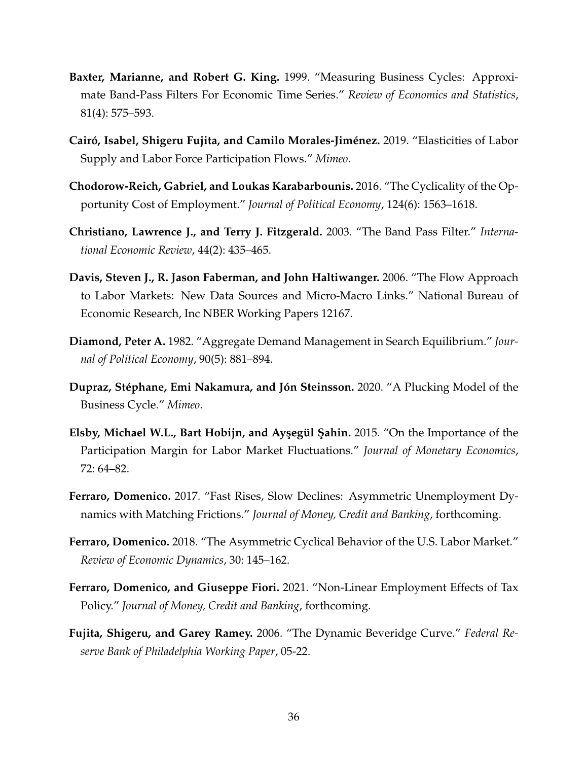**Baxter, Marianne, and Robert G. King.** 1999. "Measuring Business Cycles: Approximate Band-Pass Filters For Economic Time Series." *Review of Economics and Statistics*, 81(4): 575–593.

**Cairó, Isabel, Shigeru Fujita, and Camilo Morales-Jiménez.** 2019. "Elasticities of Labor Supply and Labor Force Participation Flows." *Mimeo*.

**Chodorow-Reich, Gabriel, and Loukas Karabarbounis.** 2016. "The Cyclicality of the Opportunity Cost of Employment." *Journal of Political Economy*, 124(6): 1563–1618.

**Christiano, Lawrence J., and Terry J. Fitzgerald.** 2003. "The Band Pass Filter." *International Economic Review*, 44(2): 435–465.

**Davis, Steven J., R. Jason Faberman, and John Haltiwanger.** 2006. "The Flow Approach to Labor Markets: New Data Sources and Micro-Macro Links." National Bureau of Economic Research, Inc NBER Working Papers 12167.

**Diamond, Peter A.** 1982. "Aggregate Demand Management in Search Equilibrium." *Journal of Political Economy*, 90(5): 881–894.

**Dupraz, Stéphane, Emi Nakamura, and Jón Steinsson.** 2020. "A Plucking Model of the Business Cycle." *Mimeo*.

**Elsby, Michael W.L., Bart Hobijn, and Ayşegül Şahin.** 2015. "On the Importance of the Participation Margin for Labor Market Fluctuations." *Journal of Monetary Economics*, 72: 64–82.

**Ferraro, Domenico.** 2017. "Fast Rises, Slow Declines: Asymmetric Unemployment Dynamics with Matching Frictions." *Journal of Money, Credit and Banking*, forthcoming.

**Ferraro, Domenico.** 2018. "The Asymmetric Cyclical Behavior of the U.S. Labor Market." *Review of Economic Dynamics*, 30: 145–162.

**Ferraro, Domenico, and Giuseppe Fiori.** 2021. "Non-Linear Employment Effects of Tax Policy." *Journal of Money, Credit and Banking*, forthcoming.

**Fujita, Shigeru, and Garey Ramey.** 2006. "The Dynamic Beveridge Curve." *Federal Reserve Bank of Philadelphia Working Paper*, 05-22.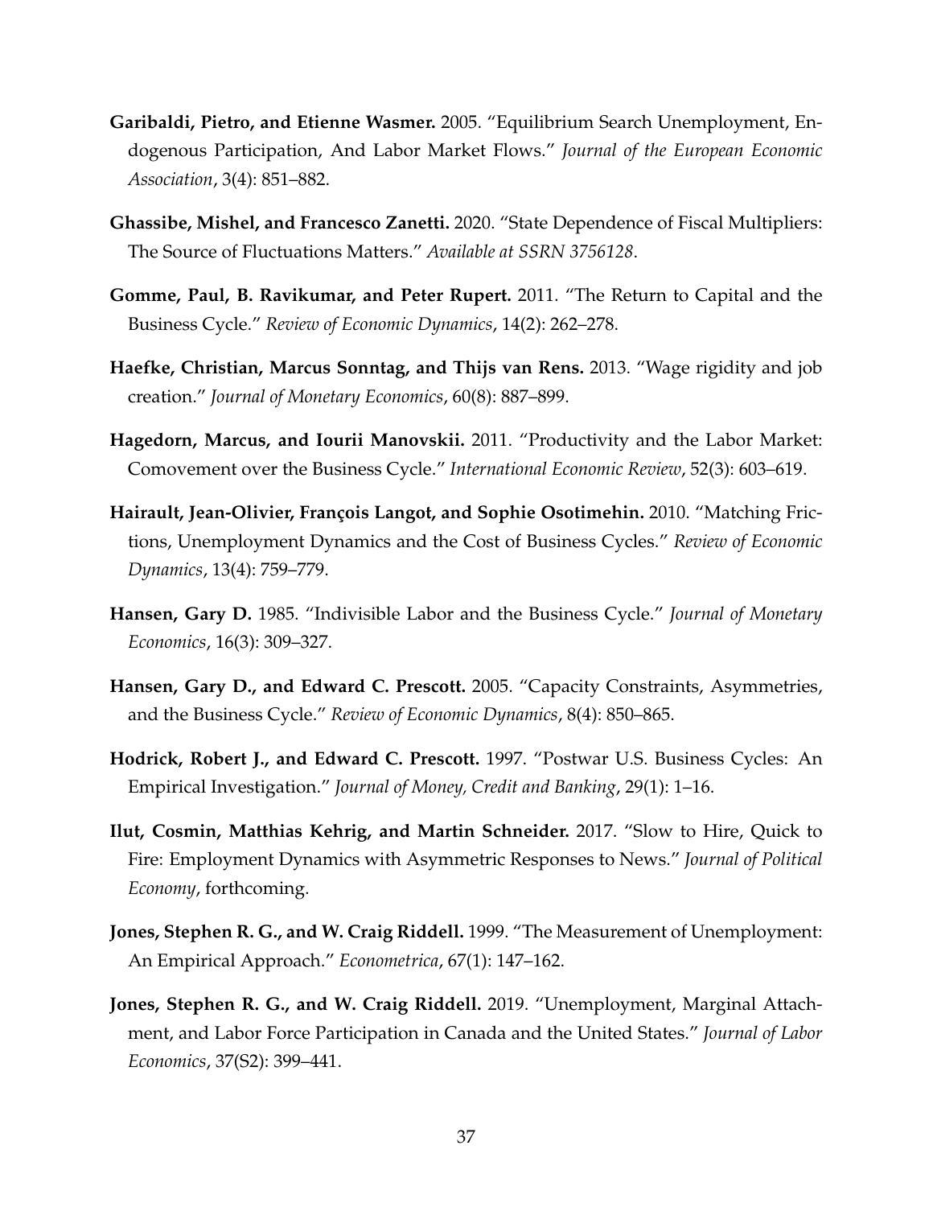**Garibaldi, Pietro, and Etienne Wasmer.** 2005. "Equilibrium Search Unemployment, Endogenous Participation, And Labor Market Flows." *Journal of the European Economic Association*, 3(4): 851–882.

**Ghassibe, Mishel, and Francesco Zanetti.** 2020. "State Dependence of Fiscal Multipliers: The Source of Fluctuations Matters." *Available at SSRN 3756128*.

**Gomme, Paul, B. Ravikumar, and Peter Rupert.** 2011. "The Return to Capital and the Business Cycle." *Review of Economic Dynamics*, 14(2): 262–278.

**Haefke, Christian, Marcus Sonntag, and Thijs van Rens.** 2013. "Wage rigidity and job creation." *Journal of Monetary Economics*, 60(8): 887–899.

**Hagedorn, Marcus, and Iourii Manovskii.** 2011. "Productivity and the Labor Market: Comovement over the Business Cycle." *International Economic Review*, 52(3): 603–619.

**Hairault, Jean-Olivier, François Langot, and Sophie Osotimehin.** 2010. "Matching Frictions, Unemployment Dynamics and the Cost of Business Cycles." *Review of Economic Dynamics*, 13(4): 759–779.

**Hansen, Gary D.** 1985. "Indivisible Labor and the Business Cycle." *Journal of Monetary Economics*, 16(3): 309–327.

**Hansen, Gary D., and Edward C. Prescott.** 2005. "Capacity Constraints, Asymmetries, and the Business Cycle." *Review of Economic Dynamics*, 8(4): 850–865.

**Hodrick, Robert J., and Edward C. Prescott.** 1997. "Postwar U.S. Business Cycles: An Empirical Investigation." *Journal of Money, Credit and Banking*, 29(1): 1–16.

**Ilut, Cosmin, Matthias Kehrig, and Martin Schneider.** 2017. "Slow to Hire, Quick to Fire: Employment Dynamics with Asymmetric Responses to News." *Journal of Political Economy*, forthcoming.

**Jones, Stephen R. G., and W. Craig Riddell.** 1999. "The Measurement of Unemployment: An Empirical Approach." *Econometrica*, 67(1): 147–162.

**Jones, Stephen R. G., and W. Craig Riddell.** 2019. "Unemployment, Marginal Attachment, and Labor Force Participation in Canada and the United States." *Journal of Labor Economics*, 37(S2): 399–441.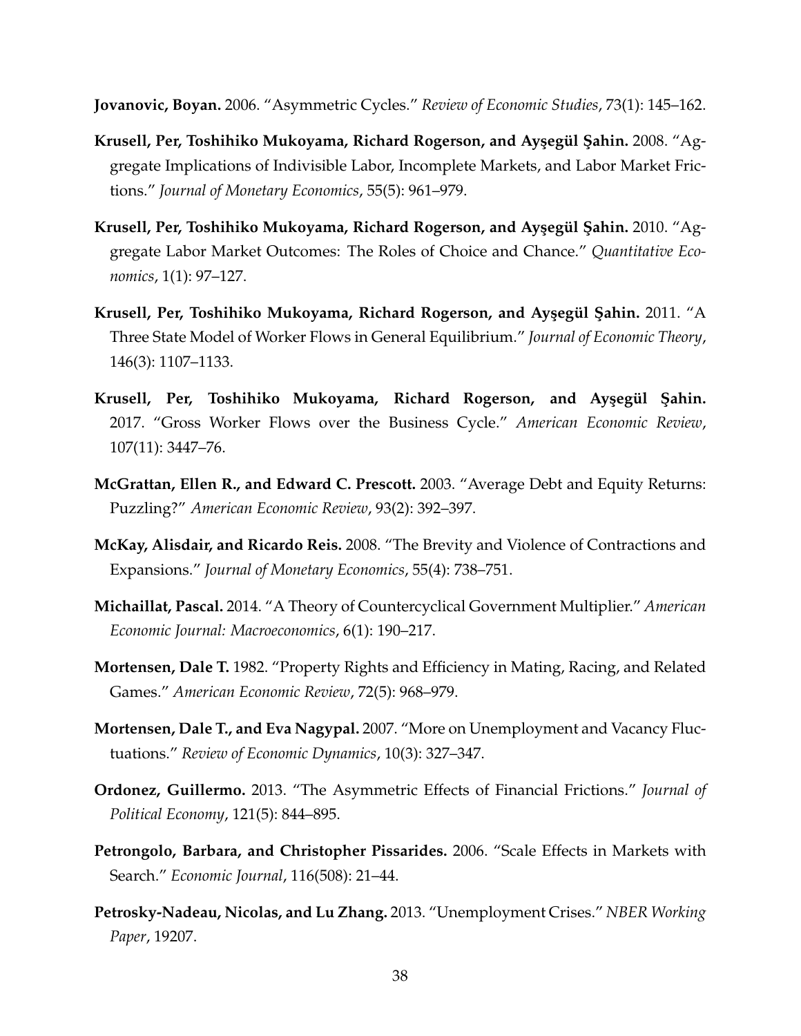**Jovanovic, Boyan.** 2006. "Asymmetric Cycles." *Review of Economic Studies*, 73(1): 145–162.

**Krusell, Per, Toshihiko Mukoyama, Richard Rogerson, and Ayşegül Şahin.** 2008. "Aggregate Implications of Indivisible Labor, Incomplete Markets, and Labor Market Frictions." *Journal of Monetary Economics*, 55(5): 961–979.

**Krusell, Per, Toshihiko Mukoyama, Richard Rogerson, and Ayşegül Şahin.** 2010. "Aggregate Labor Market Outcomes: The Roles of Choice and Chance." *Quantitative Economics*, 1(1): 97–127.

**Krusell, Per, Toshihiko Mukoyama, Richard Rogerson, and Ayşegül Şahin.** 2011. "A Three State Model of Worker Flows in General Equilibrium." *Journal of Economic Theory*, 146(3): 1107–1133.

**Krusell, Per, Toshihiko Mukoyama, Richard Rogerson, and Ayşegül Şahin.** 2017. "Gross Worker Flows over the Business Cycle." *American Economic Review*, 107(11): 3447–76.

**McGrattan, Ellen R., and Edward C. Prescott.** 2003. "Average Debt and Equity Returns: Puzzling?" *American Economic Review*, 93(2): 392–397.

**McKay, Alisdair, and Ricardo Reis.** 2008. "The Brevity and Violence of Contractions and Expansions." *Journal of Monetary Economics*, 55(4): 738–751.

**Michaillat, Pascal.** 2014. "A Theory of Countercyclical Government Multiplier." *American Economic Journal: Macroeconomics*, 6(1): 190–217.

**Mortensen, Dale T.** 1982. "Property Rights and Efficiency in Mating, Racing, and Related Games." *American Economic Review*, 72(5): 968–979.

**Mortensen, Dale T., and Eva Nagypal.** 2007. "More on Unemployment and Vacancy Fluctuations." *Review of Economic Dynamics*, 10(3): 327–347.

**Ordonez, Guillermo.** 2013. "The Asymmetric Effects of Financial Frictions." *Journal of Political Economy*, 121(5): 844–895.

**Petrongolo, Barbara, and Christopher Pissarides.** 2006. "Scale Effects in Markets with Search." *Economic Journal*, 116(508): 21–44.

**Petrosky-Nadeau, Nicolas, and Lu Zhang.** 2013. "Unemployment Crises." *NBER Working Paper*, 19207.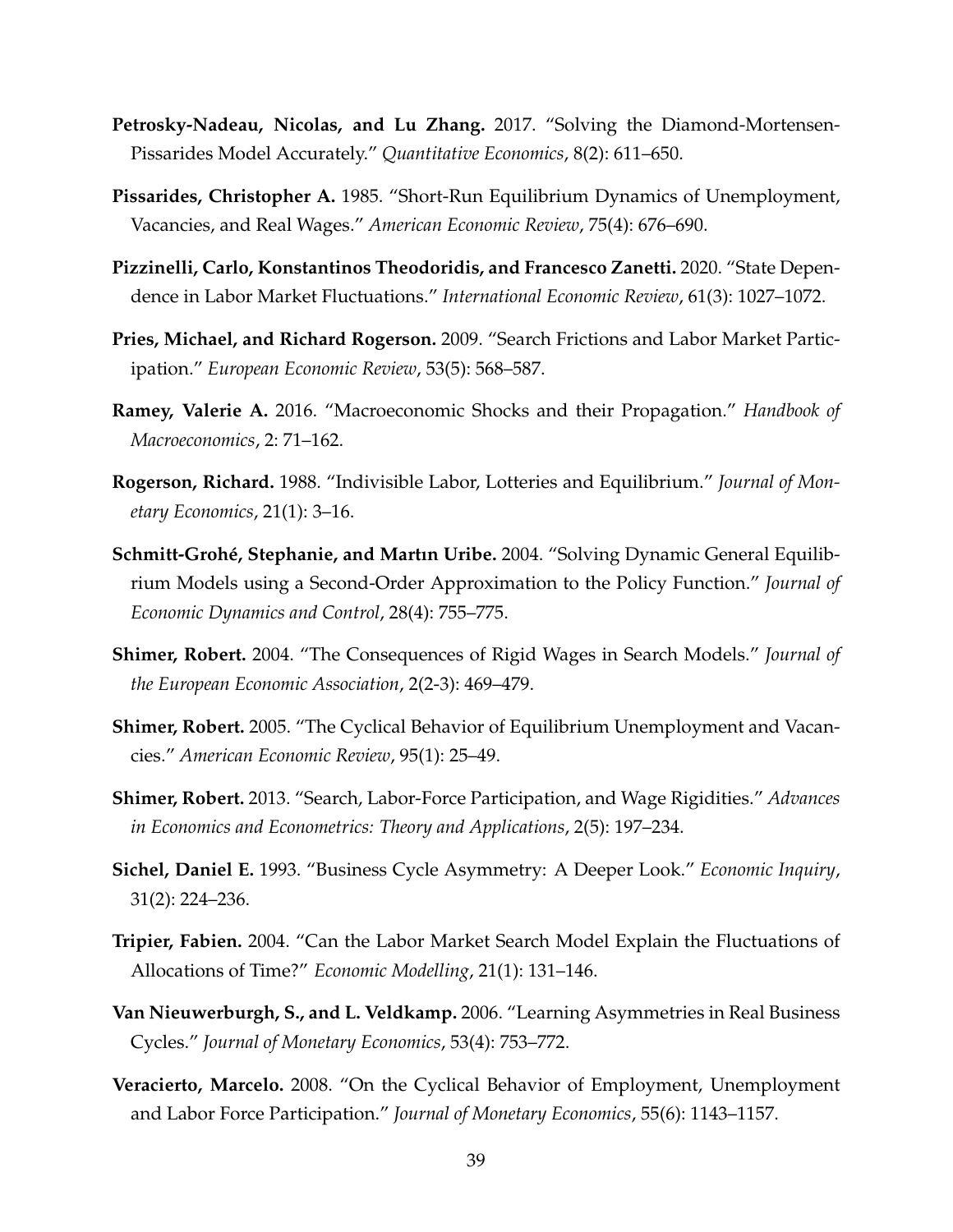**Petrosky-Nadeau, Nicolas, and Lu Zhang.** 2017. "Solving the Diamond-Mortensen-Pissarides Model Accurately." *Quantitative Economics*, 8(2): 611–650.

**Pissarides, Christopher A.** 1985. "Short-Run Equilibrium Dynamics of Unemployment, Vacancies, and Real Wages." *American Economic Review*, 75(4): 676–690.

**Pizzinelli, Carlo, Konstantinos Theodoridis, and Francesco Zanetti.** 2020. "State Dependence in Labor Market Fluctuations." *International Economic Review*, 61(3): 1027–1072.

**Pries, Michael, and Richard Rogerson.** 2009. "Search Frictions and Labor Market Participation." *European Economic Review*, 53(5): 568–587.

**Ramey, Valerie A.** 2016. "Macroeconomic Shocks and their Propagation." *Handbook of Macroeconomics*, 2: 71–162.

**Rogerson, Richard.** 1988. "Indivisible Labor, Lotteries and Equilibrium." *Journal of Monetary Economics*, 21(1): 3–16.

**Schmitt-Grohé, Stephanie, and Martın Uribe.** 2004. "Solving Dynamic General Equilibrium Models using a Second-Order Approximation to the Policy Function." *Journal of Economic Dynamics and Control*, 28(4): 755–775.

**Shimer, Robert.** 2004. "The Consequences of Rigid Wages in Search Models." *Journal of the European Economic Association*, 2(2-3): 469–479.

**Shimer, Robert.** 2005. "The Cyclical Behavior of Equilibrium Unemployment and Vacancies." *American Economic Review*, 95(1): 25–49.

**Shimer, Robert.** 2013. "Search, Labor-Force Participation, and Wage Rigidities." *Advances in Economics and Econometrics: Theory and Applications*, 2(5): 197–234.

**Sichel, Daniel E.** 1993. "Business Cycle Asymmetry: A Deeper Look." *Economic Inquiry*, 31(2): 224–236.

**Tripier, Fabien.** 2004. "Can the Labor Market Search Model Explain the Fluctuations of Allocations of Time?" *Economic Modelling*, 21(1): 131–146.

**Van Nieuwerburgh, S., and L. Veldkamp.** 2006. "Learning Asymmetries in Real Business Cycles." *Journal of Monetary Economics*, 53(4): 753–772.

**Veracierto, Marcelo.** 2008. "On the Cyclical Behavior of Employment, Unemployment and Labor Force Participation." *Journal of Monetary Economics*, 55(6): 1143–1157.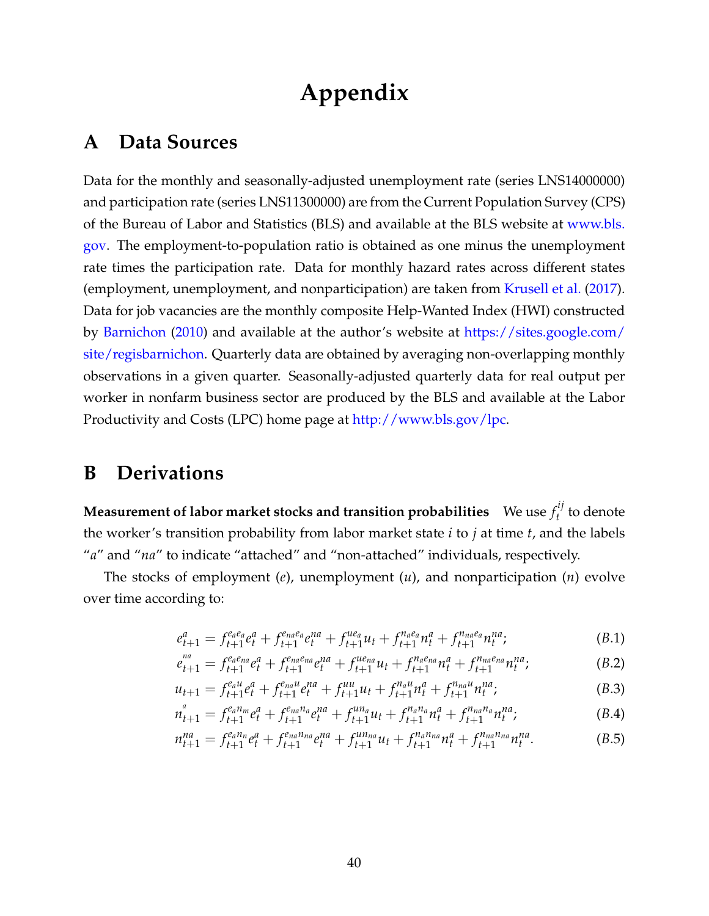// Appendix

## A Data Sources

Data for the monthly and seasonally-adjusted unemployment rate (series LNS14000000) and participation rate (series LNS11300000) are from the Current Population Survey (CPS) of the Bureau of Labor and Statistics (BLS) and available at the BLS website at www.bls.gov. The employment-to-population ratio is obtained as one minus the unemployment rate times the participation rate. Data for monthly hazard rates across different states (employment, unemployment, and nonparticipation) are taken from Krusell et al. (2017). Data for job vacancies are the monthly composite Help-Wanted Index (HWI) constructed by Barnichon (2010) and available at the author's website at https://sites.google.com/site/regisbarnichon. Quarterly data are obtained by averaging non-overlapping monthly observations in a given quarter. Seasonally-adjusted quarterly data for real output per worker in nonfarm business sector are produced by the BLS and available at the Labor Productivity and Costs (LPC) home page at http://www.bls.gov/lpc.

## B Derivations

**Measurement of labor market stocks and transition probabilities** We use $f_t^{ij}$ to denote the worker's transition probability from labor market state $i$ to $j$ at time $t$, and the labels "$a$" and "$na$" to indicate "attached" and "non-attached" individuals, respectively.

The stocks of employment ($e$), unemployment ($u$), and nonparticipation ($n$) evolve over time according to:

$$e_{t+1}^{a} = f_{t+1}^{e_a e_a} e_t^a + f_{t+1}^{e_{na} e_a} e_t^{na} + f_{t+1}^{u e_a} u_t + f_{t+1}^{n_a e_a} n_t^a + f_{t+1}^{n_{na} e_a} n_t^{na}; \tag{B.1}$$

$$e_{t+1}^{na} = f_{t+1}^{e_a e_{na}} e_t^a + f_{t+1}^{e_{na} e_{na}} e_t^{na} + f_{t+1}^{u e_{na}} u_t + f_{t+1}^{n_a e_{na}} n_t^a + f_{t+1}^{n_{na} e_{na}} n_t^{na}; \tag{B.2}$$

$$u_{t+1} = f_{t+1}^{e_a u} e_t^a + f_{t+1}^{e_{na} u} e_t^{na} + f_{t+1}^{uu} u_t + f_{t+1}^{n_a u} n_t^a + f_{t+1}^{n_{na} u} n_t^{na}; \tag{B.3}$$

$$n_{t+1}^{a} = f_{t+1}^{e_a n_m} e_t^a + f_{t+1}^{e_{na} n_a} e_t^{na} + f_{t+1}^{u n_a} u_t + f_{t+1}^{n_a n_a} n_t^a + f_{t+1}^{n_{na} n_a} n_t^{na}; \tag{B.4}$$

$$n_{t+1}^{na} = f_{t+1}^{e_a n_n} e_t^a + f_{t+1}^{e_{na} n_{na}} e_t^{na} + f_{t+1}^{u n_{na}} u_t + f_{t+1}^{n_a n_{na}} n_t^a + f_{t+1}^{n_{na} n_{na}} n_t^{na}. \tag{B.5}$$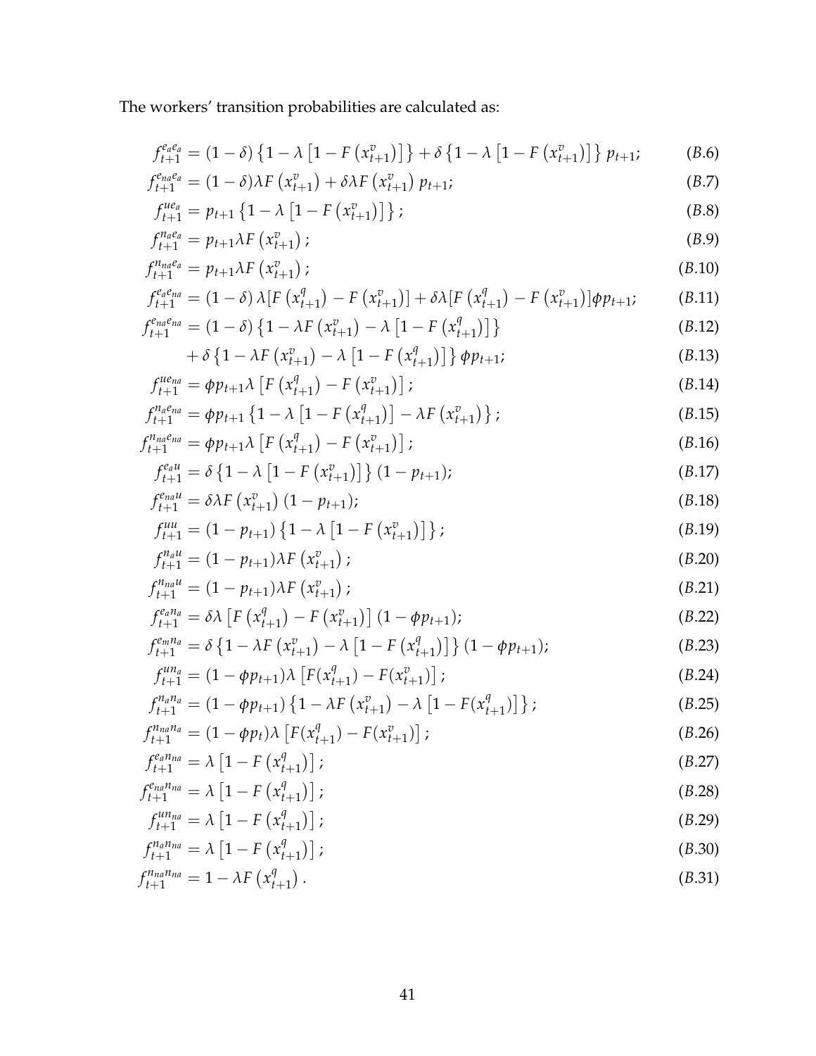The workers' transition probabilities are calculated as:

$$f_{t+1}^{e_a e_a} = (1-\delta)\left\{1-\lambda\left[1-F\left(x_{t+1}^{v}\right)\right]\right\} + \delta\left\{1-\lambda\left[1-F\left(x_{t+1}^{v}\right)\right]\right\} p_{t+1}; \tag{B.6}$$

$$f_{t+1}^{e_{na} e_a} = (1-\delta)\lambda F\left(x_{t+1}^{v}\right) + \delta\lambda F\left(x_{t+1}^{v}\right) p_{t+1}; \tag{B.7}$$

$$f_{t+1}^{u e_a} = p_{t+1}\left\{1-\lambda\left[1-F\left(x_{t+1}^{v}\right)\right]\right\}; \tag{B.8}$$

$$f_{t+1}^{n_a e_a} = p_{t+1}\lambda F\left(x_{t+1}^{v}\right); \tag{B.9}$$

$$f_{t+1}^{n_{na} e_a} = p_{t+1}\lambda F\left(x_{t+1}^{v}\right); \tag{B.10}$$

$$f_{t+1}^{e_a e_{na}} = (1-\delta)\lambda[F\left(x_{t+1}^{q}\right) - F\left(x_{t+1}^{v}\right)] + \delta\lambda[F\left(x_{t+1}^{q}\right) - F\left(x_{t+1}^{v}\right)]\phi p_{t+1}; \tag{B.11}$$

$$f_{t+1}^{e_{na} e_{na}} = (1-\delta)\left\{1-\lambda F\left(x_{t+1}^{v}\right) - \lambda\left[1-F\left(x_{t+1}^{q}\right)\right]\right\} \tag{B.12}$$

$$+\,\delta\left\{1-\lambda F\left(x_{t+1}^{v}\right) - \lambda\left[1-F\left(x_{t+1}^{q}\right)\right]\right\}\phi p_{t+1}; \tag{B.13}$$

$$f_{t+1}^{u e_{na}} = \phi p_{t+1}\lambda\left[F\left(x_{t+1}^{q}\right) - F\left(x_{t+1}^{v}\right)\right]; \tag{B.14}$$

$$f_{t+1}^{n_a e_{na}} = \phi p_{t+1}\left\{1-\lambda\left[1-F\left(x_{t+1}^{q}\right)\right] - \lambda F\left(x_{t+1}^{v}\right)\right\}; \tag{B.15}$$

$$f_{t+1}^{n_{na} e_{na}} = \phi p_{t+1}\lambda\left[F\left(x_{t+1}^{q}\right) - F\left(x_{t+1}^{v}\right)\right]; \tag{B.16}$$

$$f_{t+1}^{e_a u} = \delta\left\{1-\lambda\left[1-F\left(x_{t+1}^{v}\right)\right]\right\}(1-p_{t+1}); \tag{B.17}$$

$$f_{t+1}^{e_{na} u} = \delta\lambda F\left(x_{t+1}^{v}\right)(1-p_{t+1}); \tag{B.18}$$

$$f_{t+1}^{uu} = (1-p_{t+1})\left\{1-\lambda\left[1-F\left(x_{t+1}^{v}\right)\right]\right\}; \tag{B.19}$$

$$f_{t+1}^{n_a u} = (1-p_{t+1})\lambda F\left(x_{t+1}^{v}\right); \tag{B.20}$$

$$f_{t+1}^{n_{na} u} = (1-p_{t+1})\lambda F\left(x_{t+1}^{v}\right); \tag{B.21}$$

$$f_{t+1}^{e_a n_a} = \delta\lambda\left[F\left(x_{t+1}^{q}\right) - F\left(x_{t+1}^{v}\right)\right](1-\phi p_{t+1}); \tag{B.22}$$

$$f_{t+1}^{e_{m} n_a} = \delta\left\{1-\lambda F\left(x_{t+1}^{v}\right) - \lambda\left[1-F\left(x_{t+1}^{q}\right)\right]\right\}(1-\phi p_{t+1}); \tag{B.23}$$

$$f_{t+1}^{u n_a} = (1-\phi p_{t+1})\lambda\left[F(x_{t+1}^{q}) - F(x_{t+1}^{v})\right]; \tag{B.24}$$

$$f_{t+1}^{n_a n_a} = (1-\phi p_{t+1})\left\{1-\lambda F\left(x_{t+1}^{v}\right) - \lambda\left[1-F(x_{t+1}^{q})\right]\right\}; \tag{B.25}$$

$$f_{t+1}^{n_{na} n_a} = (1-\phi p_{t})\lambda\left[F(x_{t+1}^{q}) - F(x_{t+1}^{v})\right]; \tag{B.26}$$

$$f_{t+1}^{e_a n_{na}} = \lambda\left[1-F\left(x_{t+1}^{q}\right)\right]; \tag{B.27}$$

$$f_{t+1}^{e_{na} n_{na}} = \lambda\left[1-F\left(x_{t+1}^{q}\right)\right]; \tag{B.28}$$

$$f_{t+1}^{u n_{na}} = \lambda\left[1-F\left(x_{t+1}^{q}\right)\right]; \tag{B.29}$$

$$f_{t+1}^{n_a n_{na}} = \lambda\left[1-F\left(x_{t+1}^{q}\right)\right]; \tag{B.30}$$

$$f_{t+1}^{n_{na} n_{na}} = 1-\lambda F\left(x_{t+1}^{q}\right). \tag{B.31}$$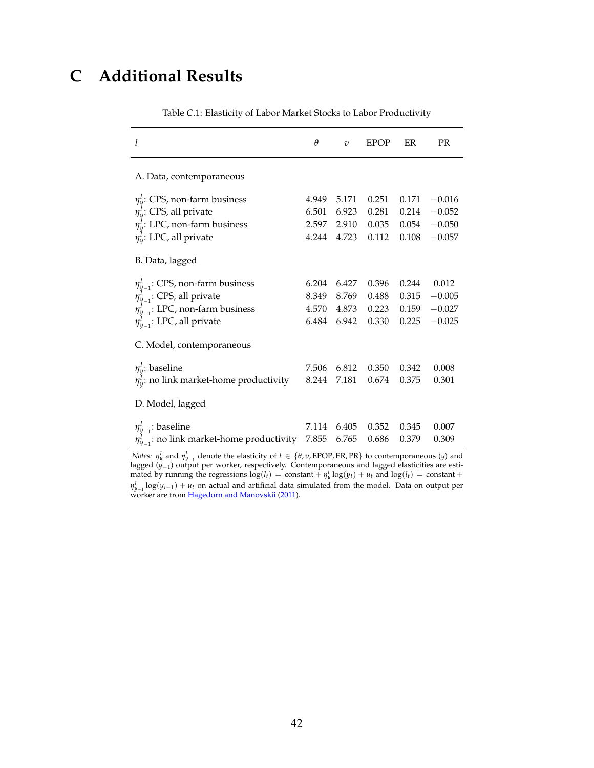# C Additional Results

Table C.1: Elasticity of Labor Market Stocks to Labor Productivity

| $l$ | $\theta$ | $v$ | EPOP | ER | PR |
|---|---|---|---|---|---|
| A. Data, contemporaneous | | | | | |
| $\eta^l_y$: CPS, non-farm business | 4.949 | 5.171 | 0.251 | 0.171 | −0.016 |
| $\eta^l_y$: CPS, all private | 6.501 | 6.923 | 0.281 | 0.214 | −0.052 |
| $\eta^l_y$: LPC, non-farm business | 2.597 | 2.910 | 0.035 | 0.054 | −0.050 |
| $\eta^l_y$: LPC, all private | 4.244 | 4.723 | 0.112 | 0.108 | −0.057 |
| B. Data, lagged | | | | | |
| $\eta^l_{y_{-1}}$: CPS, non-farm business | 6.204 | 6.427 | 0.396 | 0.244 | 0.012 |
| $\eta^l_{y_{-1}}$: CPS, all private | 8.349 | 8.769 | 0.488 | 0.315 | −0.005 |
| $\eta^l_{y_{-1}}$: LPC, non-farm business | 4.570 | 4.873 | 0.223 | 0.159 | −0.027 |
| $\eta^l_{y_{-1}}$: LPC, all private | 6.484 | 6.942 | 0.330 | 0.225 | −0.025 |
| C. Model, contemporaneous | | | | | |
| $\eta^l_y$: baseline | 7.506 | 6.812 | 0.350 | 0.342 | 0.008 |
| $\eta^l_y$: no link market-home productivity | 8.244 | 7.181 | 0.674 | 0.375 | 0.301 |
| D. Model, lagged | | | | | |
| $\eta^l_{y_{-1}}$: baseline | 7.114 | 6.405 | 0.352 | 0.345 | 0.007 |
| $\eta^l_{y_{-1}}$: no link market-home productivity | 7.855 | 6.765 | 0.686 | 0.379 | 0.309 |

*Notes:* $\eta^l_y$ and $\eta^l_{y_{-1}}$ denote the elasticity of $l \in \{\theta, v, \text{EPOP}, \text{ER}, \text{PR}\}$ to contemporaneous ($y$) and lagged ($y_{-1}$) output per worker, respectively. Contemporaneous and lagged elasticities are estimated by running the regressions $\log(l_t) = \text{constant} + \eta^l_y \log(y_t) + u_t$ and $\log(l_t) = \text{constant} + \eta^l_{y_{-1}} \log(y_{t-1}) + u_t$ on actual and artificial data simulated from the model. Data on output per worker are from Hagedorn and Manovskii (2011).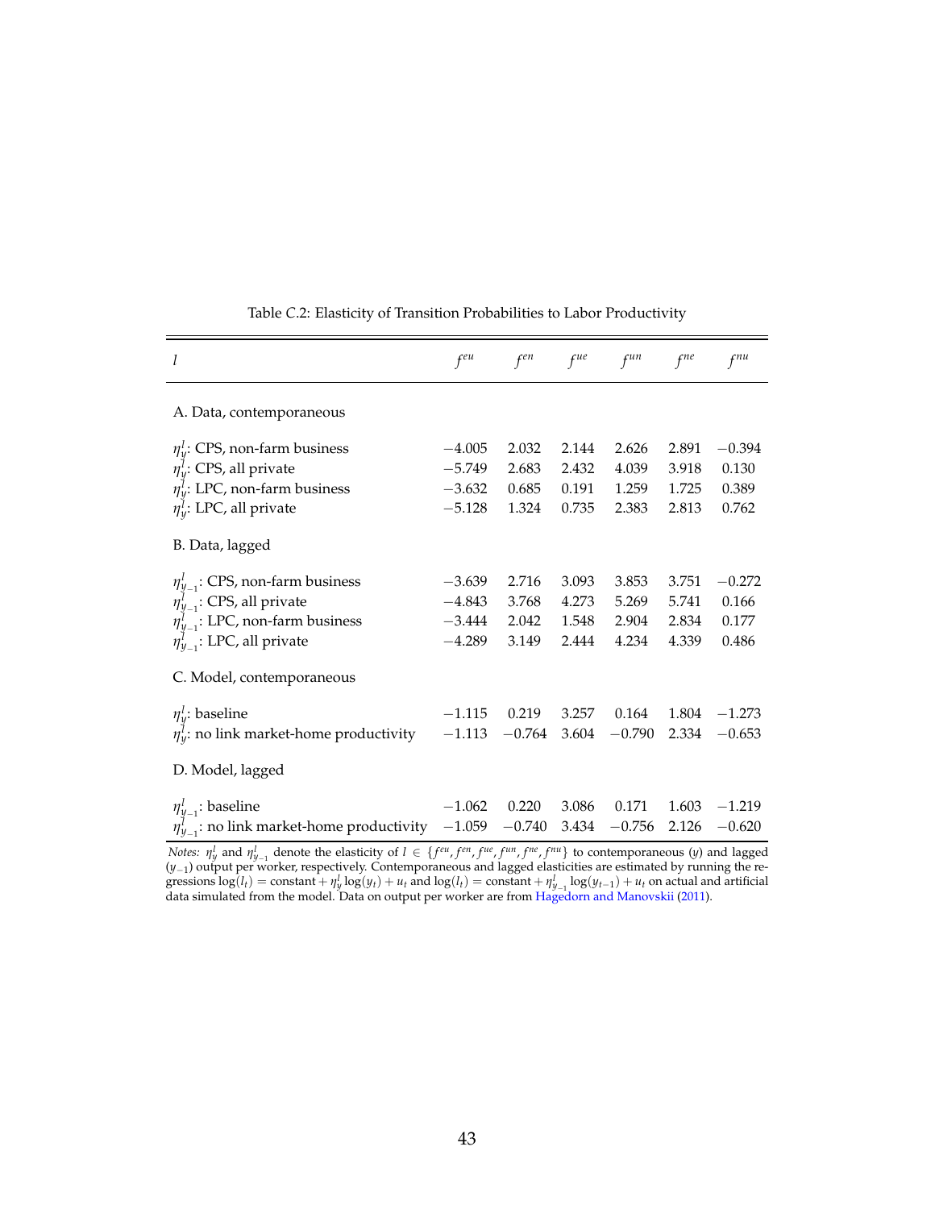Table C.2: Elasticity of Transition Probabilities to Labor Productivity

| $l$ | $f^{eu}$ | $f^{en}$ | $f^{ue}$ | $f^{un}$ | $f^{ne}$ | $f^{nu}$ |
|---|---|---|---|---|---|---|
| A. Data, contemporaneous | | | | | | |
| $\eta_y^l$: CPS, non-farm business | $-4.005$ | 2.032 | 2.144 | 2.626 | 2.891 | $-0.394$ |
| $\eta_y^l$: CPS, all private | $-5.749$ | 2.683 | 2.432 | 4.039 | 3.918 | 0.130 |
| $\eta_y^l$: LPC, non-farm business | $-3.632$ | 0.685 | 0.191 | 1.259 | 1.725 | 0.389 |
| $\eta_y^l$: LPC, all private | $-5.128$ | 1.324 | 0.735 | 2.383 | 2.813 | 0.762 |
| B. Data, lagged | | | | | | |
| $\eta_{y_{-1}}^l$: CPS, non-farm business | $-3.639$ | 2.716 | 3.093 | 3.853 | 3.751 | $-0.272$ |
| $\eta_{y_{-1}}^l$: CPS, all private | $-4.843$ | 3.768 | 4.273 | 5.269 | 5.741 | 0.166 |
| $\eta_{y_{-1}}^l$: LPC, non-farm business | $-3.444$ | 2.042 | 1.548 | 2.904 | 2.834 | 0.177 |
| $\eta_{y_{-1}}^l$: LPC, all private | $-4.289$ | 3.149 | 2.444 | 4.234 | 4.339 | 0.486 |
| C. Model, contemporaneous | | | | | | |
| $\eta_y^l$: baseline | $-1.115$ | 0.219 | 3.257 | 0.164 | 1.804 | $-1.273$ |
| $\eta_y^l$: no link market-home productivity | $-1.113$ | $-0.764$ | 3.604 | $-0.790$ | 2.334 | $-0.653$ |
| D. Model, lagged | | | | | | |
| $\eta_{y_{-1}}^l$: baseline | $-1.062$ | 0.220 | 3.086 | 0.171 | 1.603 | $-1.219$ |
| $\eta_{y_{-1}}^l$: no link market-home productivity | $-1.059$ | $-0.740$ | 3.434 | $-0.756$ | 2.126 | $-0.620$ |

*Notes:* $\eta_y^l$ and $\eta_{y_{-1}}^l$ denote the elasticity of $l \in \{f^{eu}, f^{en}, f^{ue}, f^{un}, f^{ne}, f^{nu}\}$ to contemporaneous ($y$) and lagged ($y_{-1}$) output per worker, respectively. Contemporaneous and lagged elasticities are estimated by running the regressions $\log(l_t) = \text{constant} + \eta_y^l \log(y_t) + u_t$ and $\log(l_t) = \text{constant} + \eta_{y_{-1}}^l \log(y_{t-1}) + u_t$ on actual and artificial data simulated from the model. Data on output per worker are from Hagedorn and Manovskii (2011).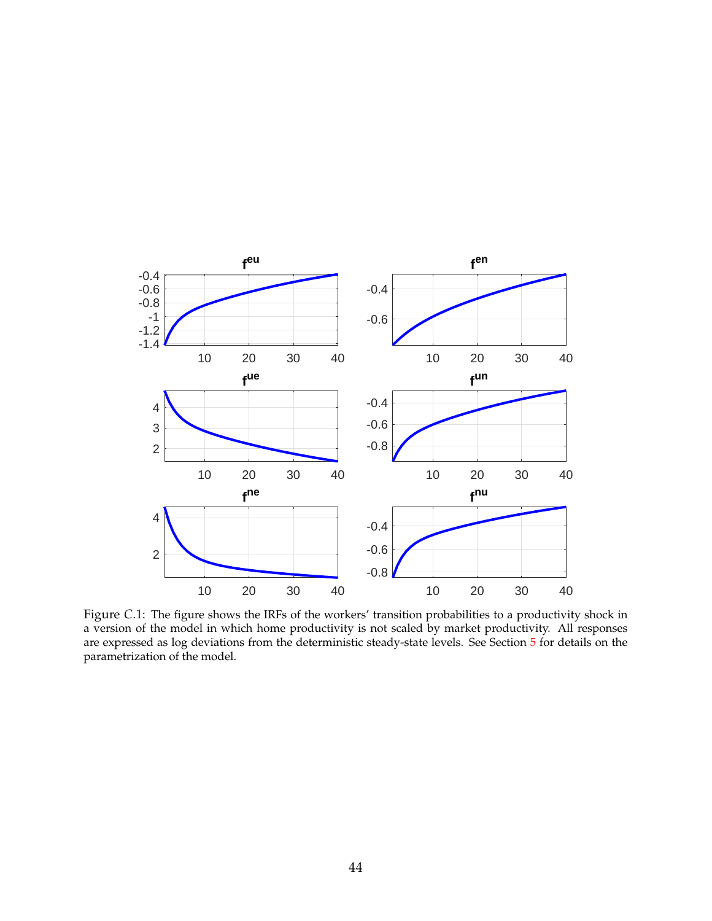Figure C.1: The figure shows the IRFs of the workers' transition probabilities to a productivity shock in a version of the model in which home productivity is not scaled by market productivity. All responses are expressed as log deviations from the deterministic steady-state levels. See Section 5 for details on the parametrization of the model.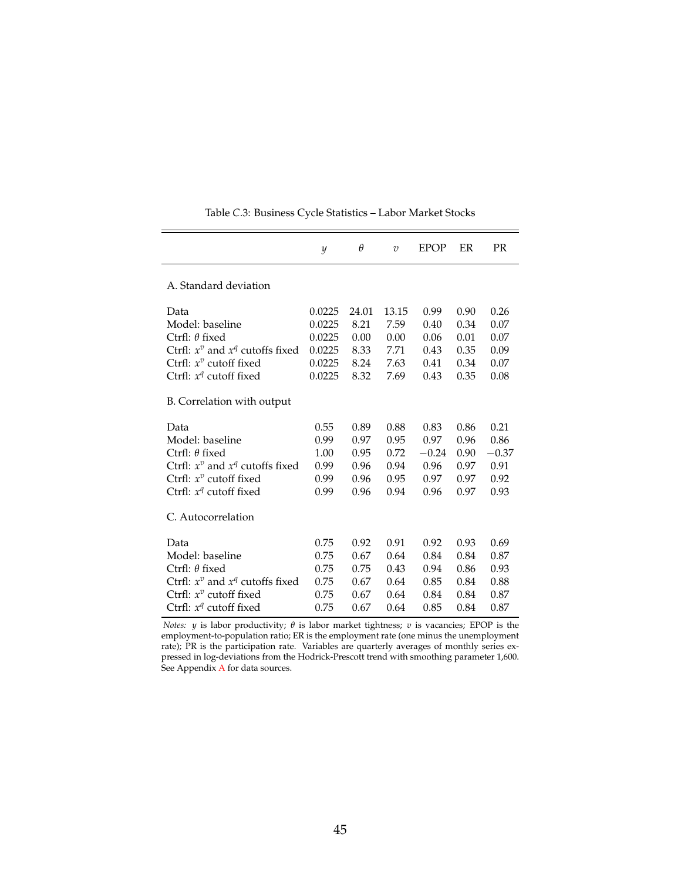Table C.3: Business Cycle Statistics – Labor Market Stocks

| | $y$ | $\theta$ | $v$ | EPOP | ER | PR |
|---|---|---|---|---|---|---|
| A. Standard deviation | | | | | | |
| Data | 0.0225 | 24.01 | 13.15 | 0.99 | 0.90 | 0.26 |
| Model: baseline | 0.0225 | 8.21 | 7.59 | 0.40 | 0.34 | 0.07 |
| Ctrfl: $\theta$ fixed | 0.0225 | 0.00 | 0.00 | 0.06 | 0.01 | 0.07 |
| Ctrfl: $x^v$ and $x^q$ cutoffs fixed | 0.0225 | 8.33 | 7.71 | 0.43 | 0.35 | 0.09 |
| Ctrfl: $x^v$ cutoff fixed | 0.0225 | 8.24 | 7.63 | 0.41 | 0.34 | 0.07 |
| Ctrfl: $x^q$ cutoff fixed | 0.0225 | 8.32 | 7.69 | 0.43 | 0.35 | 0.08 |
| B. Correlation with output | | | | | | |
| Data | 0.55 | 0.89 | 0.88 | 0.83 | 0.86 | 0.21 |
| Model: baseline | 0.99 | 0.97 | 0.95 | 0.97 | 0.96 | 0.86 |
| Ctrfl: $\theta$ fixed | 1.00 | 0.95 | 0.72 | $-0.24$ | 0.90 | $-0.37$ |
| Ctrfl: $x^v$ and $x^q$ cutoffs fixed | 0.99 | 0.96 | 0.94 | 0.96 | 0.97 | 0.91 |
| Ctrfl: $x^v$ cutoff fixed | 0.99 | 0.96 | 0.95 | 0.97 | 0.97 | 0.92 |
| Ctrfl: $x^q$ cutoff fixed | 0.99 | 0.96 | 0.94 | 0.96 | 0.97 | 0.93 |
| C. Autocorrelation | | | | | | |
| Data | 0.75 | 0.92 | 0.91 | 0.92 | 0.93 | 0.69 |
| Model: baseline | 0.75 | 0.67 | 0.64 | 0.84 | 0.84 | 0.87 |
| Ctrfl: $\theta$ fixed | 0.75 | 0.75 | 0.43 | 0.94 | 0.86 | 0.93 |
| Ctrfl: $x^v$ and $x^q$ cutoffs fixed | 0.75 | 0.67 | 0.64 | 0.85 | 0.84 | 0.88 |
| Ctrfl: $x^v$ cutoff fixed | 0.75 | 0.67 | 0.64 | 0.84 | 0.84 | 0.87 |
| Ctrfl: $x^q$ cutoff fixed | 0.75 | 0.67 | 0.64 | 0.85 | 0.84 | 0.87 |

*Notes:* $y$ is labor productivity; $\theta$ is labor market tightness; $v$ is vacancies; EPOP is the employment-to-population ratio; ER is the employment rate (one minus the unemployment rate); PR is the participation rate. Variables are quarterly averages of monthly series expressed in log-deviations from the Hodrick-Prescott trend with smoothing parameter 1,600. See Appendix A for data sources.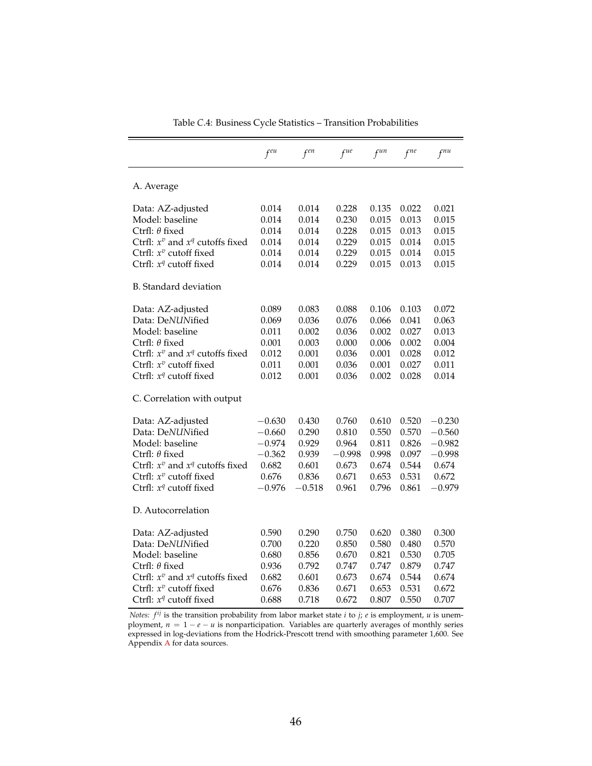Table C.4: Business Cycle Statistics – Transition Probabilities

| | $f^{eu}$ | $f^{en}$ | $f^{ue}$ | $f^{un}$ | $f^{ne}$ | $f^{nu}$ |
|---|---|---|---|---|---|---|
| A. Average | | | | | | |
| Data: AZ-adjusted | 0.014 | 0.014 | 0.228 | 0.135 | 0.022 | 0.021 |
| Model: baseline | 0.014 | 0.014 | 0.230 | 0.015 | 0.013 | 0.015 |
| Ctrfl: $\theta$ fixed | 0.014 | 0.014 | 0.228 | 0.015 | 0.013 | 0.015 |
| Ctrfl: $x^v$ and $x^q$ cutoffs fixed | 0.014 | 0.014 | 0.229 | 0.015 | 0.014 | 0.015 |
| Ctrfl: $x^v$ cutoff fixed | 0.014 | 0.014 | 0.229 | 0.015 | 0.014 | 0.015 |
| Ctrfl: $x^q$ cutoff fixed | 0.014 | 0.014 | 0.229 | 0.015 | 0.013 | 0.015 |
| B. Standard deviation | | | | | | |
| Data: AZ-adjusted | 0.089 | 0.083 | 0.088 | 0.106 | 0.103 | 0.072 |
| Data: De*NUN*ified | 0.069 | 0.036 | 0.076 | 0.066 | 0.041 | 0.063 |
| Model: baseline | 0.011 | 0.002 | 0.036 | 0.002 | 0.027 | 0.013 |
| Ctrfl: $\theta$ fixed | 0.001 | 0.003 | 0.000 | 0.006 | 0.002 | 0.004 |
| Ctrfl: $x^v$ and $x^q$ cutoffs fixed | 0.012 | 0.001 | 0.036 | 0.001 | 0.028 | 0.012 |
| Ctrfl: $x^v$ cutoff fixed | 0.011 | 0.001 | 0.036 | 0.001 | 0.027 | 0.011 |
| Ctrfl: $x^q$ cutoff fixed | 0.012 | 0.001 | 0.036 | 0.002 | 0.028 | 0.014 |
| C. Correlation with output | | | | | | |
| Data: AZ-adjusted | −0.630 | 0.430 | 0.760 | 0.610 | 0.520 | −0.230 |
| Data: De*NUN*ified | −0.660 | 0.290 | 0.810 | 0.550 | 0.570 | −0.560 |
| Model: baseline | −0.974 | 0.929 | 0.964 | 0.811 | 0.826 | −0.982 |
| Ctrfl: $\theta$ fixed | −0.362 | 0.939 | −0.998 | 0.998 | 0.097 | −0.998 |
| Ctrfl: $x^v$ and $x^q$ cutoffs fixed | 0.682 | 0.601 | 0.673 | 0.674 | 0.544 | 0.674 |
| Ctrfl: $x^v$ cutoff fixed | 0.676 | 0.836 | 0.671 | 0.653 | 0.531 | 0.672 |
| Ctrfl: $x^q$ cutoff fixed | −0.976 | −0.518 | 0.961 | 0.796 | 0.861 | −0.979 |
| D. Autocorrelation | | | | | | |
| Data: AZ-adjusted | 0.590 | 0.290 | 0.750 | 0.620 | 0.380 | 0.300 |
| Data: De*NUN*ified | 0.700 | 0.220 | 0.850 | 0.580 | 0.480 | 0.570 |
| Model: baseline | 0.680 | 0.856 | 0.670 | 0.821 | 0.530 | 0.705 |
| Ctrfl: $\theta$ fixed | 0.936 | 0.792 | 0.747 | 0.747 | 0.879 | 0.747 |
| Ctrfl: $x^v$ and $x^q$ cutoffs fixed | 0.682 | 0.601 | 0.673 | 0.674 | 0.544 | 0.674 |
| Ctrfl: $x^v$ cutoff fixed | 0.676 | 0.836 | 0.671 | 0.653 | 0.531 | 0.672 |
| Ctrfl: $x^q$ cutoff fixed | 0.688 | 0.718 | 0.672 | 0.807 | 0.550 | 0.707 |

*Notes:* $f^{ij}$ is the transition probability from labor market state $i$ to $j$; $e$ is employment, $u$ is unemployment, $n = 1 - e - u$ is nonparticipation. Variables are quarterly averages of monthly series expressed in log-deviations from the Hodrick-Prescott trend with smoothing parameter 1,600. See Appendix A for data sources.